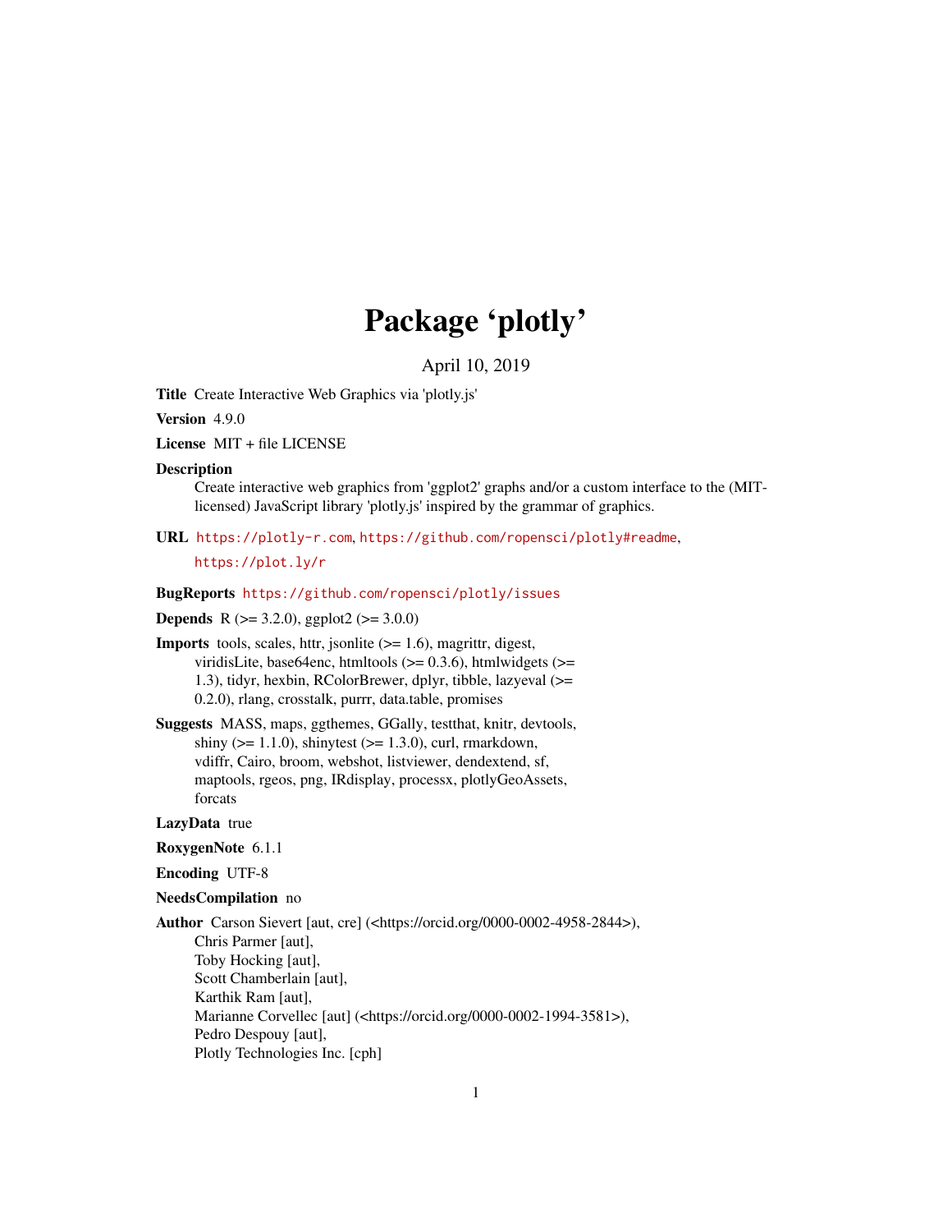# Package 'plotly'

April 10, 2019

**Title** Create Interactive Web Graphics via 'plotly.js'

**Version** 4.9.0

**License** MIT + file LICENSE

**Description**
Create interactive web graphics from 'ggplot2' graphs and/or a custom interface to the (MIT-licensed) JavaScript library 'plotly.js' inspired by the grammar of graphics.

**URL** https://plotly-r.com, https://github.com/ropensci/plotly#readme, https://plot.ly/r

**BugReports** https://github.com/ropensci/plotly/issues

**Depends** R (>= 3.2.0), ggplot2 (>= 3.0.0)

**Imports** tools, scales, httr, jsonlite (>= 1.6), magrittr, digest, viridisLite, base64enc, htmltools (>= 0.3.6), htmlwidgets (>= 1.3), tidyr, hexbin, RColorBrewer, dplyr, tibble, lazyeval (>= 0.2.0), rlang, crosstalk, purrr, data.table, promises

**Suggests** MASS, maps, ggthemes, GGally, testthat, knitr, devtools, shiny (>= 1.1.0), shinytest (>= 1.3.0), curl, rmarkdown, vdiffr, Cairo, broom, webshot, listviewer, dendextend, sf, maptools, rgeos, png, IRdisplay, processx, plotlyGeoAssets, forcats

**LazyData** true

**RoxygenNote** 6.1.1

**Encoding** UTF-8

**NeedsCompilation** no

**Author** Carson Sievert [aut, cre] (<https://orcid.org/0000-0002-4958-2844>),
Chris Parmer [aut],
Toby Hocking [aut],
Scott Chamberlain [aut],
Karthik Ram [aut],
Marianne Corvellec [aut] (<https://orcid.org/0000-0002-1994-3581>),
Pedro Despouy [aut],
Plotly Technologies Inc. [cph]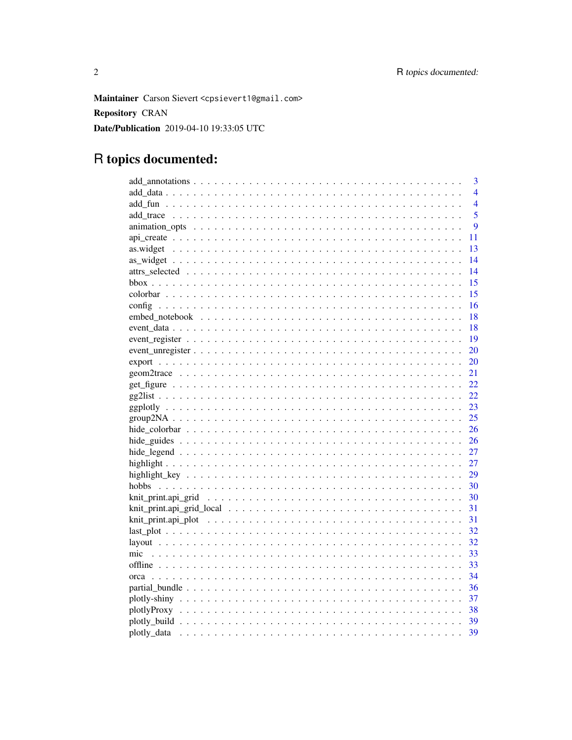**Maintainer** Carson Sievert <cpsievert1@gmail.com>

**Repository** CRAN

**Date/Publication** 2019-04-10 19:33:05 UTC

# R topics documented:

| | |
|---|---|
| add_annotations | 3 |
| add_data | 4 |
| add_fun | 4 |
| add_trace | 5 |
| animation_opts | 9 |
| api_create | 11 |
| as.widget | 13 |
| as_widget | 14 |
| attrs_selected | 14 |
| bbox | 15 |
| colorbar | 15 |
| config | 16 |
| embed_notebook | 18 |
| event_data | 18 |
| event_register | 19 |
| event_unregister | 20 |
| export | 20 |
| geom2trace | 21 |
| get_figure | 22 |
| gg2list | 22 |
| ggplotly | 23 |
| group2NA | 25 |
| hide_colorbar | 26 |
| hide_guides | 26 |
| hide_legend | 27 |
| highlight | 27 |
| highlight_key | 29 |
| hobbs | 30 |
| knit_print.api_grid | 30 |
| knit_print.api_grid_local | 31 |
| knit_print.api_plot | 31 |
| last_plot | 32 |
| layout | 32 |
| mic | 33 |
| offline | 33 |
| orca | 34 |
| partial_bundle | 36 |
| plotly-shiny | 37 |
| plotlyProxy | 38 |
| plotly_build | 39 |
| plotly_data | 39 |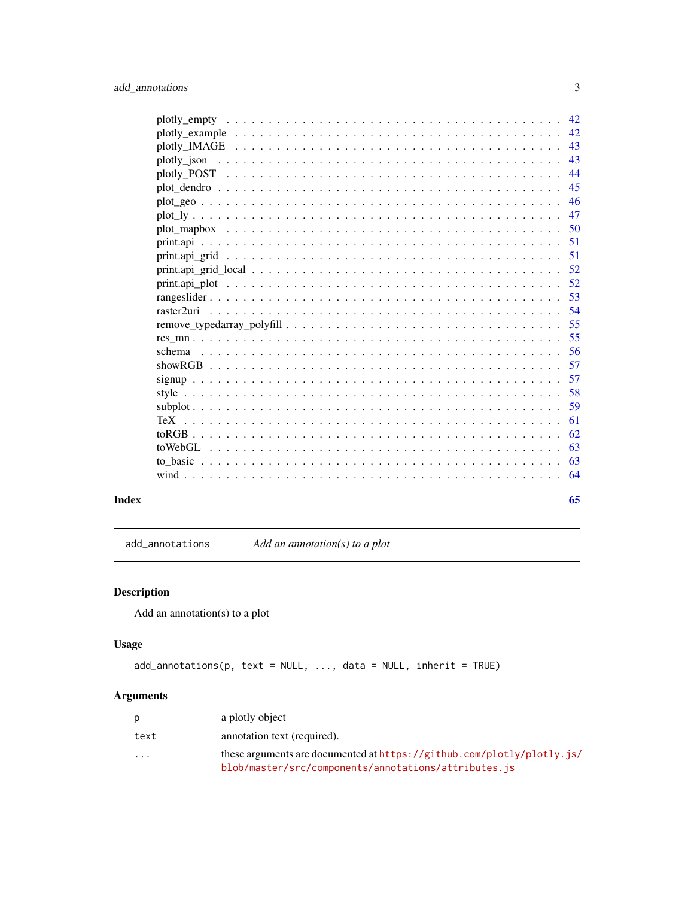plotly_empty . . . . . . . . . . . . . . . . . . . . . . . . . . . . . . . . . . . . . 42
plotly_example . . . . . . . . . . . . . . . . . . . . . . . . . . . . . . . . . . . . 42
plotly_IMAGE . . . . . . . . . . . . . . . . . . . . . . . . . . . . . . . . . . . . . 43
plotly_json . . . . . . . . . . . . . . . . . . . . . . . . . . . . . . . . . . . . . . 43
plotly_POST . . . . . . . . . . . . . . . . . . . . . . . . . . . . . . . . . . . . . . 44
plot_dendro . . . . . . . . . . . . . . . . . . . . . . . . . . . . . . . . . . . . . . 45
plot_geo . . . . . . . . . . . . . . . . . . . . . . . . . . . . . . . . . . . . . . . . 46
plot_ly . . . . . . . . . . . . . . . . . . . . . . . . . . . . . . . . . . . . . . . . . 47
plot_mapbox . . . . . . . . . . . . . . . . . . . . . . . . . . . . . . . . . . . . . . 50
print.api . . . . . . . . . . . . . . . . . . . . . . . . . . . . . . . . . . . . . . . . 51
print.api_grid . . . . . . . . . . . . . . . . . . . . . . . . . . . . . . . . . . . . . 51
print.api_grid_local . . . . . . . . . . . . . . . . . . . . . . . . . . . . . . . . . . 52
print.api_plot . . . . . . . . . . . . . . . . . . . . . . . . . . . . . . . . . . . . . 52
rangeslider . . . . . . . . . . . . . . . . . . . . . . . . . . . . . . . . . . . . . . . 53
raster2uri . . . . . . . . . . . . . . . . . . . . . . . . . . . . . . . . . . . . . . . . 54
remove_typedarray_polyfill . . . . . . . . . . . . . . . . . . . . . . . . . . . . . . . 55
res_mn . . . . . . . . . . . . . . . . . . . . . . . . . . . . . . . . . . . . . . . . . . 55
schema . . . . . . . . . . . . . . . . . . . . . . . . . . . . . . . . . . . . . . . . . . 56
showRGB . . . . . . . . . . . . . . . . . . . . . . . . . . . . . . . . . . . . . . . . . 57
signup . . . . . . . . . . . . . . . . . . . . . . . . . . . . . . . . . . . . . . . . . . 57
style . . . . . . . . . . . . . . . . . . . . . . . . . . . . . . . . . . . . . . . . . . . 58
subplot . . . . . . . . . . . . . . . . . . . . . . . . . . . . . . . . . . . . . . . . . . 59
TeX . . . . . . . . . . . . . . . . . . . . . . . . . . . . . . . . . . . . . . . . . . . . 61
toRGB . . . . . . . . . . . . . . . . . . . . . . . . . . . . . . . . . . . . . . . . . . . 62
toWebGL . . . . . . . . . . . . . . . . . . . . . . . . . . . . . . . . . . . . . . . . . . 63
to_basic . . . . . . . . . . . . . . . . . . . . . . . . . . . . . . . . . . . . . . . . . . 63
wind . . . . . . . . . . . . . . . . . . . . . . . . . . . . . . . . . . . . . . . . . . . . 64

**Index** **65**

---

`add_annotations` *Add an annotation(s) to a plot*

---

### Description

Add an annotation(s) to a plot

### Usage

```
add_annotations(p, text = NULL, ..., data = NULL, inherit = TRUE)
```

### Arguments

| | |
|---|---|
| `p` | a plotly object |
| `text` | annotation text (required). |
| `...` | these arguments are documented at `https://github.com/plotly/plotly.js/blob/master/src/components/annotations/attributes.js` |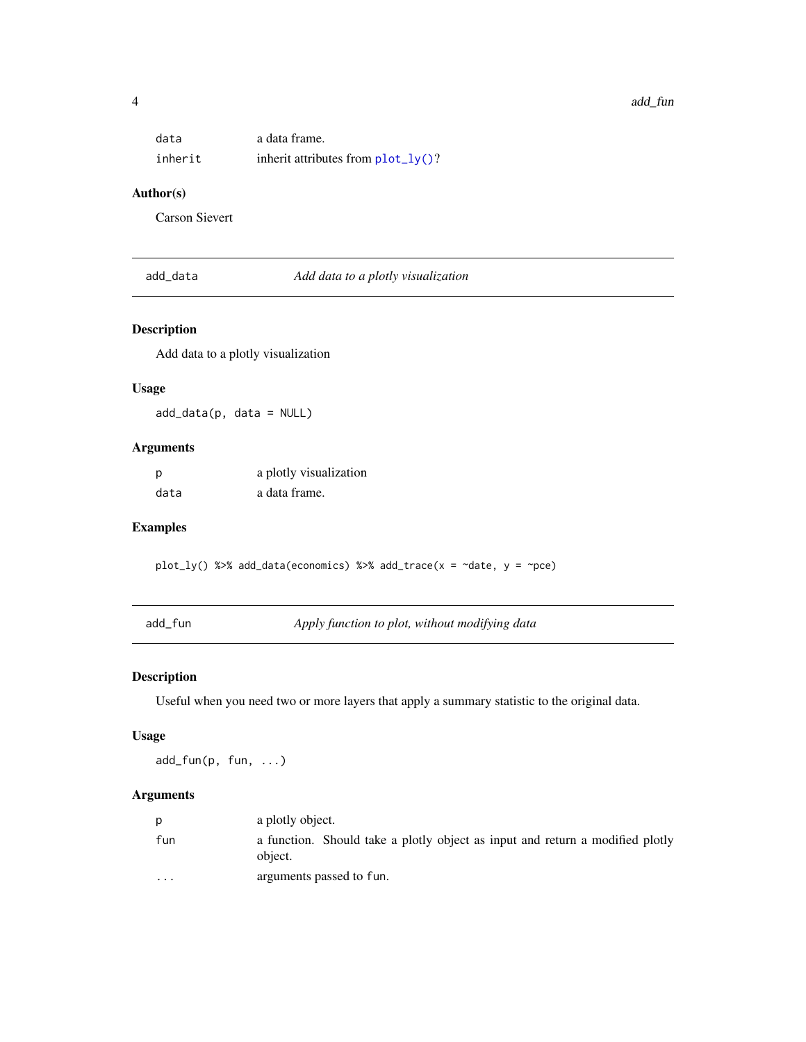| | |
|---|---|
| `data` | a data frame. |
| `inherit` | inherit attributes from `plot_ly()`? |

## Author(s)

Carson Sievert

---

# add_data — *Add data to a plotly visualization*

## Description

Add data to a plotly visualization

## Usage

```
add_data(p, data = NULL)
```

## Arguments

| | |
|---|---|
| `p` | a plotly visualization |
| `data` | a data frame. |

## Examples

```
plot_ly() %>% add_data(economics) %>% add_trace(x = ~date, y = ~pce)
```

---

# add_fun — *Apply function to plot, without modifying data*

## Description

Useful when you need two or more layers that apply a summary statistic to the original data.

## Usage

```
add_fun(p, fun, ...)
```

## Arguments

| | |
|---|---|
| `p` | a plotly object. |
| `fun` | a function. Should take a plotly object as input and return a modified plotly object. |
| `...` | arguments passed to `fun`. |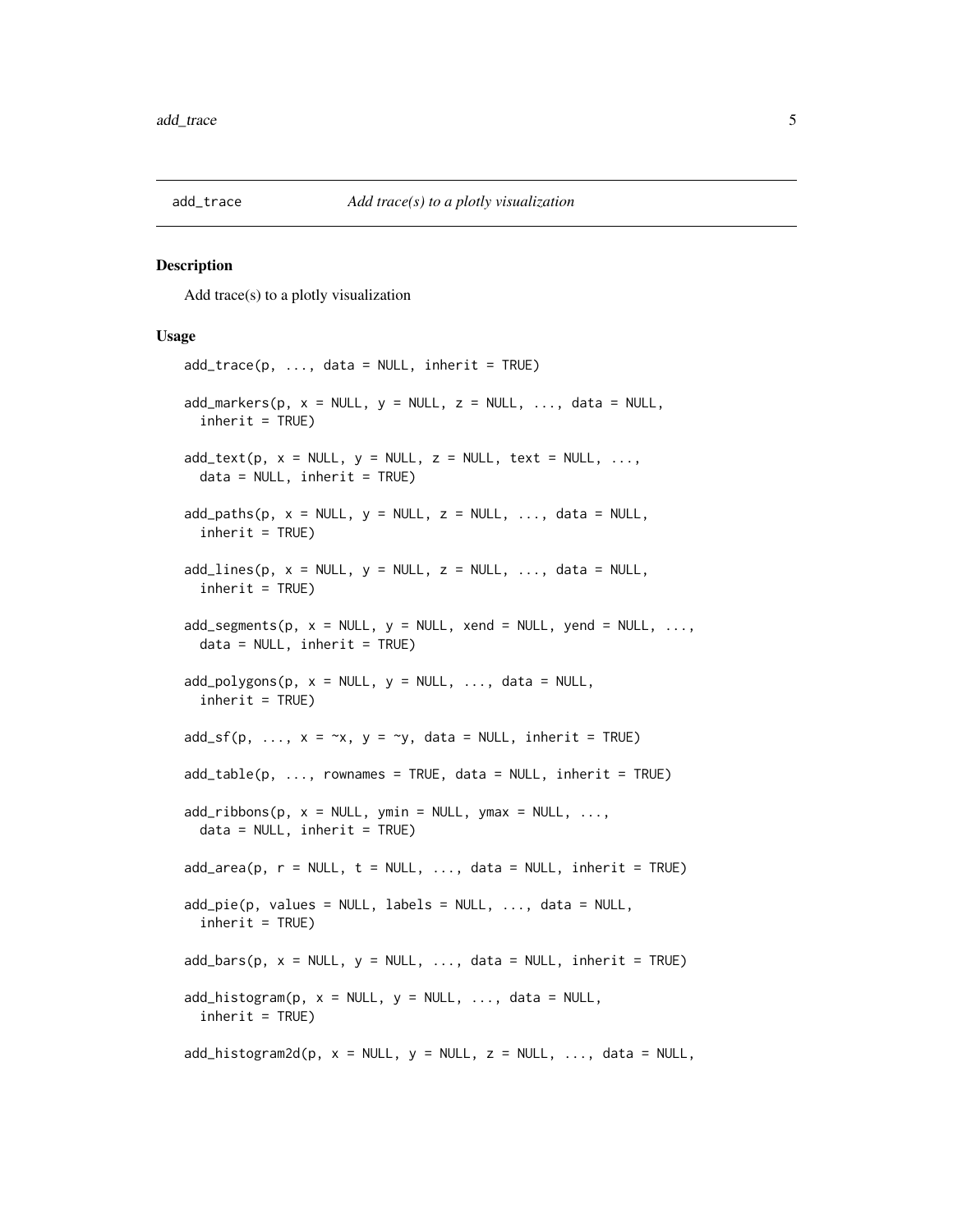## add_trace — *Add trace(s) to a plotly visualization*

### Description

Add trace(s) to a plotly visualization

### Usage

```
add_trace(p, ..., data = NULL, inherit = TRUE)

add_markers(p, x = NULL, y = NULL, z = NULL, ..., data = NULL,
  inherit = TRUE)

add_text(p, x = NULL, y = NULL, z = NULL, text = NULL, ...,
  data = NULL, inherit = TRUE)

add_paths(p, x = NULL, y = NULL, z = NULL, ..., data = NULL,
  inherit = TRUE)

add_lines(p, x = NULL, y = NULL, z = NULL, ..., data = NULL,
  inherit = TRUE)

add_segments(p, x = NULL, y = NULL, xend = NULL, yend = NULL, ...,
  data = NULL, inherit = TRUE)

add_polygons(p, x = NULL, y = NULL, ..., data = NULL,
  inherit = TRUE)

add_sf(p, ..., x = ~x, y = ~y, data = NULL, inherit = TRUE)

add_table(p, ..., rownames = TRUE, data = NULL, inherit = TRUE)

add_ribbons(p, x = NULL, ymin = NULL, ymax = NULL, ...,
  data = NULL, inherit = TRUE)

add_area(p, r = NULL, t = NULL, ..., data = NULL, inherit = TRUE)

add_pie(p, values = NULL, labels = NULL, ..., data = NULL,
  inherit = TRUE)

add_bars(p, x = NULL, y = NULL, ..., data = NULL, inherit = TRUE)

add_histogram(p, x = NULL, y = NULL, ..., data = NULL,
  inherit = TRUE)

add_histogram2d(p, x = NULL, y = NULL, z = NULL, ..., data = NULL,
```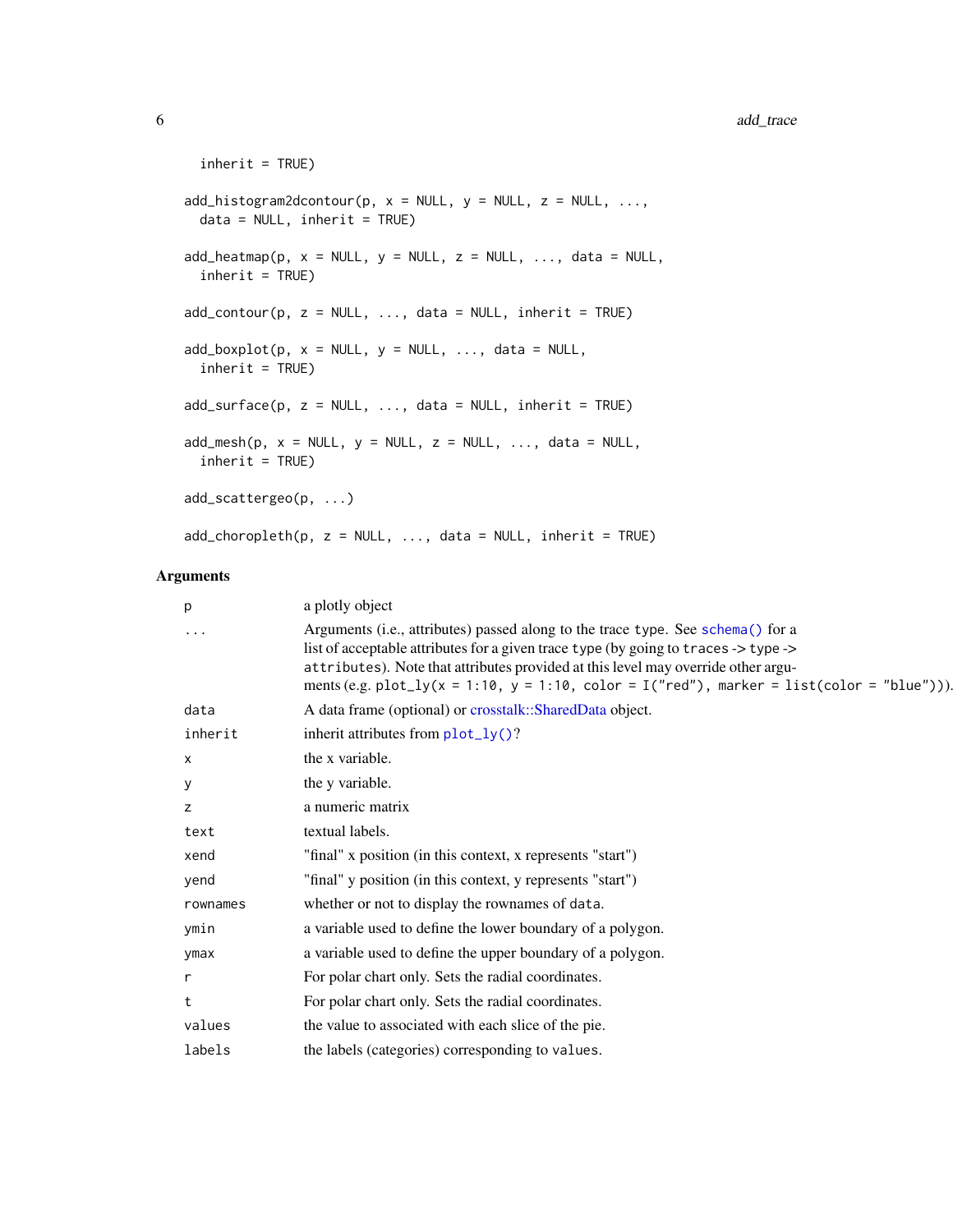```
  inherit = TRUE)

add_histogram2dcontour(p, x = NULL, y = NULL, z = NULL, ...,
  data = NULL, inherit = TRUE)

add_heatmap(p, x = NULL, y = NULL, z = NULL, ..., data = NULL,
  inherit = TRUE)

add_contour(p, z = NULL, ..., data = NULL, inherit = TRUE)

add_boxplot(p, x = NULL, y = NULL, ..., data = NULL,
  inherit = TRUE)

add_surface(p, z = NULL, ..., data = NULL, inherit = TRUE)

add_mesh(p, x = NULL, y = NULL, z = NULL, ..., data = NULL,
  inherit = TRUE)

add_scattergeo(p, ...)

add_choropleth(p, z = NULL, ..., data = NULL, inherit = TRUE)
```

## Arguments

| | |
|---|---|
| `p` | a plotly object |
| `...` | Arguments (i.e., attributes) passed along to the trace type. See `schema()` for a list of acceptable attributes for a given trace type (by going to `traces` -> `type` -> `attributes`). Note that attributes provided at this level may override other arguments (e.g. `plot_ly(x = 1:10, y = 1:10, color = I("red"), marker = list(color = "blue"))`). |
| `data` | A data frame (optional) or crosstalk::SharedData object. |
| `inherit` | inherit attributes from `plot_ly()`? |
| `x` | the x variable. |
| `y` | the y variable. |
| `z` | a numeric matrix |
| `text` | textual labels. |
| `xend` | "final" x position (in this context, x represents "start") |
| `yend` | "final" y position (in this context, y represents "start") |
| `rownames` | whether or not to display the rownames of `data`. |
| `ymin` | a variable used to define the lower boundary of a polygon. |
| `ymax` | a variable used to define the upper boundary of a polygon. |
| `r` | For polar chart only. Sets the radial coordinates. |
| `t` | For polar chart only. Sets the radial coordinates. |
| `values` | the value to associated with each slice of the pie. |
| `labels` | the labels (categories) corresponding to `values`. |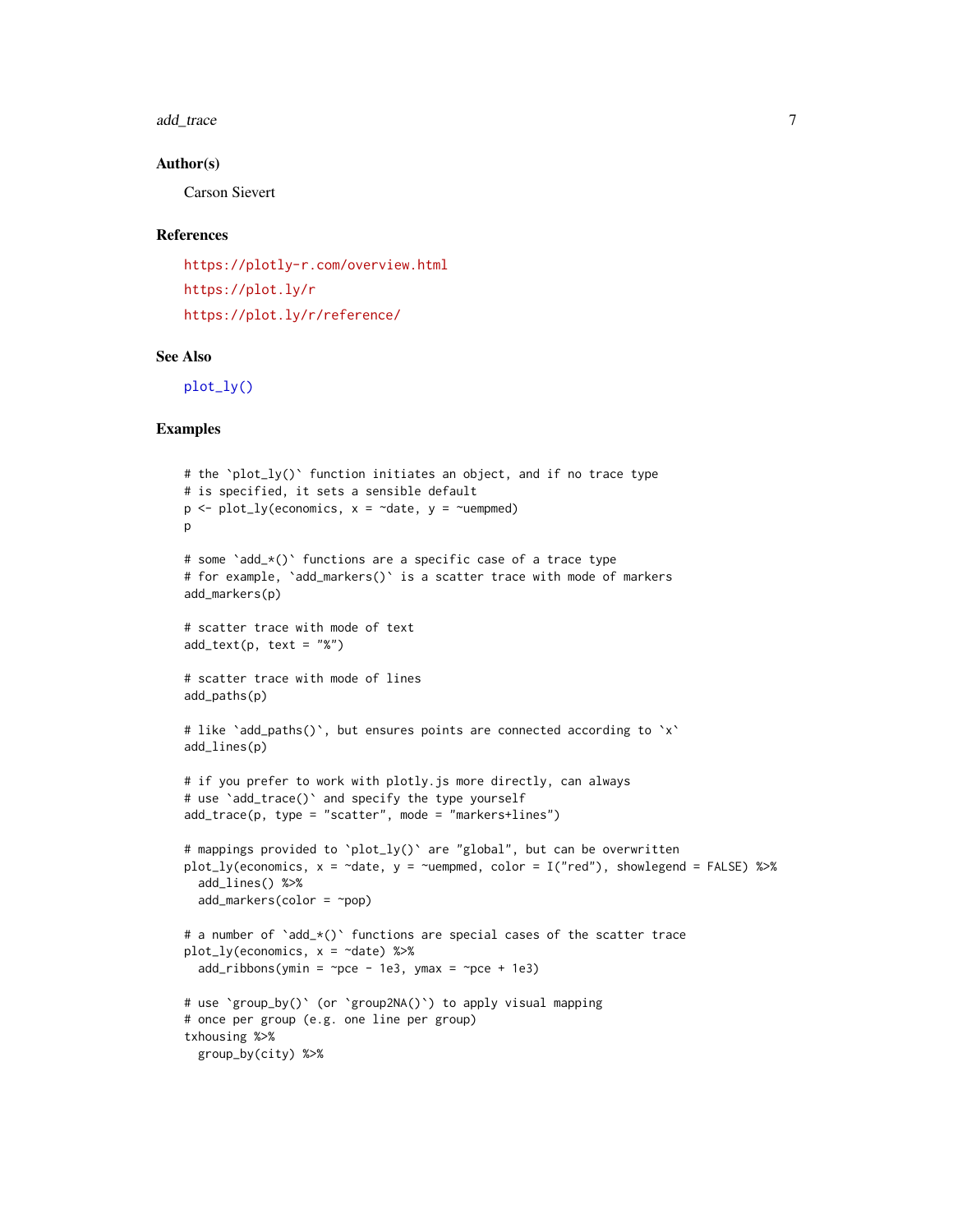### Author(s)

Carson Sievert

### References

https://plotly-r.com/overview.html

https://plot.ly/r

https://plot.ly/r/reference/

### See Also

plot_ly()

### Examples

```
# the `plot_ly()` function initiates an object, and if no trace type
# is specified, it sets a sensible default
p <- plot_ly(economics, x = ~date, y = ~uempmed)
p

# some `add_*()` functions are a specific case of a trace type
# for example, `add_markers()` is a scatter trace with mode of markers
add_markers(p)

# scatter trace with mode of text
add_text(p, text = "%")

# scatter trace with mode of lines
add_paths(p)

# like `add_paths()`, but ensures points are connected according to `x`
add_lines(p)

# if you prefer to work with plotly.js more directly, can always
# use `add_trace()` and specify the type yourself
add_trace(p, type = "scatter", mode = "markers+lines")

# mappings provided to `plot_ly()` are "global", but can be overwritten
plot_ly(economics, x = ~date, y = ~uempmed, color = I("red"), showlegend = FALSE) %>%
  add_lines() %>%
  add_markers(color = ~pop)

# a number of `add_*()` functions are special cases of the scatter trace
plot_ly(economics, x = ~date) %>%
  add_ribbons(ymin = ~pce - 1e3, ymax = ~pce + 1e3)

# use `group_by()` (or `group2NA()`) to apply visual mapping
# once per group (e.g. one line per group)
txhousing %>%
  group_by(city) %>%
```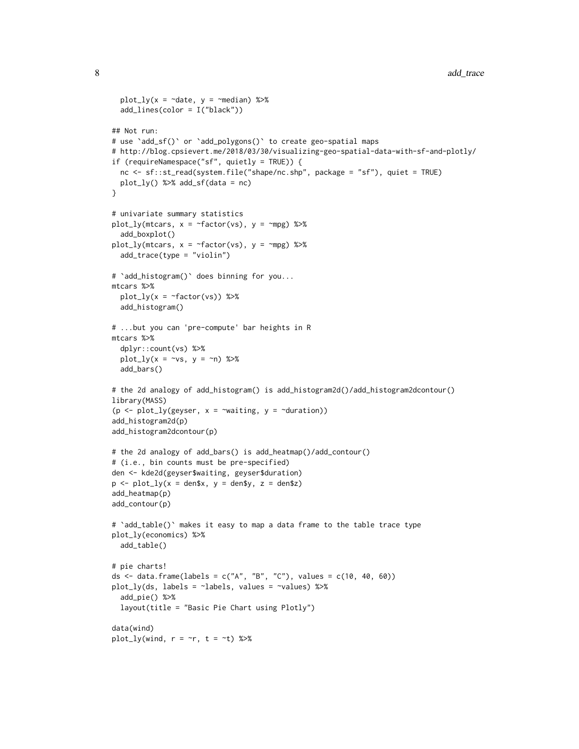```
  plot_ly(x = ~date, y = ~median) %>%
  add_lines(color = I("black"))

## Not run:
# use `add_sf()` or `add_polygons()` to create geo-spatial maps
# http://blog.cpsievert.me/2018/03/30/visualizing-geo-spatial-data-with-sf-and-plotly/
if (requireNamespace("sf", quietly = TRUE)) {
  nc <- sf::st_read(system.file("shape/nc.shp", package = "sf"), quiet = TRUE)
  plot_ly() %>% add_sf(data = nc)
}

# univariate summary statistics
plot_ly(mtcars, x = ~factor(vs), y = ~mpg) %>%
  add_boxplot()
plot_ly(mtcars, x = ~factor(vs), y = ~mpg) %>%
  add_trace(type = "violin")

# `add_histogram()` does binning for you...
mtcars %>%
  plot_ly(x = ~factor(vs)) %>%
  add_histogram()

# ...but you can 'pre-compute' bar heights in R
mtcars %>%
  dplyr::count(vs) %>%
  plot_ly(x = ~vs, y = ~n) %>%
  add_bars()

# the 2d analogy of add_histogram() is add_histogram2d()/add_histogram2dcontour()
library(MASS)
(p <- plot_ly(geyser, x = ~waiting, y = ~duration))
add_histogram2d(p)
add_histogram2dcontour(p)

# the 2d analogy of add_bars() is add_heatmap()/add_contour()
# (i.e., bin counts must be pre-specified)
den <- kde2d(geyser$waiting, geyser$duration)
p <- plot_ly(x = den$x, y = den$y, z = den$z)
add_heatmap(p)
add_contour(p)

# `add_table()` makes it easy to map a data frame to the table trace type
plot_ly(economics) %>%
  add_table()

# pie charts!
ds <- data.frame(labels = c("A", "B", "C"), values = c(10, 40, 60))
plot_ly(ds, labels = ~labels, values = ~values) %>%
  add_pie() %>%
  layout(title = "Basic Pie Chart using Plotly")

data(wind)
plot_ly(wind, r = ~r, t = ~t) %>%
```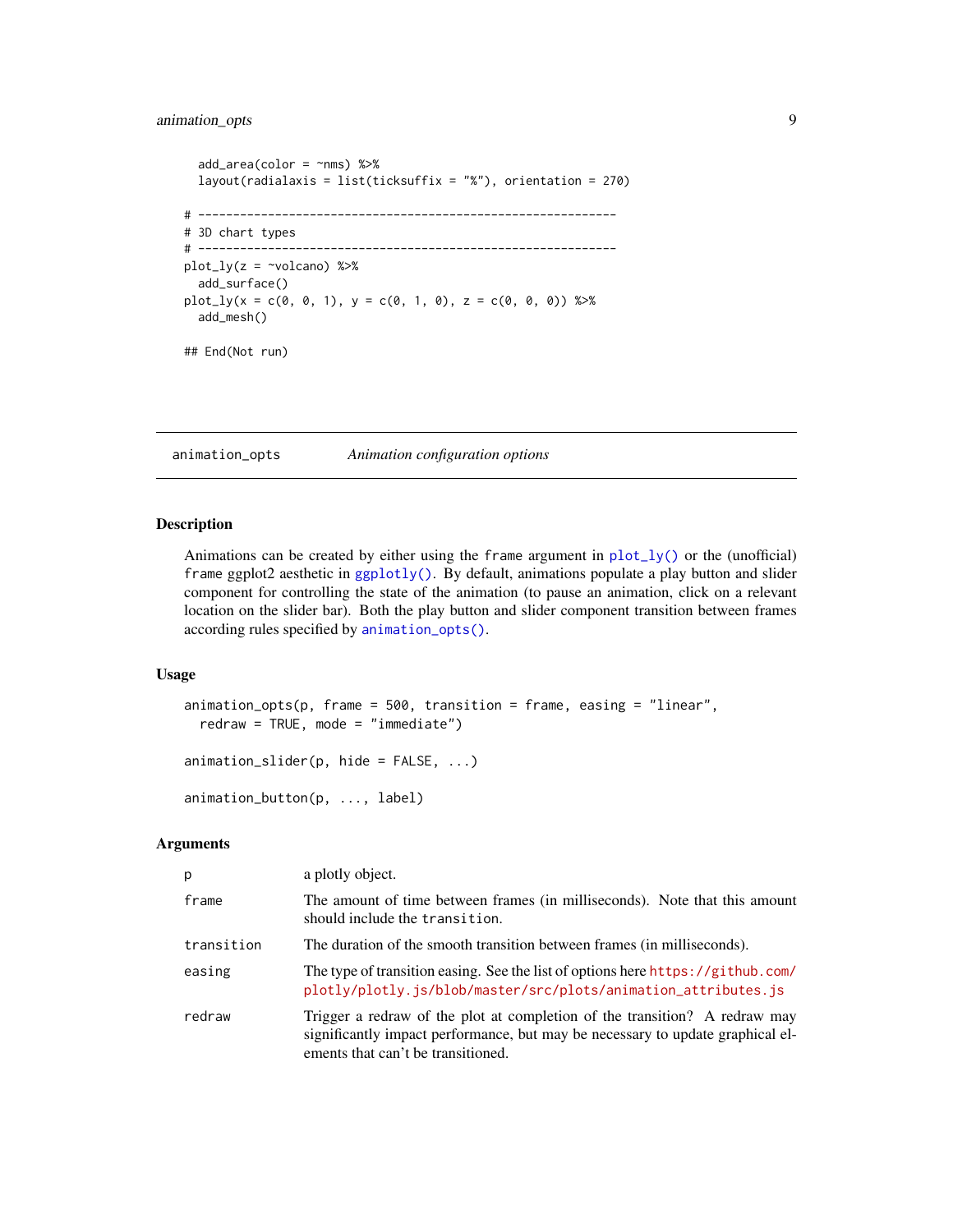```
  add_area(color = ~nms) %>%
  layout(radialaxis = list(ticksuffix = "%"), orientation = 270)

# ------------------------------------------------------------
# 3D chart types
# ------------------------------------------------------------
plot_ly(z = ~volcano) %>%
  add_surface()
plot_ly(x = c(0, 0, 1), y = c(0, 1, 0), z = c(0, 0, 0)) %>%
  add_mesh()

## End(Not run)
```

---

`animation_opts` *Animation configuration options*

---

## Description

Animations can be created by either using the `frame` argument in `plot_ly()` or the (unofficial) `frame` ggplot2 aesthetic in `ggplotly()`. By default, animations populate a play button and slider component for controlling the state of the animation (to pause an animation, click on a relevant location on the slider bar). Both the play button and slider component transition between frames according rules specified by `animation_opts()`.

## Usage

```
animation_opts(p, frame = 500, transition = frame, easing = "linear",
  redraw = TRUE, mode = "immediate")

animation_slider(p, hide = FALSE, ...)

animation_button(p, ..., label)
```

## Arguments

| | |
|---|---|
| `p` | a plotly object. |
| `frame` | The amount of time between frames (in milliseconds). Note that this amount should include the `transition`. |
| `transition` | The duration of the smooth transition between frames (in milliseconds). |
| `easing` | The type of transition easing. See the list of options here https://github.com/plotly/plotly.js/blob/master/src/plots/animation_attributes.js |
| `redraw` | Trigger a redraw of the plot at completion of the transition? A redraw may significantly impact performance, but may be necessary to update graphical elements that can't be transitioned. |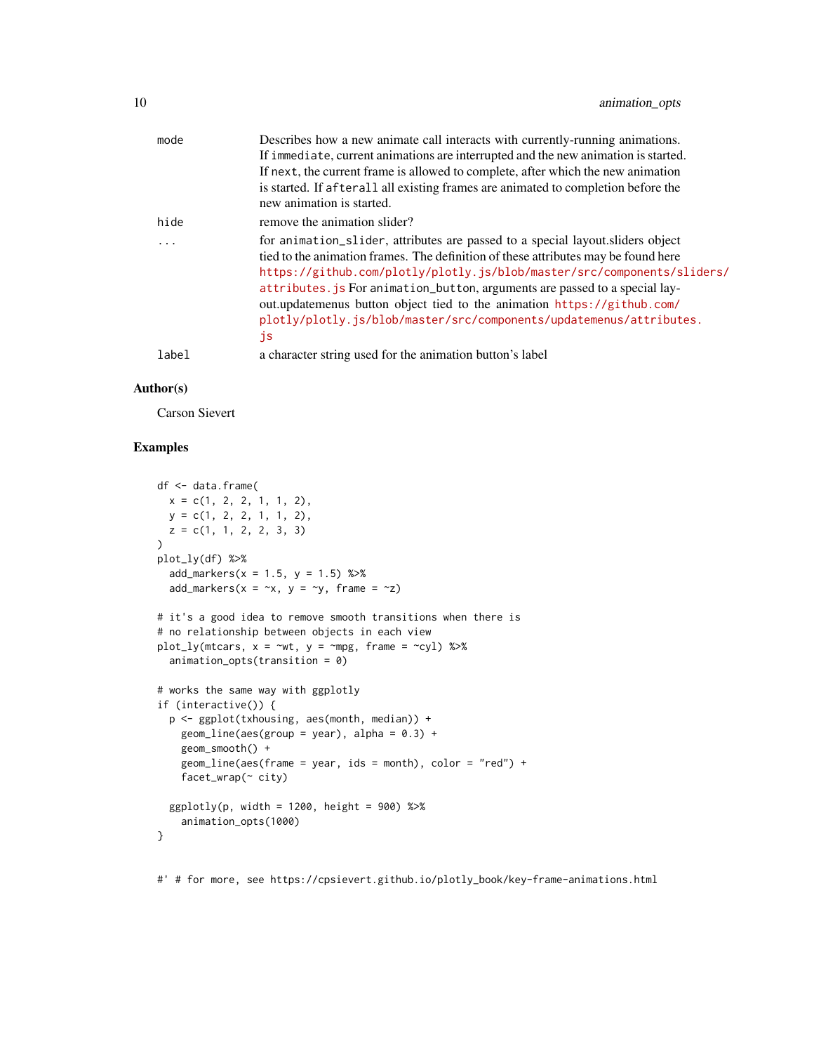| | |
|---|---|
| mode | Describes how a new animate call interacts with currently-running animations. If `immediate`, current animations are interrupted and the new animation is started. If `next`, the current frame is allowed to complete, after which the new animation is started. If `afterall` all existing frames are animated to completion before the new animation is started. |
| hide | remove the animation slider? |
| ... | for `animation_slider`, attributes are passed to a special layout.sliders object tied to the animation frames. The definition of these attributes may be found here https://github.com/plotly/plotly.js/blob/master/src/components/sliders/attributes.js For `animation_button`, arguments are passed to a special layout.updatemenus button object tied to the animation https://github.com/plotly/plotly.js/blob/master/src/components/updatemenus/attributes.js |
| label | a character string used for the animation button's label |

### Author(s)

Carson Sievert

### Examples

```
df <- data.frame(
  x = c(1, 2, 2, 1, 1, 2),
  y = c(1, 2, 2, 1, 1, 2),
  z = c(1, 1, 2, 2, 3, 3)
)
plot_ly(df) %>%
  add_markers(x = 1.5, y = 1.5) %>%
  add_markers(x = ~x, y = ~y, frame = ~z)

# it's a good idea to remove smooth transitions when there is
# no relationship between objects in each view
plot_ly(mtcars, x = ~wt, y = ~mpg, frame = ~cyl) %>%
  animation_opts(transition = 0)

# works the same way with ggplotly
if (interactive()) {
  p <- ggplot(txhousing, aes(month, median)) +
    geom_line(aes(group = year), alpha = 0.3) +
    geom_smooth() +
    geom_line(aes(frame = year, ids = month), color = "red") +
    facet_wrap(~ city)

  ggplotly(p, width = 1200, height = 900) %>%
    animation_opts(1000)
}


#' # for more, see https://cpsievert.github.io/plotly_book/key-frame-animations.html
```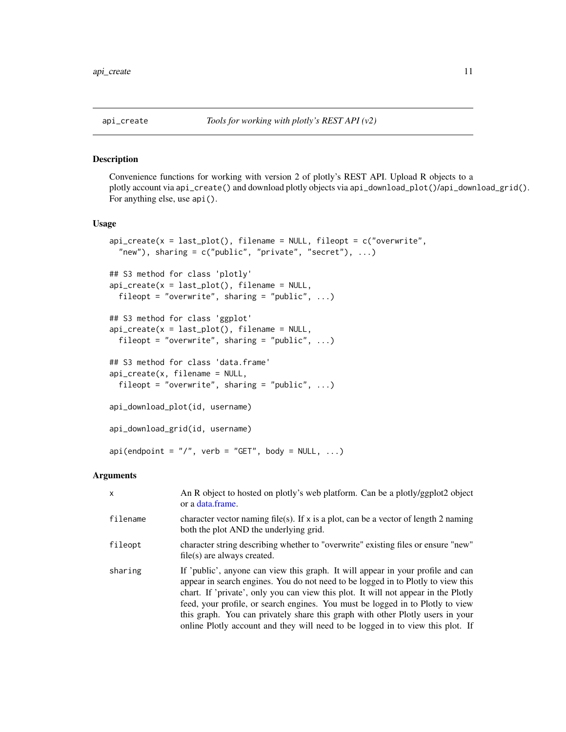api_create — *Tools for working with plotly's REST API (v2)*

## Description

Convenience functions for working with version 2 of plotly's REST API. Upload R objects to a plotly account via `api_create()` and download plotly objects via `api_download_plot()`/`api_download_grid()`. For anything else, use `api()`.

## Usage

```
api_create(x = last_plot(), filename = NULL, fileopt = c("overwrite",
  "new"), sharing = c("public", "private", "secret"), ...)

## S3 method for class 'plotly'
api_create(x = last_plot(), filename = NULL,
  fileopt = "overwrite", sharing = "public", ...)

## S3 method for class 'ggplot'
api_create(x = last_plot(), filename = NULL,
  fileopt = "overwrite", sharing = "public", ...)

## S3 method for class 'data.frame'
api_create(x, filename = NULL,
  fileopt = "overwrite", sharing = "public", ...)

api_download_plot(id, username)

api_download_grid(id, username)

api(endpoint = "/", verb = "GET", body = NULL, ...)
```

## Arguments

| | |
|---|---|
| `x` | An R object to hosted on plotly's web platform. Can be a plotly/ggplot2 object or a data.frame. |
| `filename` | character vector naming file(s). If x is a plot, can be a vector of length 2 naming both the plot AND the underlying grid. |
| `fileopt` | character string describing whether to "overwrite" existing files or ensure "new" file(s) are always created. |
| `sharing` | If 'public', anyone can view this graph. It will appear in your profile and can appear in search engines. You do not need to be logged in to Plotly to view this chart. If 'private', only you can view this plot. It will not appear in the Plotly feed, your profile, or search engines. You must be logged in to Plotly to view this graph. You can privately share this graph with other Plotly users in your online Plotly account and they will need to be logged in to view this plot. If |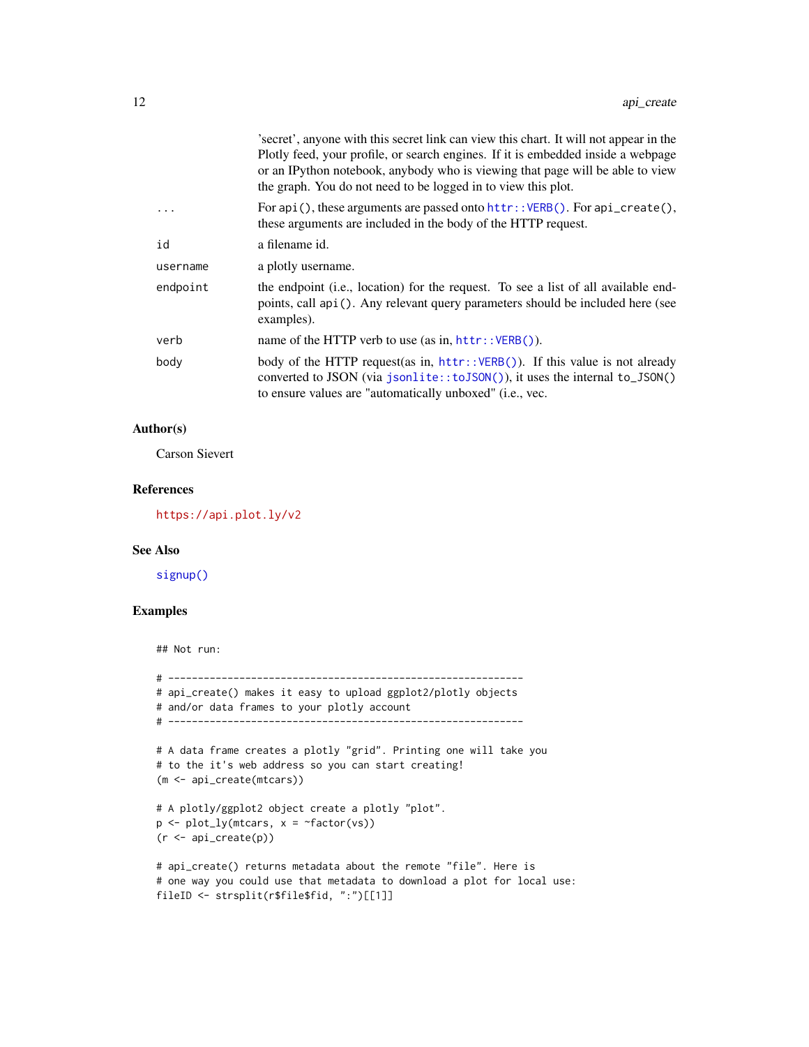| | |
|---|---|
| | 'secret', anyone with this secret link can view this chart. It will not appear in the Plotly feed, your profile, or search engines. If it is embedded inside a webpage or an IPython notebook, anybody who is viewing that page will be able to view the graph. You do not need to be logged in to view this plot. |
| `...` | For `api()`, these arguments are passed onto `httr::VERB()`. For `api_create()`, these arguments are included in the body of the HTTP request. |
| `id` | a filename id. |
| `username` | a plotly username. |
| `endpoint` | the endpoint (i.e., location) for the request. To see a list of all available endpoints, call `api()`. Any relevant query parameters should be included here (see examples). |
| `verb` | name of the HTTP verb to use (as in, `httr::VERB()`). |
| `body` | body of the HTTP request(as in, `httr::VERB()`). If this value is not already converted to JSON (via `jsonlite::toJSON()`), it uses the internal `to_JSON()` to ensure values are "automatically unboxed" (i.e., vec. |

### Author(s)

Carson Sievert

### References

https://api.plot.ly/v2

### See Also

`signup()`

### Examples

```
## Not run:

# ------------------------------------------------------------
# api_create() makes it easy to upload ggplot2/plotly objects
# and/or data frames to your plotly account
# ------------------------------------------------------------

# A data frame creates a plotly "grid". Printing one will take you
# to the it's web address so you can start creating!
(m <- api_create(mtcars))

# A plotly/ggplot2 object create a plotly "plot".
p <- plot_ly(mtcars, x = ~factor(vs))
(r <- api_create(p))

# api_create() returns metadata about the remote "file". Here is
# one way you could use that metadata to download a plot for local use:
fileID <- strsplit(r$file$fid, ":")[[1]]
```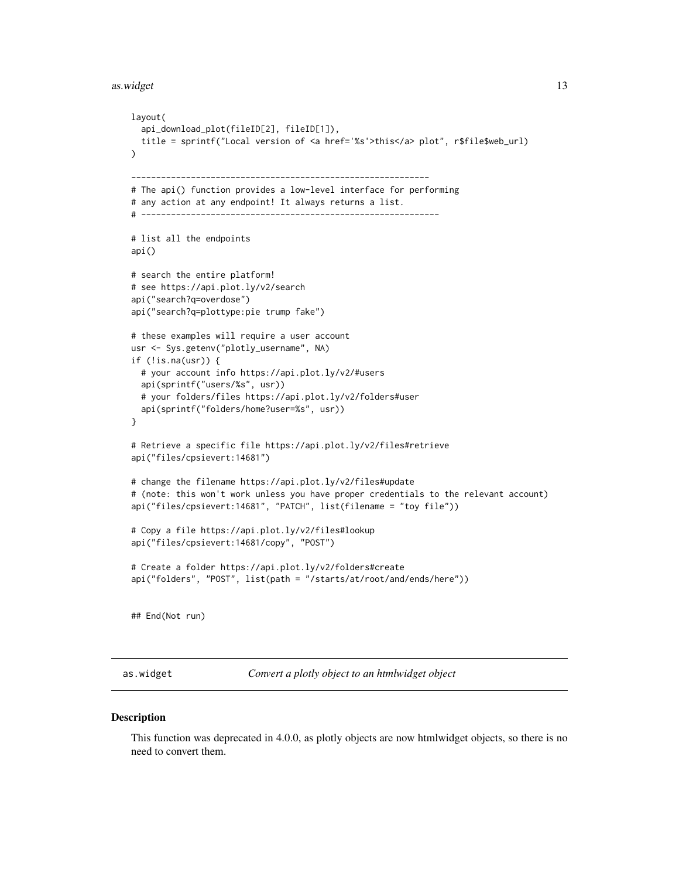```
layout(
  api_download_plot(fileID[2], fileID[1]),
  title = sprintf("Local version of <a href='%s'>this</a> plot", r$file$web_url)
)

------------------------------------------------------------
# The api() function provides a low-level interface for performing
# any action at any endpoint! It always returns a list.
# ------------------------------------------------------------

# list all the endpoints
api()

# search the entire platform!
# see https://api.plot.ly/v2/search
api("search?q=overdose")
api("search?q=plottype:pie trump fake")

# these examples will require a user account
usr <- Sys.getenv("plotly_username", NA)
if (!is.na(usr)) {
  # your account info https://api.plot.ly/v2/#users
  api(sprintf("users/%s", usr))
  # your folders/files https://api.plot.ly/v2/folders#user
  api(sprintf("folders/home?user=%s", usr))
}

# Retrieve a specific file https://api.plot.ly/v2/files#retrieve
api("files/cpsievert:14681")

# change the filename https://api.plot.ly/v2/files#update
# (note: this won't work unless you have proper credentials to the relevant account)
api("files/cpsievert:14681", "PATCH", list(filename = "toy file"))

# Copy a file https://api.plot.ly/v2/files#lookup
api("files/cpsievert:14681/copy", "POST")

# Create a folder https://api.plot.ly/v2/folders#create
api("folders", "POST", list(path = "/starts/at/root/and/ends/here"))


## End(Not run)
```

## as.widget — *Convert a plotly object to an htmlwidget object*

### Description

This function was deprecated in 4.0.0, as plotly objects are now htmlwidget objects, so there is no need to convert them.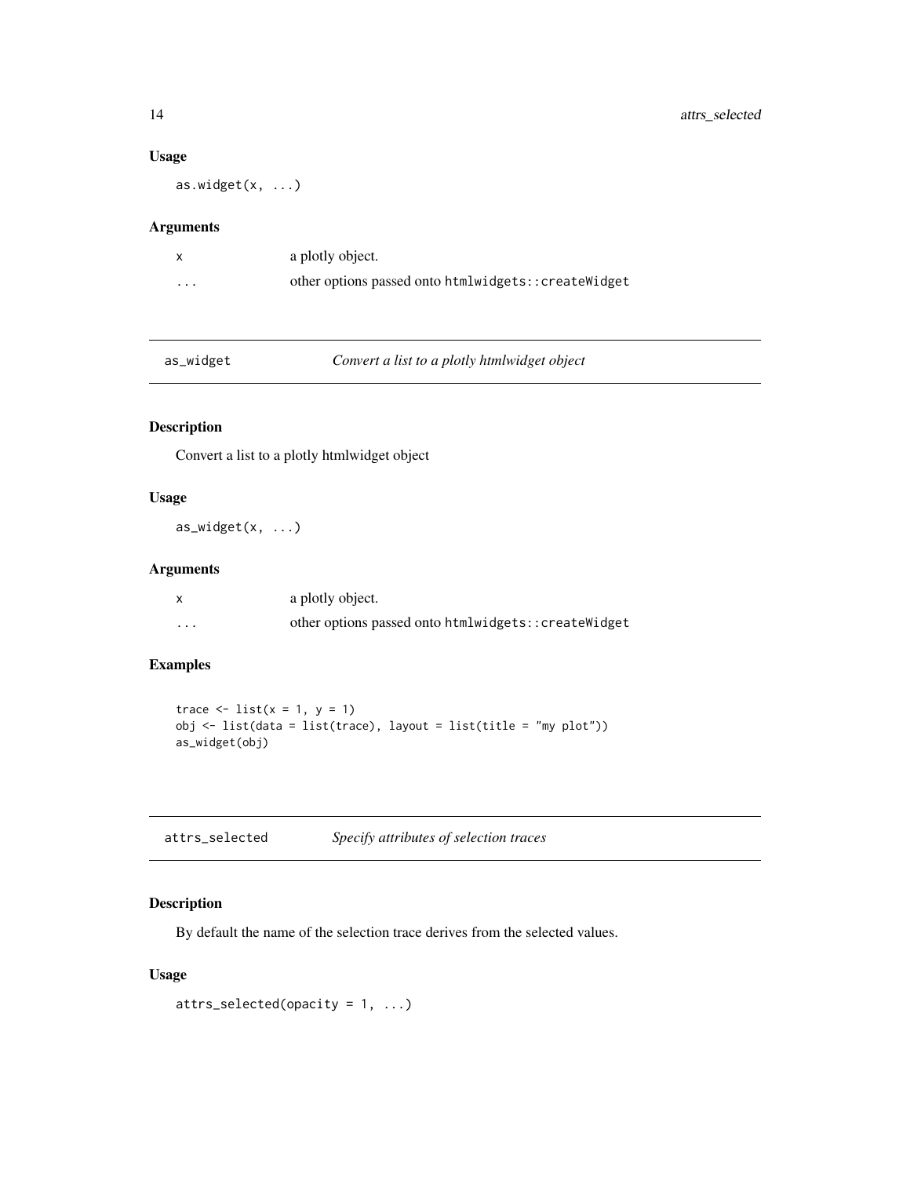### Usage

```
as.widget(x, ...)
```

### Arguments

| | |
|---|---|
| x | a plotly object. |
| ... | other options passed onto htmlwidgets::createWidget |

## as_widget — *Convert a list to a plotly htmlwidget object*

### Description

Convert a list to a plotly htmlwidget object

### Usage

```
as_widget(x, ...)
```

### Arguments

| | |
|---|---|
| x | a plotly object. |
| ... | other options passed onto htmlwidgets::createWidget |

### Examples

```
trace <- list(x = 1, y = 1)
obj <- list(data = list(trace), layout = list(title = "my plot"))
as_widget(obj)
```

## attrs_selected — *Specify attributes of selection traces*

### Description

By default the name of the selection trace derives from the selected values.

### Usage

```
attrs_selected(opacity = 1, ...)
```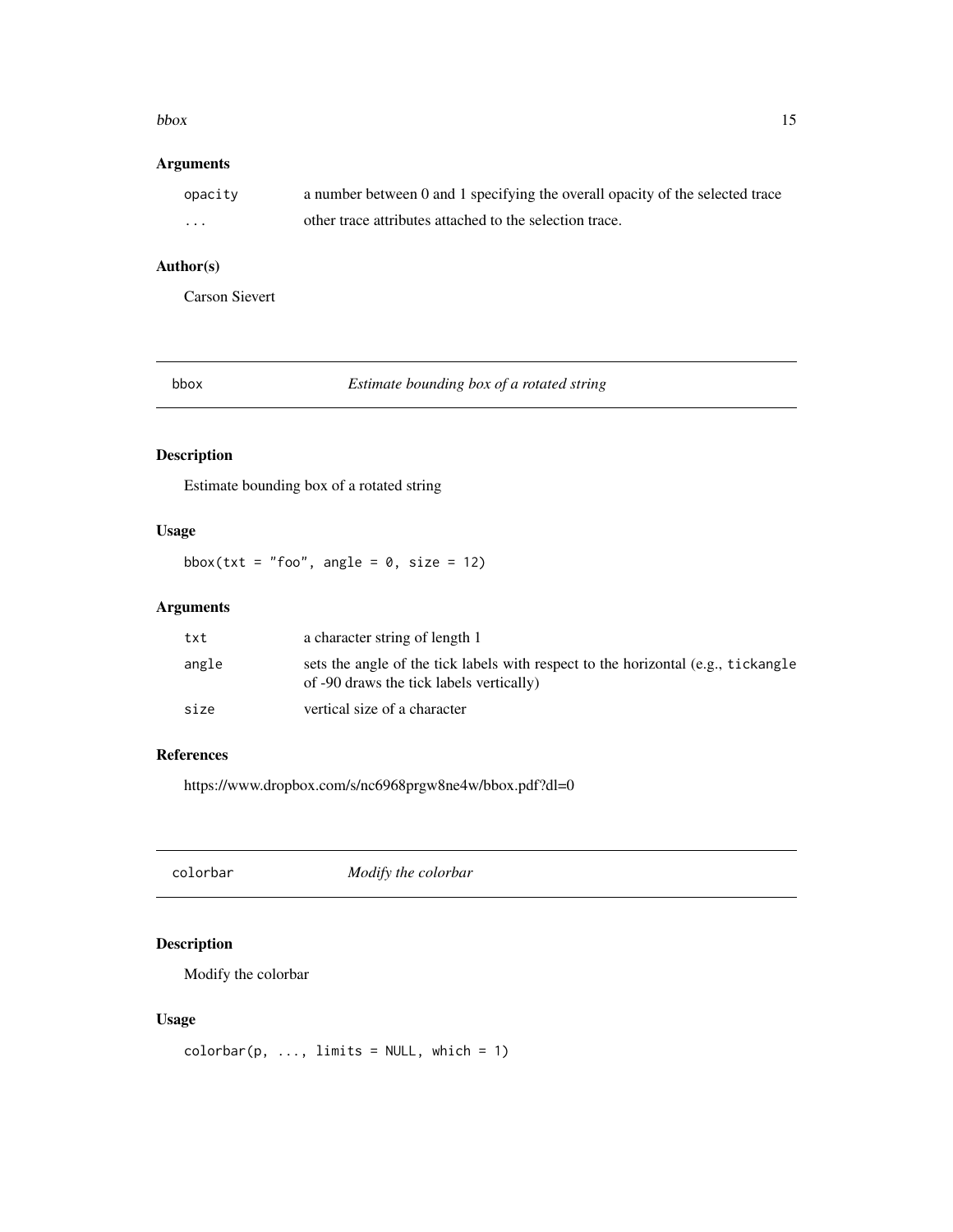## Arguments

| | |
|---|---|
| `opacity` | a number between 0 and 1 specifying the overall opacity of the selected trace |
| `...` | other trace attributes attached to the selection trace. |

## Author(s)

Carson Sievert

---

`bbox` *Estimate bounding box of a rotated string*

---

## Description

Estimate bounding box of a rotated string

## Usage

```
bbox(txt = "foo", angle = 0, size = 12)
```

## Arguments

| | |
|---|---|
| `txt` | a character string of length 1 |
| `angle` | sets the angle of the tick labels with respect to the horizontal (e.g., `tickangle` of -90 draws the tick labels vertically) |
| `size` | vertical size of a character |

## References

https://www.dropbox.com/s/nc6968prgw8ne4w/bbox.pdf?dl=0

---

`colorbar` *Modify the colorbar*

---

## Description

Modify the colorbar

## Usage

```
colorbar(p, ..., limits = NULL, which = 1)
```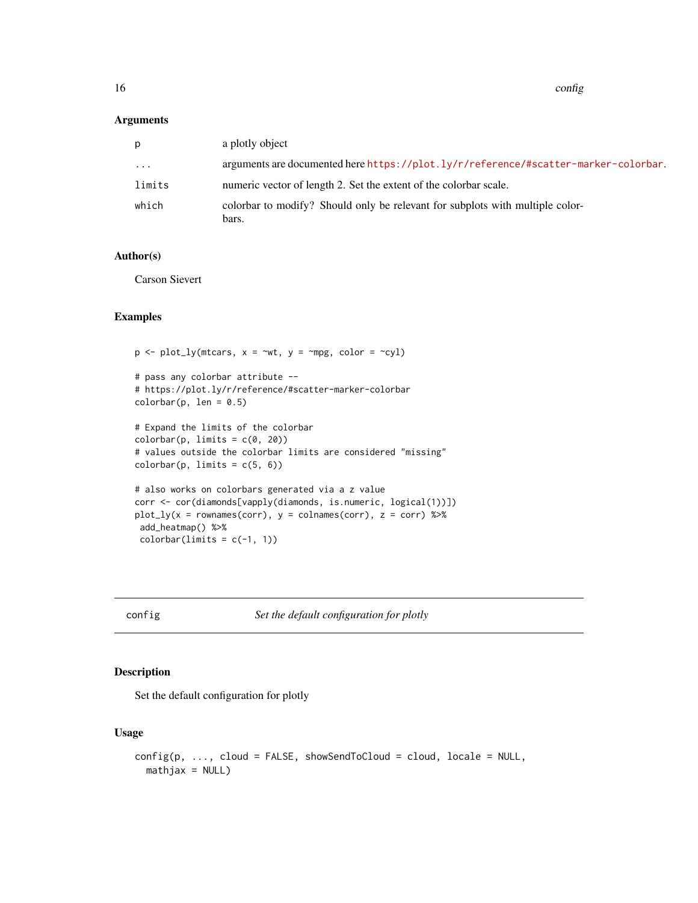## Arguments

| | |
|---|---|
| p | a plotly object |
| ... | arguments are documented here https://plot.ly/r/reference/#scatter-marker-colorbar. |
| limits | numeric vector of length 2. Set the extent of the colorbar scale. |
| which | colorbar to modify? Should only be relevant for subplots with multiple colorbars. |

## Author(s)

Carson Sievert

## Examples

```
p <- plot_ly(mtcars, x = ~wt, y = ~mpg, color = ~cyl)

# pass any colorbar attribute --
# https://plot.ly/r/reference/#scatter-marker-colorbar
colorbar(p, len = 0.5)

# Expand the limits of the colorbar
colorbar(p, limits = c(0, 20))
# values outside the colorbar limits are considered "missing"
colorbar(p, limits = c(5, 6))

# also works on colorbars generated via a z value
corr <- cor(diamonds[vapply(diamonds, is.numeric, logical(1))])
plot_ly(x = rownames(corr), y = colnames(corr), z = corr) %>%
 add_heatmap() %>%
 colorbar(limits = c(-1, 1))
```

---

# config — *Set the default configuration for plotly*

---

## Description

Set the default configuration for plotly

## Usage

```
config(p, ..., cloud = FALSE, showSendToCloud = cloud, locale = NULL,
  mathjax = NULL)
```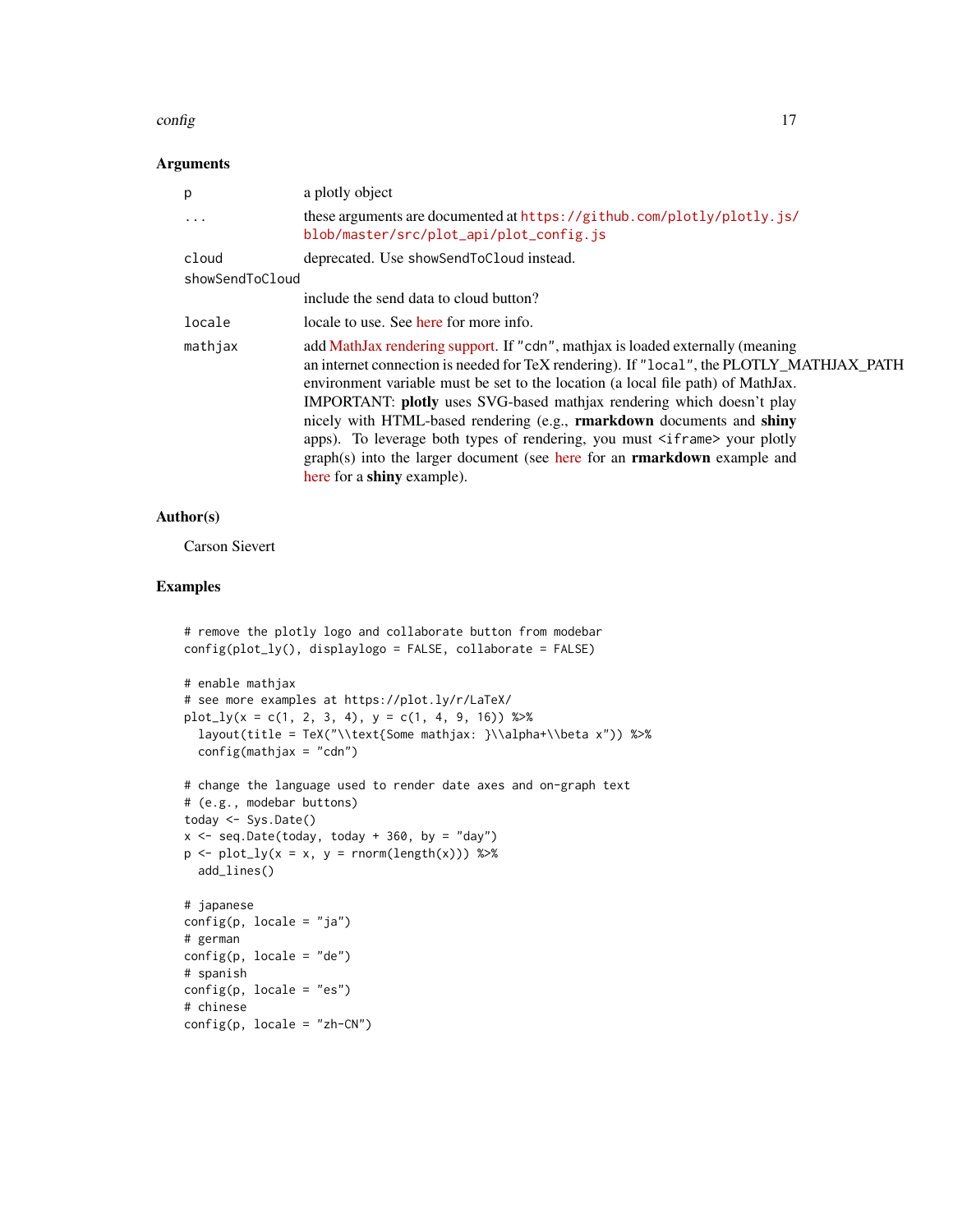## Arguments

| | |
|---|---|
| p | a plotly object |
| ... | these arguments are documented at https://github.com/plotly/plotly.js/blob/master/src/plot_api/plot_config.js |
| cloud | deprecated. Use showSendToCloud instead. |
| showSendToCloud | include the send data to cloud button? |
| locale | locale to use. See here for more info. |
| mathjax | add MathJax rendering support. If "cdn", mathjax is loaded externally (meaning an internet connection is needed for TeX rendering). If "local", the PLOTLY_MATHJAX_PATH environment variable must be set to the location (a local file path) of MathJax. IMPORTANT: **plotly** uses SVG-based mathjax rendering which doesn't play nicely with HTML-based rendering (e.g., **rmarkdown** documents and **shiny** apps). To leverage both types of rendering, you must `<iframe>` your plotly graph(s) into the larger document (see here for an **rmarkdown** example and here for a **shiny** example). |

## Author(s)

Carson Sievert

## Examples

```
# remove the plotly logo and collaborate button from modebar
config(plot_ly(), displaylogo = FALSE, collaborate = FALSE)

# enable mathjax
# see more examples at https://plot.ly/r/LaTeX/
plot_ly(x = c(1, 2, 3, 4), y = c(1, 4, 9, 16)) %>%
  layout(title = TeX("\\text{Some mathjax: }\\alpha+\\beta x")) %>%
  config(mathjax = "cdn")

# change the language used to render date axes and on-graph text
# (e.g., modebar buttons)
today <- Sys.Date()
x <- seq.Date(today, today + 360, by = "day")
p <- plot_ly(x = x, y = rnorm(length(x))) %>%
  add_lines()

# japanese
config(p, locale = "ja")
# german
config(p, locale = "de")
# spanish
config(p, locale = "es")
# chinese
config(p, locale = "zh-CN")
```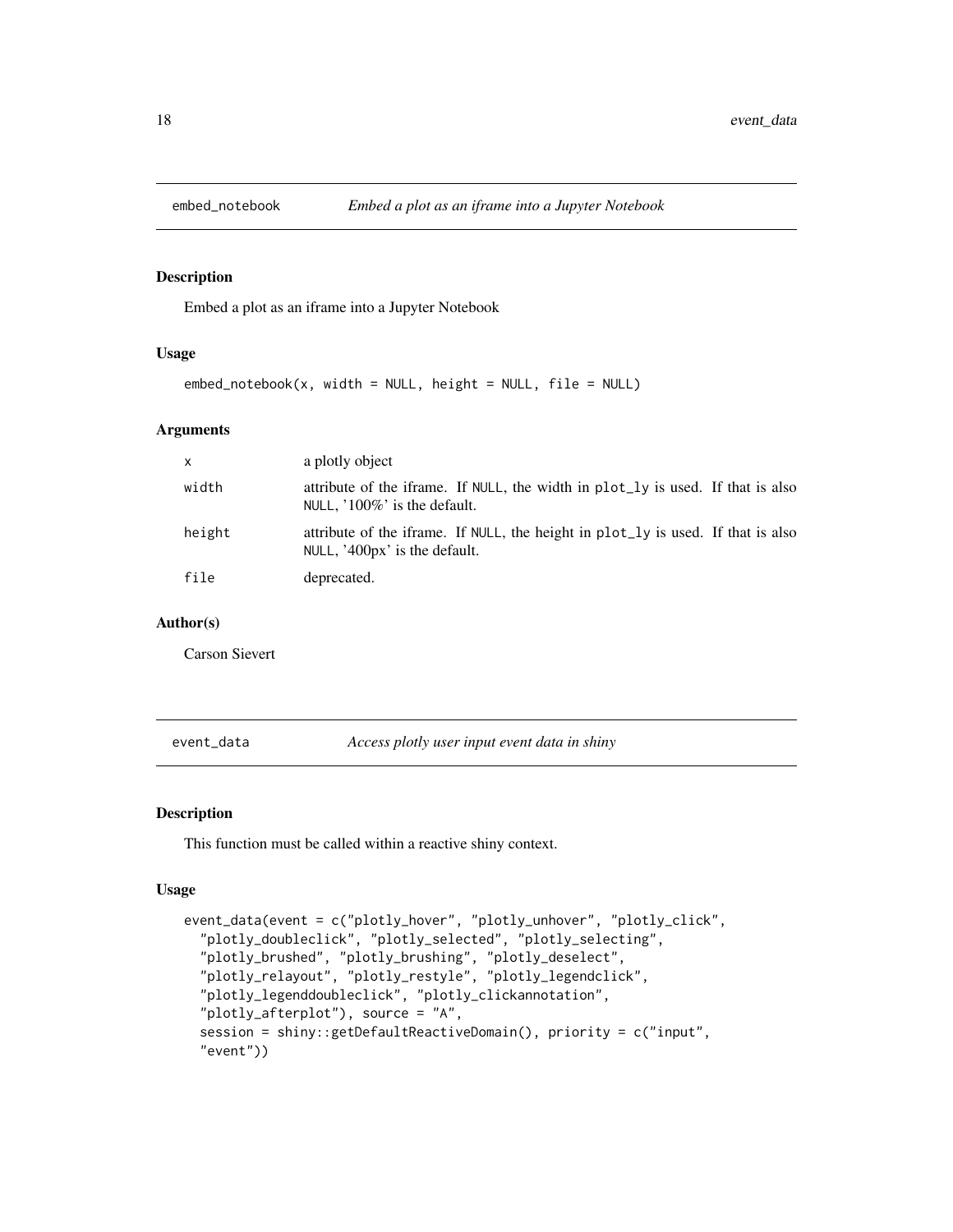## embed_notebook *Embed a plot as an iframe into a Jupyter Notebook*

### Description

Embed a plot as an iframe into a Jupyter Notebook

### Usage

```
embed_notebook(x, width = NULL, height = NULL, file = NULL)
```

### Arguments

| | |
|---|---|
| x | a plotly object |
| width | attribute of the iframe. If NULL, the width in plot_ly is used. If that is also NULL, '100%' is the default. |
| height | attribute of the iframe. If NULL, the height in plot_ly is used. If that is also NULL, '400px' is the default. |
| file | deprecated. |

### Author(s)

Carson Sievert

## event_data *Access plotly user input event data in shiny*

### Description

This function must be called within a reactive shiny context.

### Usage

```
event_data(event = c("plotly_hover", "plotly_unhover", "plotly_click",
  "plotly_doubleclick", "plotly_selected", "plotly_selecting",
  "plotly_brushed", "plotly_brushing", "plotly_deselect",
  "plotly_relayout", "plotly_restyle", "plotly_legendclick",
  "plotly_legenddoubleclick", "plotly_clickannotation",
  "plotly_afterplot"), source = "A",
  session = shiny::getDefaultReactiveDomain(), priority = c("input",
  "event"))
```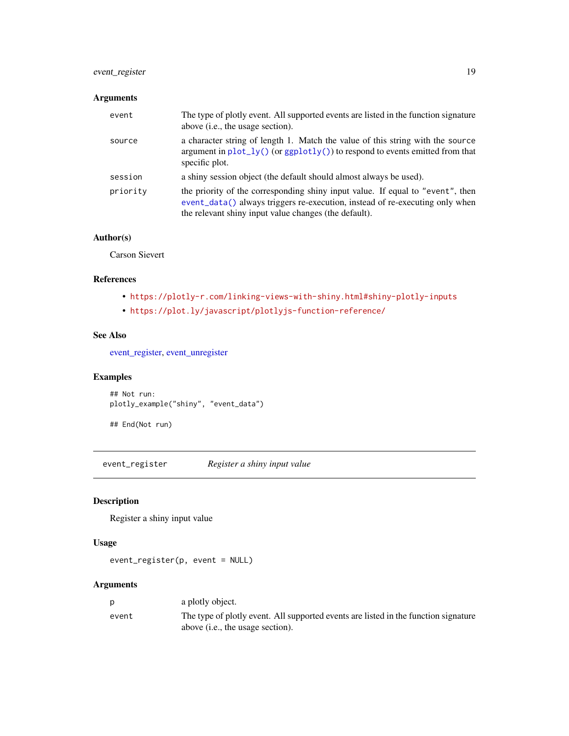### Arguments

| | |
|---|---|
| event | The type of plotly event. All supported events are listed in the function signature above (i.e., the usage section). |
| source | a character string of length 1. Match the value of this string with the source argument in plot_ly() (or ggplotly()) to respond to events emitted from that specific plot. |
| session | a shiny session object (the default should almost always be used). |
| priority | the priority of the corresponding shiny input value. If equal to "event", then event_data() always triggers re-execution, instead of re-executing only when the relevant shiny input value changes (the default). |

### Author(s)

Carson Sievert

### References

- https://plotly-r.com/linking-views-with-shiny.html#shiny-plotly-inputs
- https://plot.ly/javascript/plotlyjs-function-reference/

### See Also

event_register, event_unregister

### Examples

```
## Not run:
plotly_example("shiny", "event_data")

## End(Not run)
```

---

## event_register &nbsp;&nbsp;&nbsp; *Register a shiny input value*

### Description

Register a shiny input value

### Usage

```
event_register(p, event = NULL)
```

### Arguments

| | |
|---|---|
| p | a plotly object. |
| event | The type of plotly event. All supported events are listed in the function signature above (i.e., the usage section). |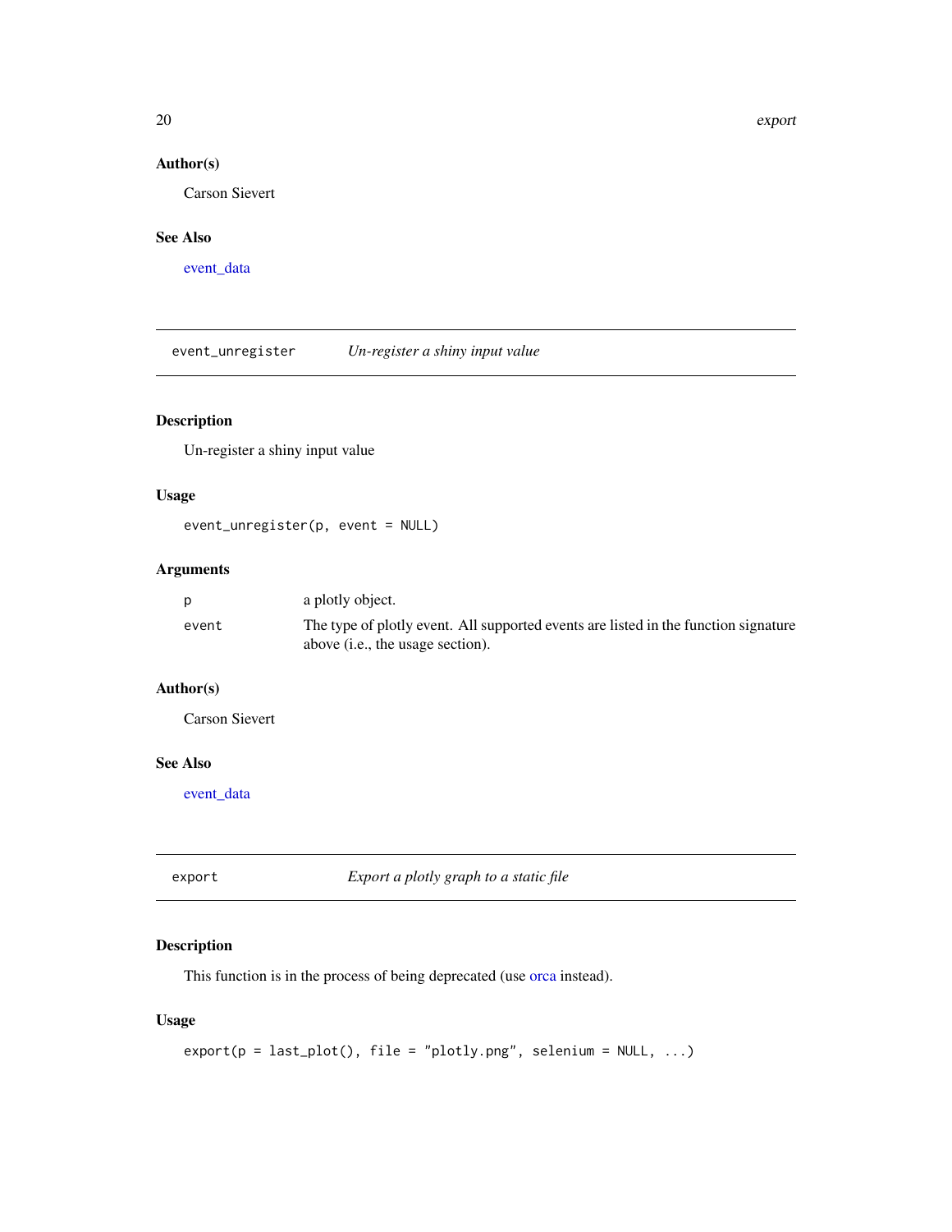### Author(s)

Carson Sievert

### See Also

event_data

---

## event_unregister &nbsp;&nbsp;&nbsp; *Un-register a shiny input value*

---

### Description

Un-register a shiny input value

### Usage

```
event_unregister(p, event = NULL)
```

### Arguments

| | |
|---|---|
| `p` | a plotly object. |
| `event` | The type of plotly event. All supported events are listed in the function signature above (i.e., the usage section). |

### Author(s)

Carson Sievert

### See Also

event_data

---

## export &nbsp;&nbsp;&nbsp; *Export a plotly graph to a static file*

---

### Description

This function is in the process of being deprecated (use orca instead).

### Usage

```
export(p = last_plot(), file = "plotly.png", selenium = NULL, ...)
```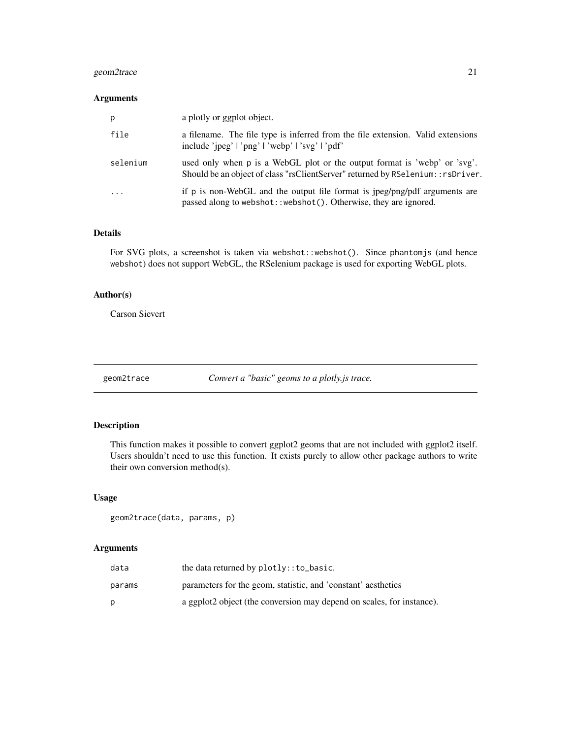### Arguments

| | |
|---|---|
| p | a plotly or ggplot object. |
| file | a filename. The file type is inferred from the file extension. Valid extensions include 'jpeg' \| 'png' \| 'webp' \| 'svg' \| 'pdf' |
| selenium | used only when p is a WebGL plot or the output format is 'webp' or 'svg'. Should be an object of class "rsClientServer" returned by `RSelenium::rsDriver`. |
| ... | if p is non-WebGL and the output file format is jpeg/png/pdf arguments are passed along to `webshot::webshot()`. Otherwise, they are ignored. |

### Details

For SVG plots, a screenshot is taken via `webshot::webshot()`. Since `phantomjs` (and hence `webshot`) does not support WebGL, the RSelenium package is used for exporting WebGL plots.

### Author(s)

Carson Sievert

---

## geom2trace — *Convert a "basic" geoms to a plotly.js trace.*

### Description

This function makes it possible to convert ggplot2 geoms that are not included with ggplot2 itself. Users shouldn't need to use this function. It exists purely to allow other package authors to write their own conversion method(s).

### Usage

```
geom2trace(data, params, p)
```

### Arguments

| | |
|---|---|
| data | the data returned by `plotly::to_basic`. |
| params | parameters for the geom, statistic, and 'constant' aesthetics |
| p | a ggplot2 object (the conversion may depend on scales, for instance). |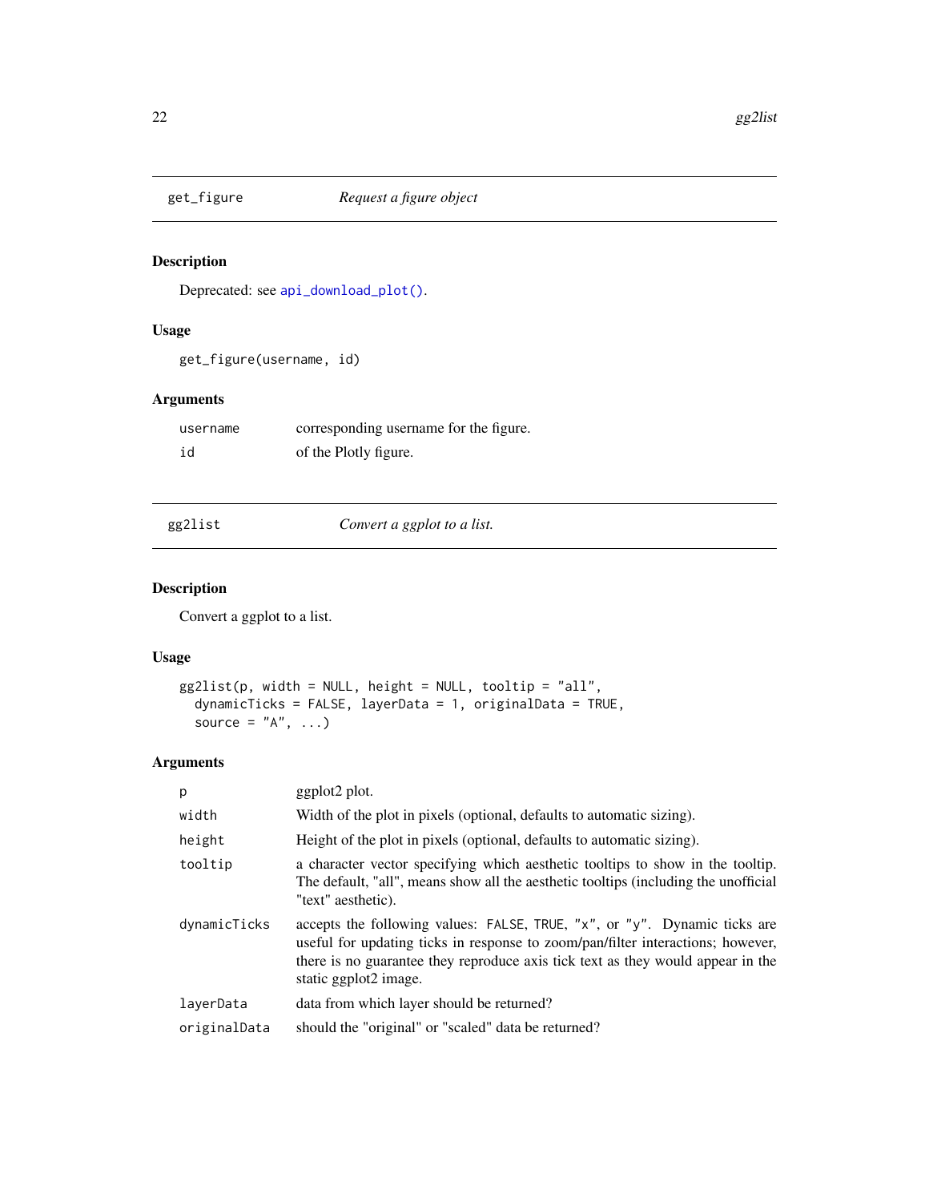## get_figure — *Request a figure object*

### Description

Deprecated: see `api_download_plot()`.

### Usage

```
get_figure(username, id)
```

### Arguments

| | |
|---|---|
| `username` | corresponding username for the figure. |
| `id` | of the Plotly figure. |

## gg2list — *Convert a ggplot to a list.*

### Description

Convert a ggplot to a list.

### Usage

```
gg2list(p, width = NULL, height = NULL, tooltip = "all",
  dynamicTicks = FALSE, layerData = 1, originalData = TRUE,
  source = "A", ...)
```

### Arguments

| | |
|---|---|
| `p` | ggplot2 plot. |
| `width` | Width of the plot in pixels (optional, defaults to automatic sizing). |
| `height` | Height of the plot in pixels (optional, defaults to automatic sizing). |
| `tooltip` | a character vector specifying which aesthetic tooltips to show in the tooltip. The default, "all", means show all the aesthetic tooltips (including the unofficial "text" aesthetic). |
| `dynamicTicks` | accepts the following values: `FALSE`, `TRUE`, `"x"`, or `"y"`. Dynamic ticks are useful for updating ticks in response to zoom/pan/filter interactions; however, there is no guarantee they reproduce axis tick text as they would appear in the static ggplot2 image. |
| `layerData` | data from which layer should be returned? |
| `originalData` | should the "original" or "scaled" data be returned? |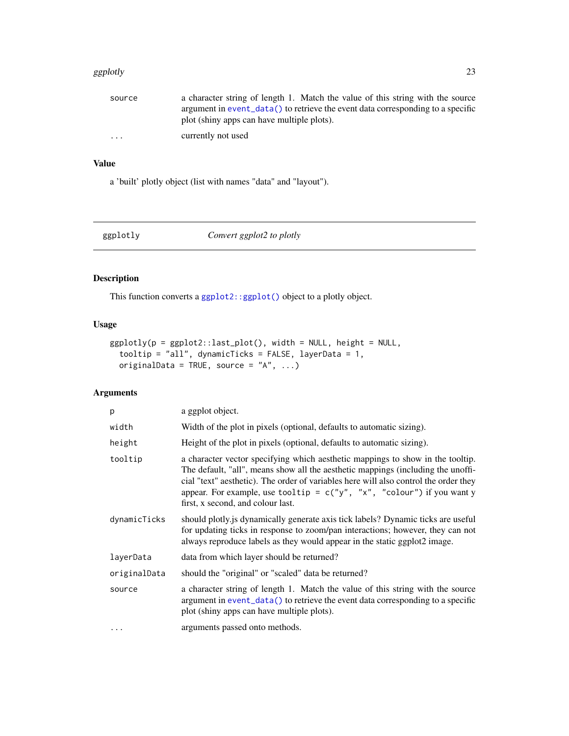| | |
|---|---|
| source | a character string of length 1. Match the value of this string with the source argument in event_data() to retrieve the event data corresponding to a specific plot (shiny apps can have multiple plots). |
| ... | currently not used |

### Value

a 'built' plotly object (list with names "data" and "layout").

---

## ggplotly — *Convert ggplot2 to plotly*

---

### Description

This function converts a ggplot2::ggplot() object to a plotly object.

### Usage

```
ggplotly(p = ggplot2::last_plot(), width = NULL, height = NULL,
  tooltip = "all", dynamicTicks = FALSE, layerData = 1,
  originalData = TRUE, source = "A", ...)
```

### Arguments

| | |
|---|---|
| p | a ggplot object. |
| width | Width of the plot in pixels (optional, defaults to automatic sizing). |
| height | Height of the plot in pixels (optional, defaults to automatic sizing). |
| tooltip | a character vector specifying which aesthetic mappings to show in the tooltip. The default, "all", means show all the aesthetic mappings (including the unofficial "text" aesthetic). The order of variables here will also control the order they appear. For example, use `tooltip = c("y", "x", "colour")` if you want y first, x second, and colour last. |
| dynamicTicks | should plotly.js dynamically generate axis tick labels? Dynamic ticks are useful for updating ticks in response to zoom/pan interactions; however, they can not always reproduce labels as they would appear in the static ggplot2 image. |
| layerData | data from which layer should be returned? |
| originalData | should the "original" or "scaled" data be returned? |
| source | a character string of length 1. Match the value of this string with the source argument in event_data() to retrieve the event data corresponding to a specific plot (shiny apps can have multiple plots). |
| ... | arguments passed onto methods. |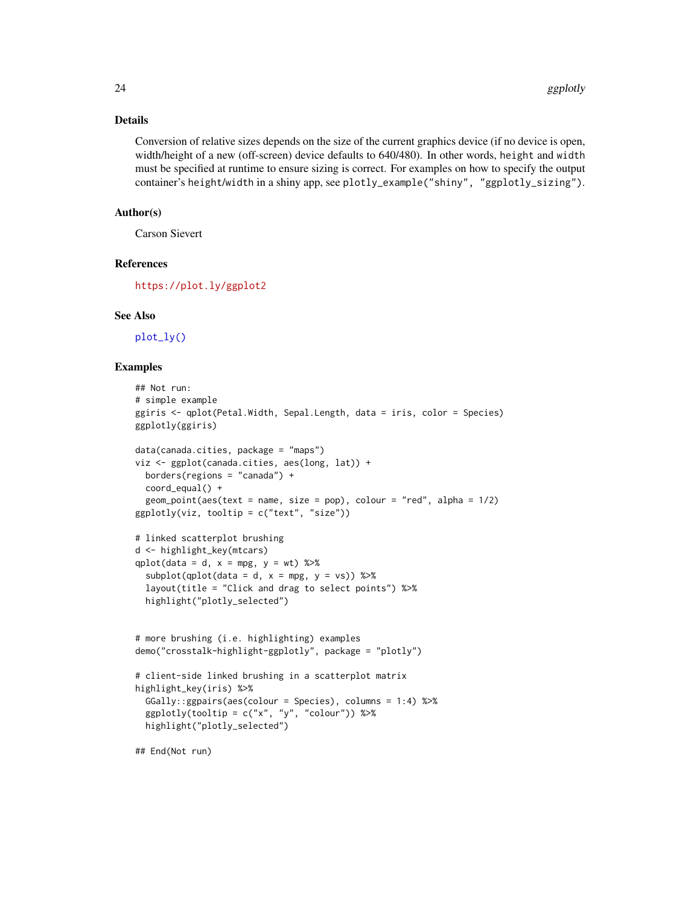### Details

Conversion of relative sizes depends on the size of the current graphics device (if no device is open, width/height of a new (off-screen) device defaults to 640/480). In other words, `height` and `width` must be specified at runtime to ensure sizing is correct. For examples on how to specify the output container's `height`/`width` in a shiny app, see `plotly_example("shiny", "ggplotly_sizing")`.

### Author(s)

Carson Sievert

### References

https://plot.ly/ggplot2

### See Also

`plot_ly()`

### Examples

```
## Not run:
# simple example
ggiris <- qplot(Petal.Width, Sepal.Length, data = iris, color = Species)
ggplotly(ggiris)

data(canada.cities, package = "maps")
viz <- ggplot(canada.cities, aes(long, lat)) +
  borders(regions = "canada") +
  coord_equal() +
  geom_point(aes(text = name, size = pop), colour = "red", alpha = 1/2)
ggplotly(viz, tooltip = c("text", "size"))

# linked scatterplot brushing
d <- highlight_key(mtcars)
qplot(data = d, x = mpg, y = wt) %>%
  subplot(qplot(data = d, x = mpg, y = vs)) %>%
  layout(title = "Click and drag to select points") %>%
  highlight("plotly_selected")


# more brushing (i.e. highlighting) examples
demo("crosstalk-highlight-ggplotly", package = "plotly")

# client-side linked brushing in a scatterplot matrix
highlight_key(iris) %>%
  GGally::ggpairs(aes(colour = Species), columns = 1:4) %>%
  ggplotly(tooltip = c("x", "y", "colour")) %>%
  highlight("plotly_selected")

## End(Not run)
```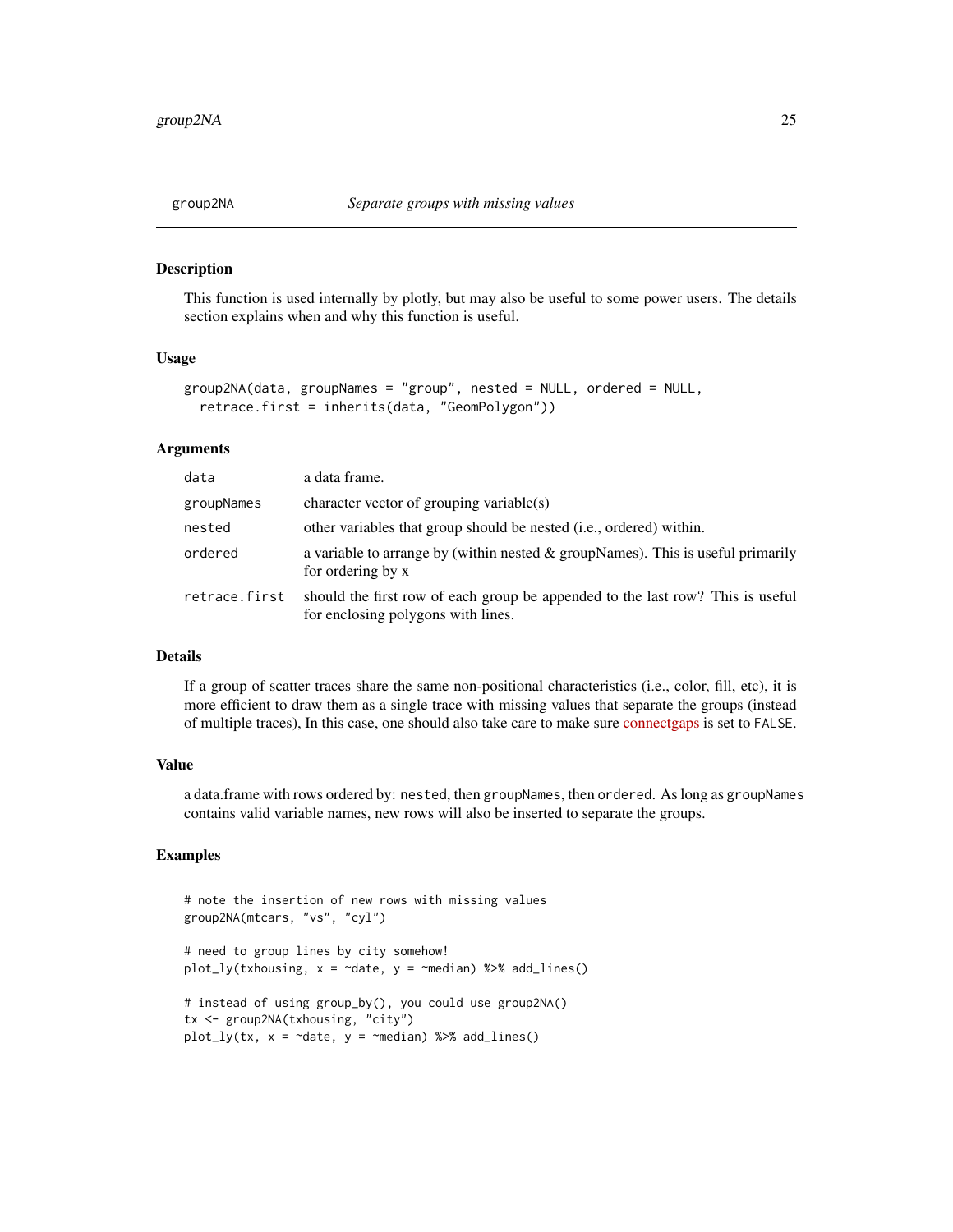## group2NA *Separate groups with missing values*

### Description

This function is used internally by plotly, but may also be useful to some power users. The details section explains when and why this function is useful.

### Usage

```
group2NA(data, groupNames = "group", nested = NULL, ordered = NULL,
  retrace.first = inherits(data, "GeomPolygon"))
```

### Arguments

| | |
|---|---|
| data | a data frame. |
| groupNames | character vector of grouping variable(s) |
| nested | other variables that group should be nested (i.e., ordered) within. |
| ordered | a variable to arrange by (within nested & groupNames). This is useful primarily for ordering by x |
| retrace.first | should the first row of each group be appended to the last row? This is useful for enclosing polygons with lines. |

### Details

If a group of scatter traces share the same non-positional characteristics (i.e., color, fill, etc), it is more efficient to draw them as a single trace with missing values that separate the groups (instead of multiple traces), In this case, one should also take care to make sure connectgaps is set to `FALSE`.

### Value

a data.frame with rows ordered by: `nested`, then `groupNames`, then `ordered`. As long as `groupNames` contains valid variable names, new rows will also be inserted to separate the groups.

### Examples

```
# note the insertion of new rows with missing values
group2NA(mtcars, "vs", "cyl")

# need to group lines by city somehow!
plot_ly(txhousing, x = ~date, y = ~median) %>% add_lines()

# instead of using group_by(), you could use group2NA()
tx <- group2NA(txhousing, "city")
plot_ly(tx, x = ~date, y = ~median) %>% add_lines()
```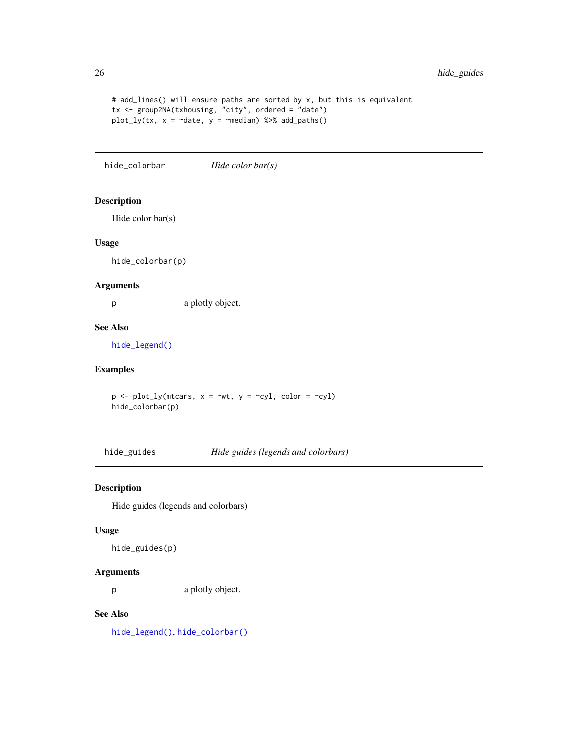```
# add_lines() will ensure paths are sorted by x, but this is equivalent
tx <- group2NA(txhousing, "city", ordered = "date")
plot_ly(tx, x = ~date, y = ~median) %>% add_paths()
```

---

## hide_colorbar — *Hide color bar(s)*

### Description

Hide color bar(s)

### Usage

```
hide_colorbar(p)
```

### Arguments

| | |
|---|---|
| p | a plotly object. |

### See Also

hide_legend()

### Examples

```
p <- plot_ly(mtcars, x = ~wt, y = ~cyl, color = ~cyl)
hide_colorbar(p)
```

---

## hide_guides — *Hide guides (legends and colorbars)*

### Description

Hide guides (legends and colorbars)

### Usage

```
hide_guides(p)
```

### Arguments

| | |
|---|---|
| p | a plotly object. |

### See Also

hide_legend(), hide_colorbar()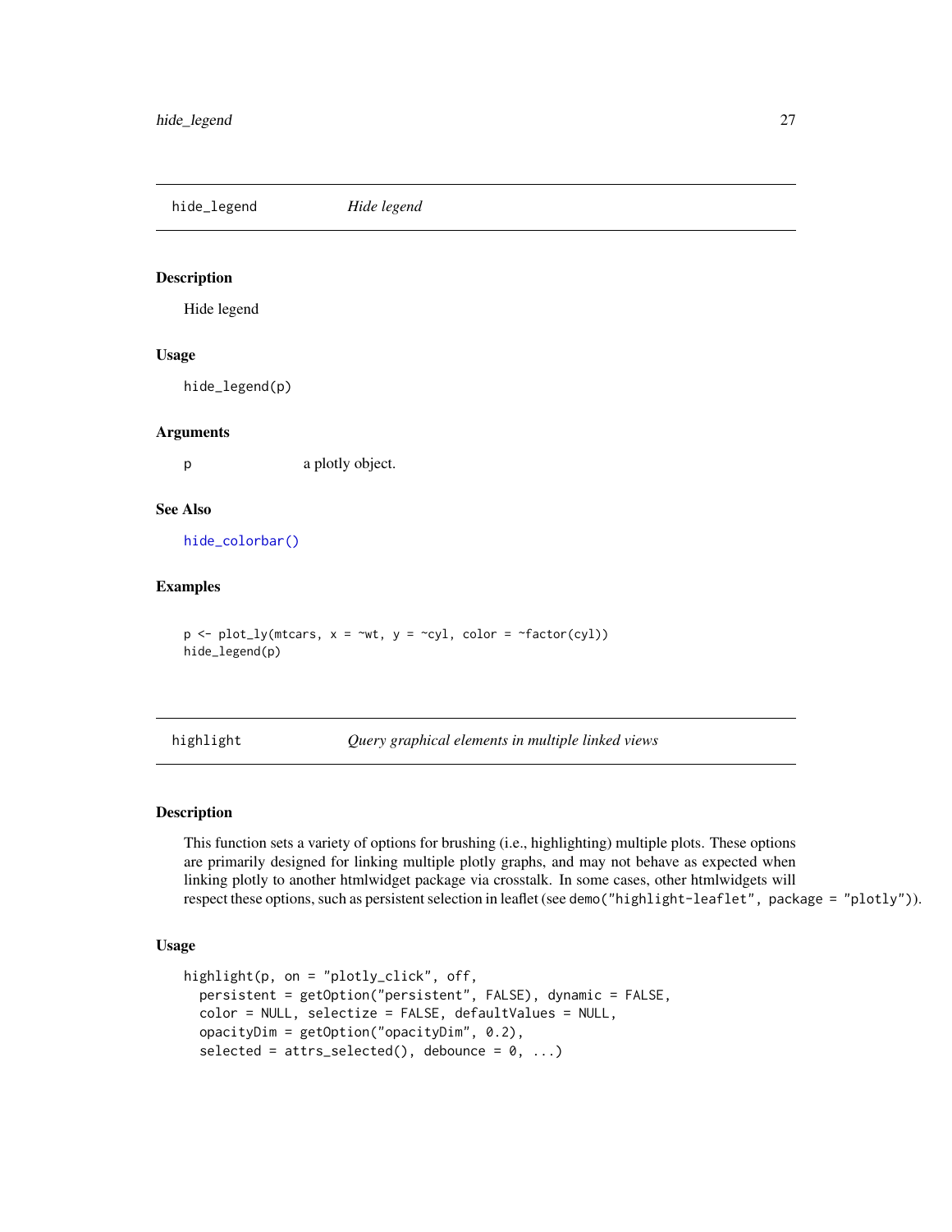## hide_legend — *Hide legend*

### Description

Hide legend

### Usage

```
hide_legend(p)
```

### Arguments

| | |
|---|---|
| p | a plotly object. |

### See Also

hide_colorbar()

### Examples

```
p <- plot_ly(mtcars, x = ~wt, y = ~cyl, color = ~factor(cyl))
hide_legend(p)
```

## highlight — *Query graphical elements in multiple linked views*

### Description

This function sets a variety of options for brushing (i.e., highlighting) multiple plots. These options are primarily designed for linking multiple plotly graphs, and may not behave as expected when linking plotly to another htmlwidget package via crosstalk. In some cases, other htmlwidgets will respect these options, such as persistent selection in leaflet (see `demo("highlight-leaflet", package = "plotly")`).

### Usage

```
highlight(p, on = "plotly_click", off,
  persistent = getOption("persistent", FALSE), dynamic = FALSE,
  color = NULL, selectize = FALSE, defaultValues = NULL,
  opacityDim = getOption("opacityDim", 0.2),
  selected = attrs_selected(), debounce = 0, ...)
```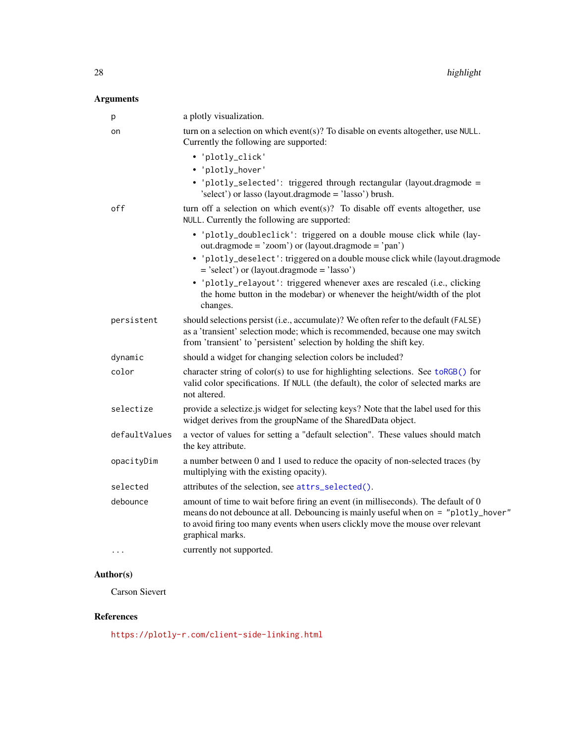### Arguments

| | |
|---|---|
| `p` | a plotly visualization. |
| `on` | turn on a selection on which event(s)? To disable on events altogether, use `NULL`. Currently the following are supported:<br>• `'plotly_click'`<br>• `'plotly_hover'`<br>• `'plotly_selected'`: triggered through rectangular (layout.dragmode = 'select') or lasso (layout.dragmode = 'lasso') brush. |
| `off` | turn off a selection on which event(s)? To disable off events altogether, use `NULL`. Currently the following are supported:<br>• `'plotly_doubleclick'`: triggered on a double mouse click while (layout.dragmode = 'zoom') or (layout.dragmode = 'pan')<br>• `'plotly_deselect'`: triggered on a double mouse click while (layout.dragmode = 'select') or (layout.dragmode = 'lasso')<br>• `'plotly_relayout'`: triggered whenever axes are rescaled (i.e., clicking the home button in the modebar) or whenever the height/width of the plot changes. |
| `persistent` | should selections persist (i.e., accumulate)? We often refer to the default (`FALSE`) as a 'transient' selection mode; which is recommended, because one may switch from 'transient' to 'persistent' selection by holding the shift key. |
| `dynamic` | should a widget for changing selection colors be included? |
| `color` | character string of color(s) to use for highlighting selections. See `toRGB()` for valid color specifications. If `NULL` (the default), the color of selected marks are not altered. |
| `selectize` | provide a selectize.js widget for selecting keys? Note that the label used for this widget derives from the groupName of the SharedData object. |
| `defaultValues` | a vector of values for setting a "default selection". These values should match the key attribute. |
| `opacityDim` | a number between 0 and 1 used to reduce the opacity of non-selected traces (by multiplying with the existing opacity). |
| `selected` | attributes of the selection, see `attrs_selected()`. |
| `debounce` | amount of time to wait before firing an event (in milliseconds). The default of 0 means do not debounce at all. Debouncing is mainly useful when `on = "plotly_hover"` to avoid firing too many events when users clickly move the mouse over relevant graphical marks. |
| `...` | currently not supported. |

### Author(s)

Carson Sievert

### References

https://plotly-r.com/client-side-linking.html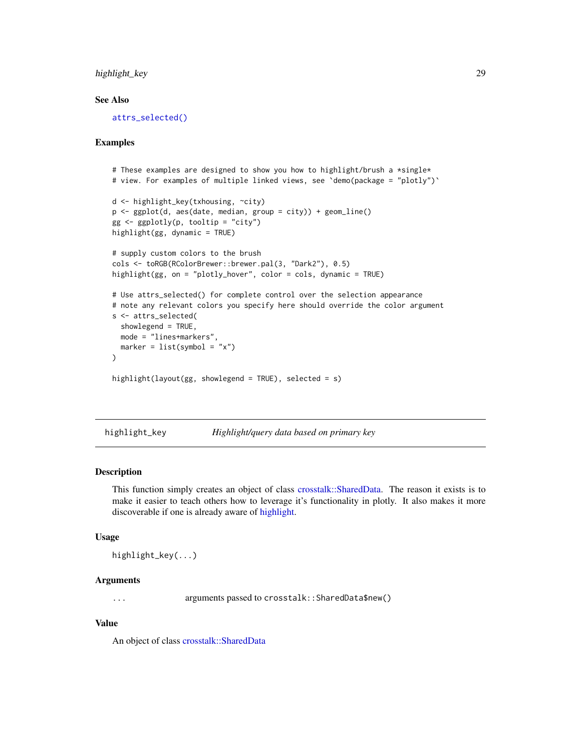### See Also

`attrs_selected()`

### Examples

```
# These examples are designed to show you how to highlight/brush a *single*
# view. For examples of multiple linked views, see `demo(package = "plotly")`

d <- highlight_key(txhousing, ~city)
p <- ggplot(d, aes(date, median, group = city)) + geom_line()
gg <- ggplotly(p, tooltip = "city")
highlight(gg, dynamic = TRUE)

# supply custom colors to the brush
cols <- toRGB(RColorBrewer::brewer.pal(3, "Dark2"), 0.5)
highlight(gg, on = "plotly_hover", color = cols, dynamic = TRUE)

# Use attrs_selected() for complete control over the selection appearance
# note any relevant colors you specify here should override the color argument
s <- attrs_selected(
  showlegend = TRUE,
  mode = "lines+markers",
  marker = list(symbol = "x")
)

highlight(layout(gg, showlegend = TRUE), selected = s)
```

---

## highlight_key — *Highlight/query data based on primary key*

### Description

This function simply creates an object of class crosstalk::SharedData. The reason it exists is to make it easier to teach others how to leverage it's functionality in plotly. It also makes it more discoverable if one is already aware of highlight.

### Usage

```
highlight_key(...)
```

### Arguments

| | |
|---|---|
| ... | arguments passed to `crosstalk::SharedData$new()` |

### Value

An object of class crosstalk::SharedData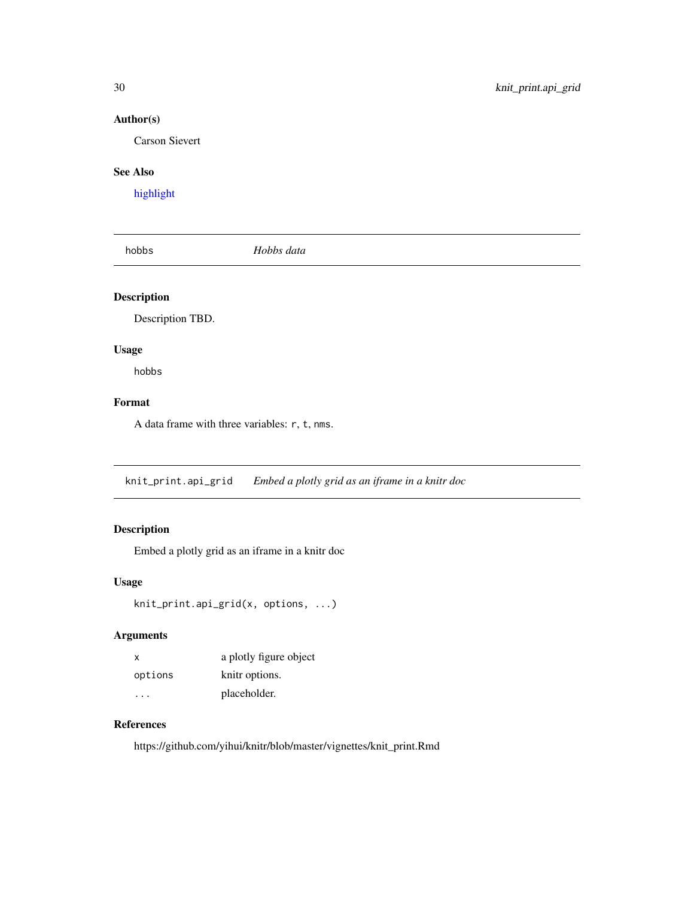## Author(s)

Carson Sievert

## See Also

highlight

---

## hobbs — *Hobbs data*

### Description

Description TBD.

### Usage

```
hobbs
```

### Format

A data frame with three variables: `r`, `t`, `nms`.

---

## knit_print.api_grid — *Embed a plotly grid as an iframe in a knitr doc*

### Description

Embed a plotly grid as an iframe in a knitr doc

### Usage

```
knit_print.api_grid(x, options, ...)
```

### Arguments

| | |
|---|---|
| `x` | a plotly figure object |
| `options` | knitr options. |
| `...` | placeholder. |

### References

https://github.com/yihui/knitr/blob/master/vignettes/knit_print.Rmd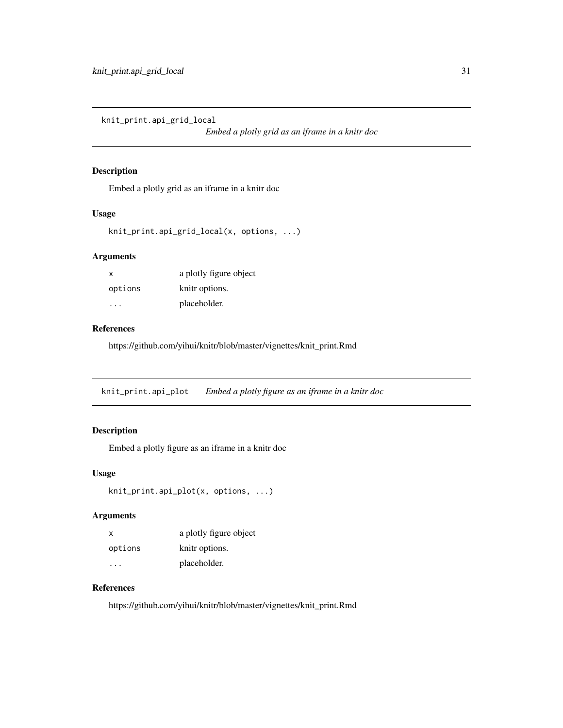## knit_print.api_grid_local

*Embed a plotly grid as an iframe in a knitr doc*

### Description

Embed a plotly grid as an iframe in a knitr doc

### Usage

```
knit_print.api_grid_local(x, options, ...)
```

### Arguments

| | |
|---|---|
| x | a plotly figure object |
| options | knitr options. |
| ... | placeholder. |

### References

https://github.com/yihui/knitr/blob/master/vignettes/knit_print.Rmd

## knit_print.api_plot

*Embed a plotly figure as an iframe in a knitr doc*

### Description

Embed a plotly figure as an iframe in a knitr doc

### Usage

```
knit_print.api_plot(x, options, ...)
```

### Arguments

| | |
|---|---|
| x | a plotly figure object |
| options | knitr options. |
| ... | placeholder. |

### References

https://github.com/yihui/knitr/blob/master/vignettes/knit_print.Rmd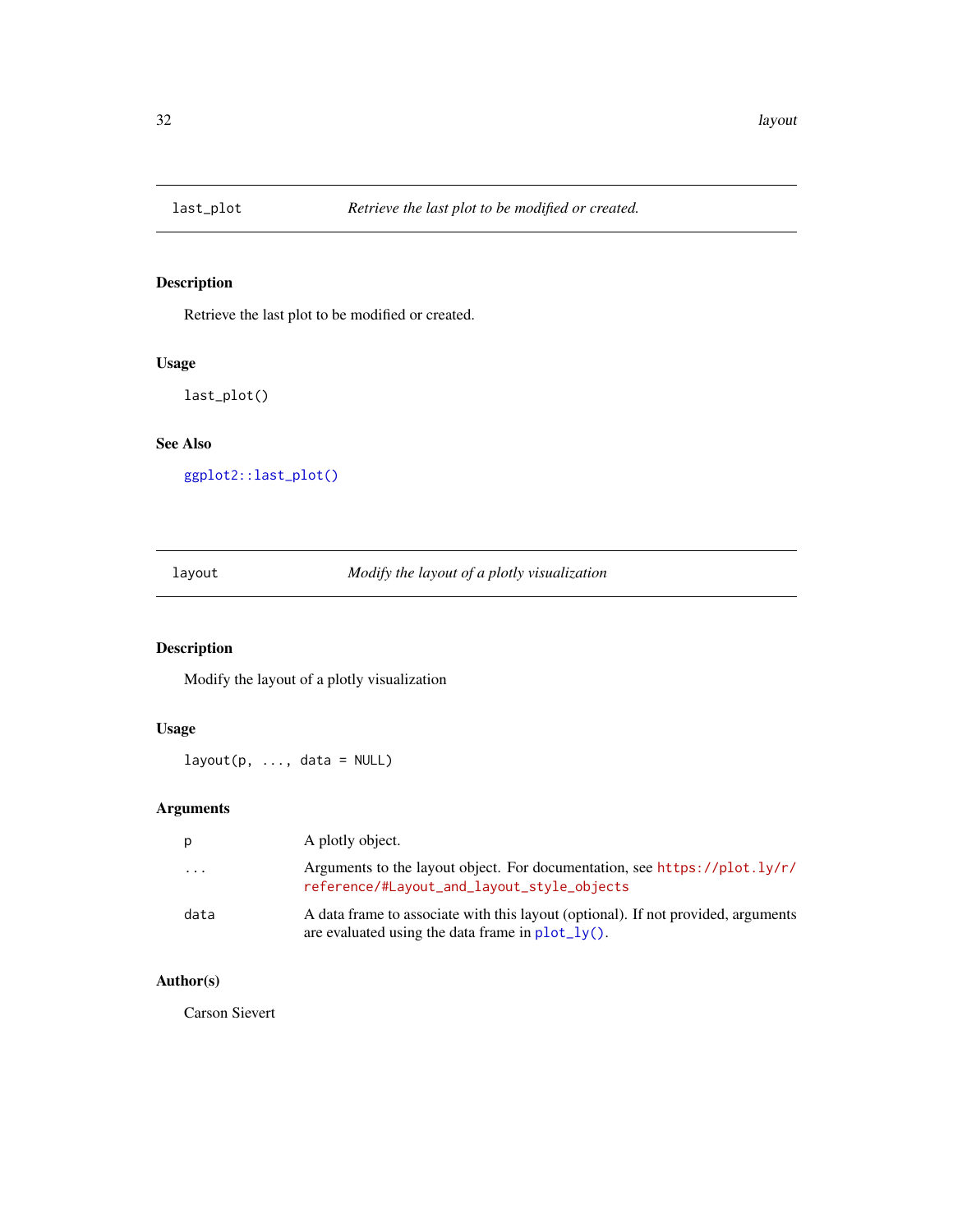## last_plot — *Retrieve the last plot to be modified or created.*

### Description

Retrieve the last plot to be modified or created.

### Usage

```
last_plot()
```

### See Also

ggplot2::last_plot()

## layout — *Modify the layout of a plotly visualization*

### Description

Modify the layout of a plotly visualization

### Usage

```
layout(p, ..., data = NULL)
```

### Arguments

| | |
|---|---|
| p | A plotly object. |
| ... | Arguments to the layout object. For documentation, see https://plot.ly/r/reference/#Layout_and_layout_style_objects |
| data | A data frame to associate with this layout (optional). If not provided, arguments are evaluated using the data frame in plot_ly(). |

### Author(s)

Carson Sievert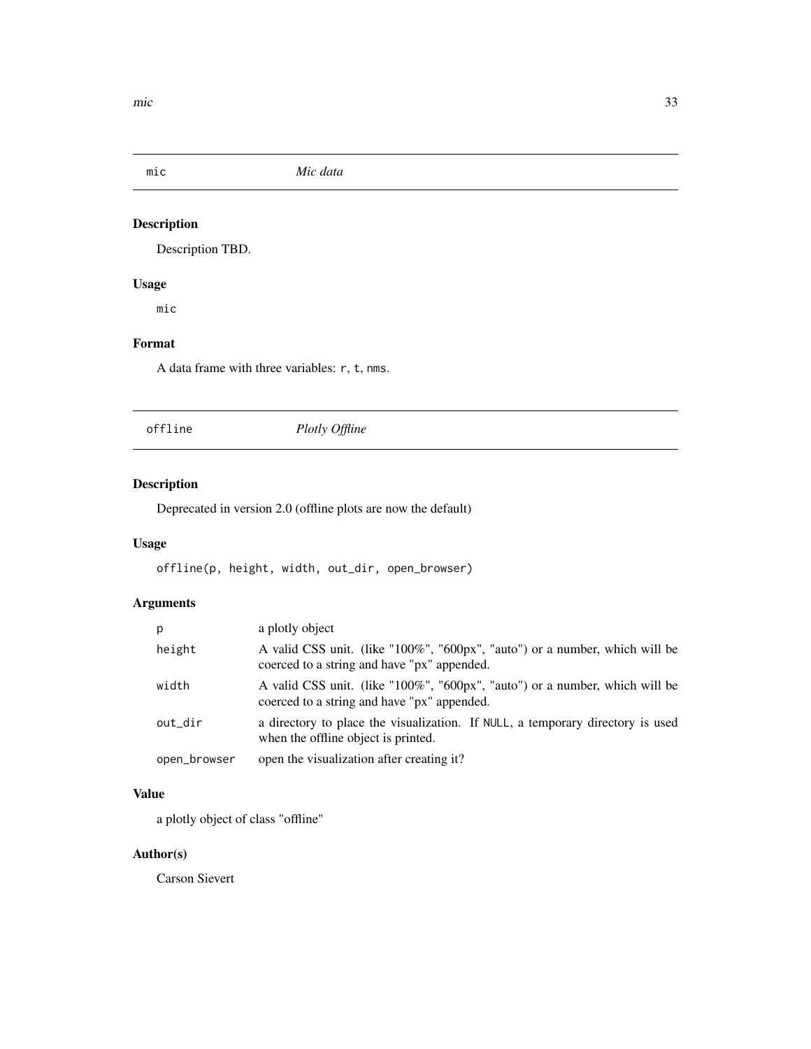## mic — *Mic data*

### Description

Description TBD.

### Usage

```
mic
```

### Format

A data frame with three variables: `r`, `t`, `nms`.

## offline — *Plotly Offline*

### Description

Deprecated in version 2.0 (offline plots are now the default)

### Usage

```
offline(p, height, width, out_dir, open_browser)
```

### Arguments

| | |
|---|---|
| `p` | a plotly object |
| `height` | A valid CSS unit. (like "100%", "600px", "auto") or a number, which will be coerced to a string and have "px" appended. |
| `width` | A valid CSS unit. (like "100%", "600px", "auto") or a number, which will be coerced to a string and have "px" appended. |
| `out_dir` | a directory to place the visualization. If `NULL`, a temporary directory is used when the offline object is printed. |
| `open_browser` | open the visualization after creating it? |

### Value

a plotly object of class "offline"

### Author(s)

Carson Sievert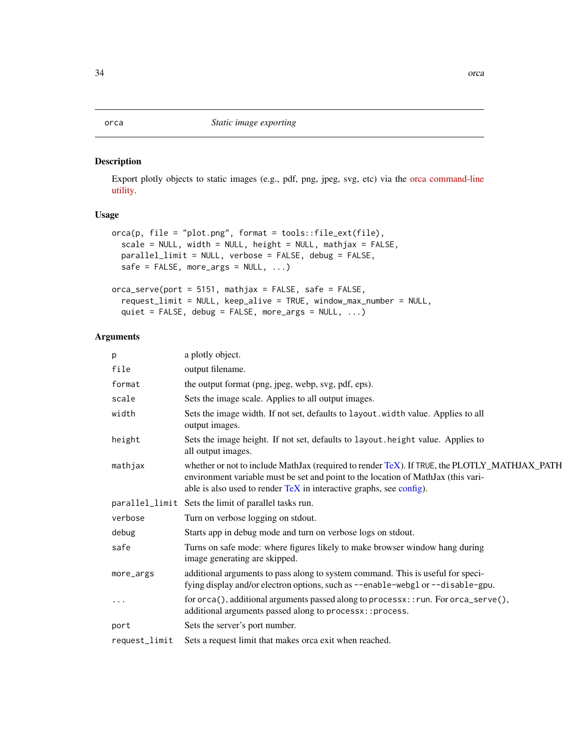# orca — *Static image exporting*

## Description

Export plotly objects to static images (e.g., pdf, png, jpeg, svg, etc) via the orca command-line utility.

## Usage

```
orca(p, file = "plot.png", format = tools::file_ext(file),
  scale = NULL, width = NULL, height = NULL, mathjax = FALSE,
  parallel_limit = NULL, verbose = FALSE, debug = FALSE,
  safe = FALSE, more_args = NULL, ...)

orca_serve(port = 5151, mathjax = FALSE, safe = FALSE,
  request_limit = NULL, keep_alive = TRUE, window_max_number = NULL,
  quiet = FALSE, debug = FALSE, more_args = NULL, ...)
```

## Arguments

| | |
|---|---|
| `p` | a plotly object. |
| `file` | output filename. |
| `format` | the output format (png, jpeg, webp, svg, pdf, eps). |
| `scale` | Sets the image scale. Applies to all output images. |
| `width` | Sets the image width. If not set, defaults to `layout.width` value. Applies to all output images. |
| `height` | Sets the image height. If not set, defaults to `layout.height` value. Applies to all output images. |
| `mathjax` | whether or not to include MathJax (required to render TeX). If `TRUE`, the PLOTLY_MATHJAX_PATH environment variable must be set and point to the location of MathJax (this variable is also used to render TeX in interactive graphs, see config). |
| `parallel_limit` | Sets the limit of parallel tasks run. |
| `verbose` | Turn on verbose logging on stdout. |
| `debug` | Starts app in debug mode and turn on verbose logs on stdout. |
| `safe` | Turns on safe mode: where figures likely to make browser window hang during image generating are skipped. |
| `more_args` | additional arguments to pass along to system command. This is useful for specifying display and/or electron options, such as `--enable-webgl` or `--disable-gpu`. |
| `...` | for `orca()`, additional arguments passed along to `processx::run`. For `orca_serve()`, additional arguments passed along to `processx::process`. |
| `port` | Sets the server's port number. |
| `request_limit` | Sets a request limit that makes orca exit when reached. |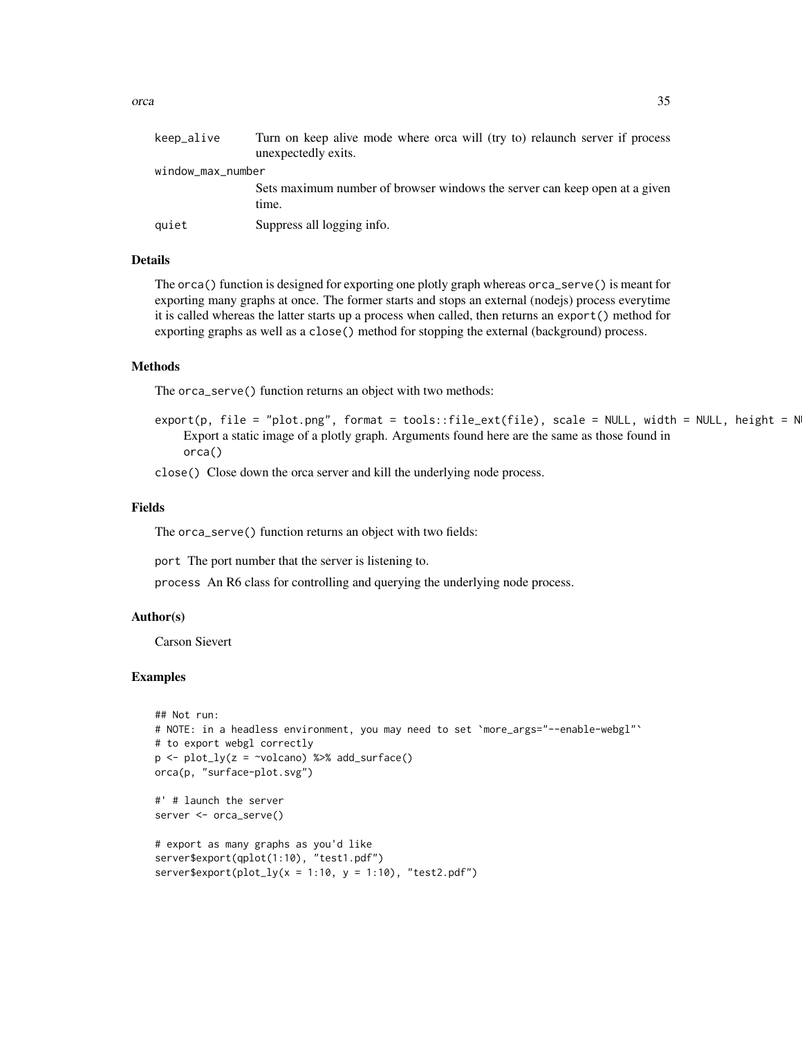| | |
|---|---|
| keep_alive | Turn on keep alive mode where orca will (try to) relaunch server if process unexpectedly exits. |
| window_max_number | Sets maximum number of browser windows the server can keep open at a given time. |
| quiet | Suppress all logging info. |

### Details

The `orca()` function is designed for exporting one plotly graph whereas `orca_serve()` is meant for exporting many graphs at once. The former starts and stops an external (nodejs) process everytime it is called whereas the latter starts up a process when called, then returns an `export()` method for exporting graphs as well as a `close()` method for stopping the external (background) process.

### Methods

The `orca_serve()` function returns an object with two methods:

`export(p, file = "plot.png", format = tools::file_ext(file), scale = NULL, width = NULL, height = NU`
Export a static image of a plotly graph. Arguments found here are the same as those found in `orca()`

`close()` Close down the orca server and kill the underlying node process.

### Fields

The `orca_serve()` function returns an object with two fields:

`port` The port number that the server is listening to.

`process` An R6 class for controlling and querying the underlying node process.

### Author(s)

Carson Sievert

### Examples

```
## Not run:
# NOTE: in a headless environment, you may need to set `more_args="--enable-webgl"`
# to export webgl correctly
p <- plot_ly(z = ~volcano) %>% add_surface()
orca(p, "surface-plot.svg")

#' # launch the server
server <- orca_serve()

# export as many graphs as you'd like
server$export(qplot(1:10), "test1.pdf")
server$export(plot_ly(x = 1:10, y = 1:10), "test2.pdf")
```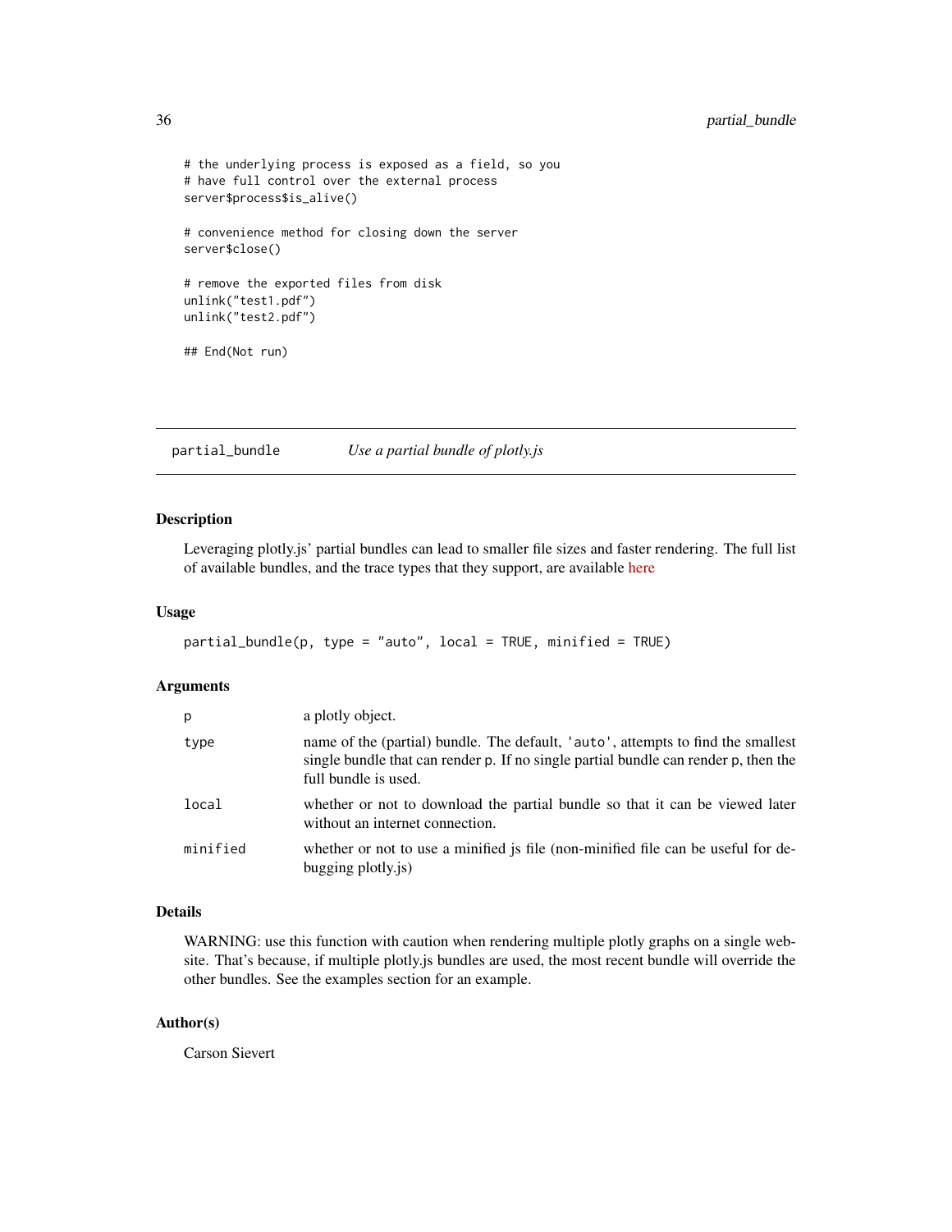```
# the underlying process is exposed as a field, so you
# have full control over the external process
server$process$is_alive()

# convenience method for closing down the server
server$close()

# remove the exported files from disk
unlink("test1.pdf")
unlink("test2.pdf")

## End(Not run)
```

---

## partial_bundle — *Use a partial bundle of plotly.js*

### Description

Leveraging plotly.js' partial bundles can lead to smaller file sizes and faster rendering. The full list of available bundles, and the trace types that they support, are available here

### Usage

```
partial_bundle(p, type = "auto", local = TRUE, minified = TRUE)
```

### Arguments

| | |
|---|---|
| `p` | a plotly object. |
| `type` | name of the (partial) bundle. The default, `'auto'`, attempts to find the smallest single bundle that can render `p`. If no single partial bundle can render `p`, then the full bundle is used. |
| `local` | whether or not to download the partial bundle so that it can be viewed later without an internet connection. |
| `minified` | whether or not to use a minified js file (non-minified file can be useful for debugging plotly.js) |

### Details

WARNING: use this function with caution when rendering multiple plotly graphs on a single website. That's because, if multiple plotly.js bundles are used, the most recent bundle will override the other bundles. See the examples section for an example.

### Author(s)

Carson Sievert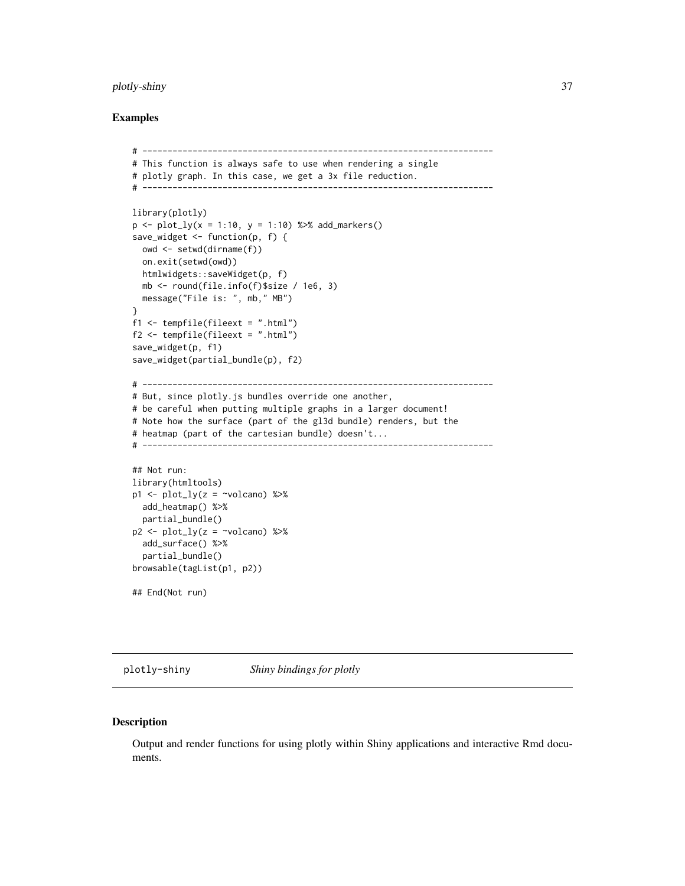### Examples

```
# ----------------------------------------------------------------------
# This function is always safe to use when rendering a single
# plotly graph. In this case, we get a 3x file reduction.
# ----------------------------------------------------------------------

library(plotly)
p <- plot_ly(x = 1:10, y = 1:10) %>% add_markers()
save_widget <- function(p, f) {
  owd <- setwd(dirname(f))
  on.exit(setwd(owd))
  htmlwidgets::saveWidget(p, f)
  mb <- round(file.info(f)$size / 1e6, 3)
  message("File is: ", mb," MB")
}
f1 <- tempfile(fileext = ".html")
f2 <- tempfile(fileext = ".html")
save_widget(p, f1)
save_widget(partial_bundle(p), f2)

# ----------------------------------------------------------------------
# But, since plotly.js bundles override one another,
# be careful when putting multiple graphs in a larger document!
# Note how the surface (part of the gl3d bundle) renders, but the
# heatmap (part of the cartesian bundle) doesn't...
# ----------------------------------------------------------------------

## Not run:
library(htmltools)
p1 <- plot_ly(z = ~volcano) %>%
  add_heatmap() %>%
  partial_bundle()
p2 <- plot_ly(z = ~volcano) %>%
  add_surface() %>%
  partial_bundle()
browsable(tagList(p1, p2))

## End(Not run)
```

## plotly-shiny *Shiny bindings for plotly*

### Description

Output and render functions for using plotly within Shiny applications and interactive Rmd documents.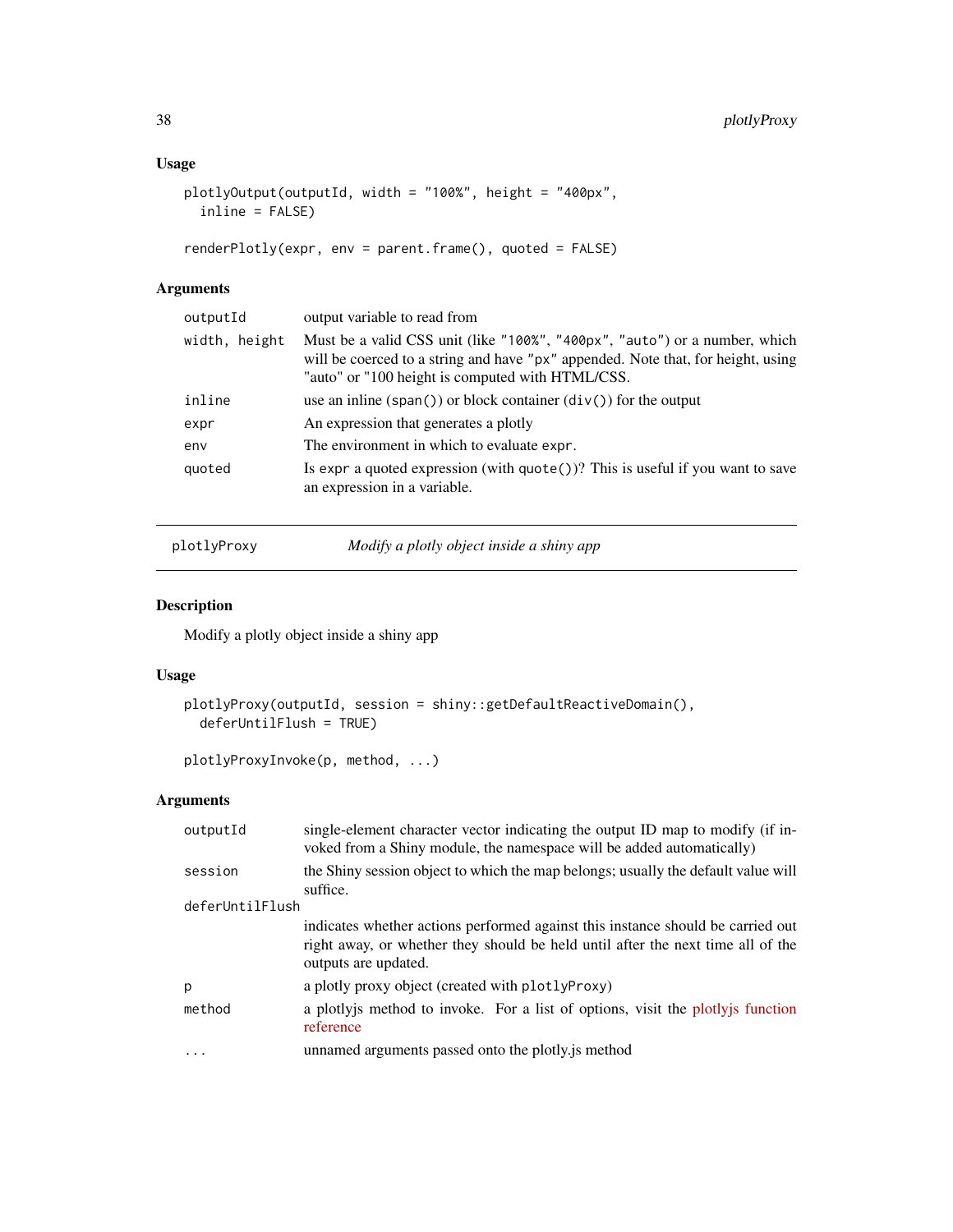### Usage

```
plotlyOutput(outputId, width = "100%", height = "400px",
  inline = FALSE)

renderPlotly(expr, env = parent.frame(), quoted = FALSE)
```

### Arguments

| | |
|---|---|
| `outputId` | output variable to read from |
| `width, height` | Must be a valid CSS unit (like "100%", "400px", "auto") or a number, which will be coerced to a string and have "px" appended. Note that, for height, using "auto" or "100 height is computed with HTML/CSS. |
| `inline` | use an inline (`span()`) or block container (`div()`) for the output |
| `expr` | An expression that generates a plotly |
| `env` | The environment in which to evaluate `expr`. |
| `quoted` | Is `expr` a quoted expression (with `quote()`)? This is useful if you want to save an expression in a variable. |

---

## plotlyProxy — *Modify a plotly object inside a shiny app*

### Description

Modify a plotly object inside a shiny app

### Usage

```
plotlyProxy(outputId, session = shiny::getDefaultReactiveDomain(),
  deferUntilFlush = TRUE)

plotlyProxyInvoke(p, method, ...)
```

### Arguments

| | |
|---|---|
| `outputId` | single-element character vector indicating the output ID map to modify (if invoked from a Shiny module, the namespace will be added automatically) |
| `session` | the Shiny session object to which the map belongs; usually the default value will suffice. |
| `deferUntilFlush` | indicates whether actions performed against this instance should be carried out right away, or whether they should be held until after the next time all of the outputs are updated. |
| `p` | a plotly proxy object (created with `plotlyProxy`) |
| `method` | a plotlyjs method to invoke. For a list of options, visit the plotlyjs function reference |
| `...` | unnamed arguments passed onto the plotly.js method |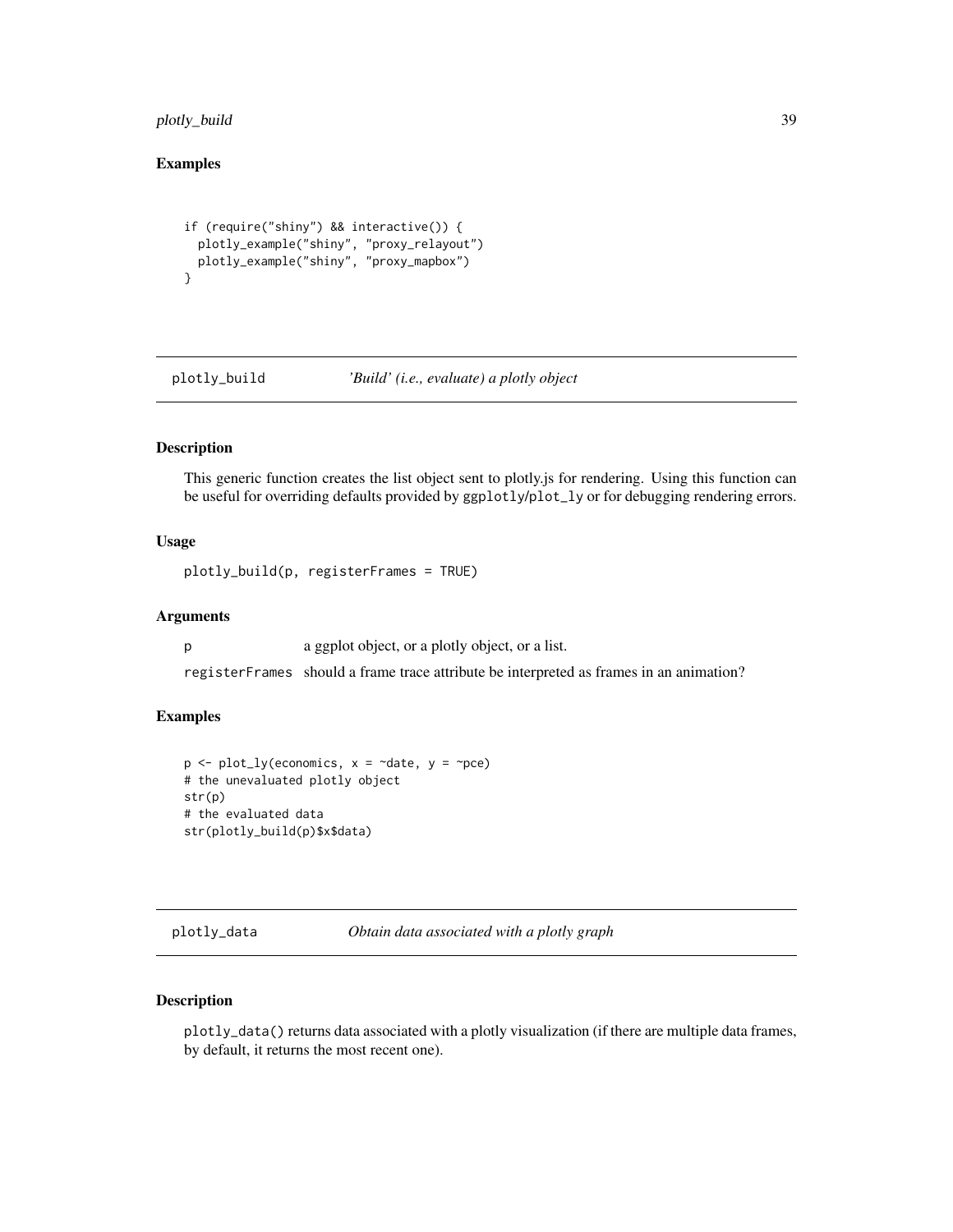### Examples

```
if (require("shiny") && interactive()) {
  plotly_example("shiny", "proxy_relayout")
  plotly_example("shiny", "proxy_mapbox")
}
```

## plotly_build — *'Build' (i.e., evaluate) a plotly object*

### Description

This generic function creates the list object sent to plotly.js for rendering. Using this function can be useful for overriding defaults provided by `ggplotly`/`plot_ly` or for debugging rendering errors.

### Usage

```
plotly_build(p, registerFrames = TRUE)
```

### Arguments

| | |
|---|---|
| `p` | a ggplot object, or a plotly object, or a list. |
| `registerFrames` | should a frame trace attribute be interpreted as frames in an animation? |

### Examples

```
p <- plot_ly(economics, x = ~date, y = ~pce)
# the unevaluated plotly object
str(p)
# the evaluated data
str(plotly_build(p)$x$data)
```

## plotly_data — *Obtain data associated with a plotly graph*

### Description

`plotly_data()` returns data associated with a plotly visualization (if there are multiple data frames, by default, it returns the most recent one).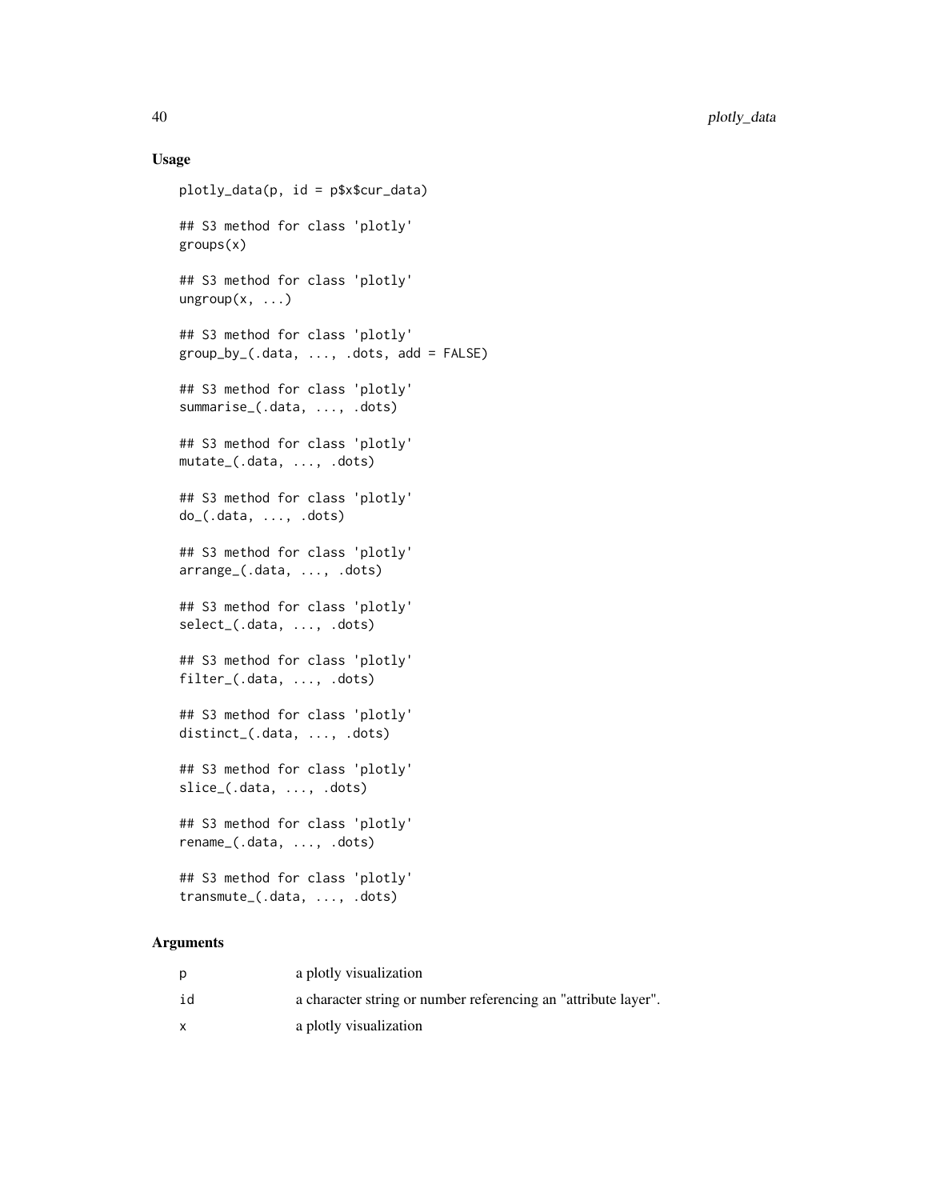## Usage

```
plotly_data(p, id = p$x$cur_data)

## S3 method for class 'plotly'
groups(x)

## S3 method for class 'plotly'
ungroup(x, ...)

## S3 method for class 'plotly'
group_by_(.data, ..., .dots, add = FALSE)

## S3 method for class 'plotly'
summarise_(.data, ..., .dots)

## S3 method for class 'plotly'
mutate_(.data, ..., .dots)

## S3 method for class 'plotly'
do_(.data, ..., .dots)

## S3 method for class 'plotly'
arrange_(.data, ..., .dots)

## S3 method for class 'plotly'
select_(.data, ..., .dots)

## S3 method for class 'plotly'
filter_(.data, ..., .dots)

## S3 method for class 'plotly'
distinct_(.data, ..., .dots)

## S3 method for class 'plotly'
slice_(.data, ..., .dots)

## S3 method for class 'plotly'
rename_(.data, ..., .dots)

## S3 method for class 'plotly'
transmute_(.data, ..., .dots)
```

## Arguments

| | |
|---|---|
| p | a plotly visualization |
| id | a character string or number referencing an "attribute layer". |
| x | a plotly visualization |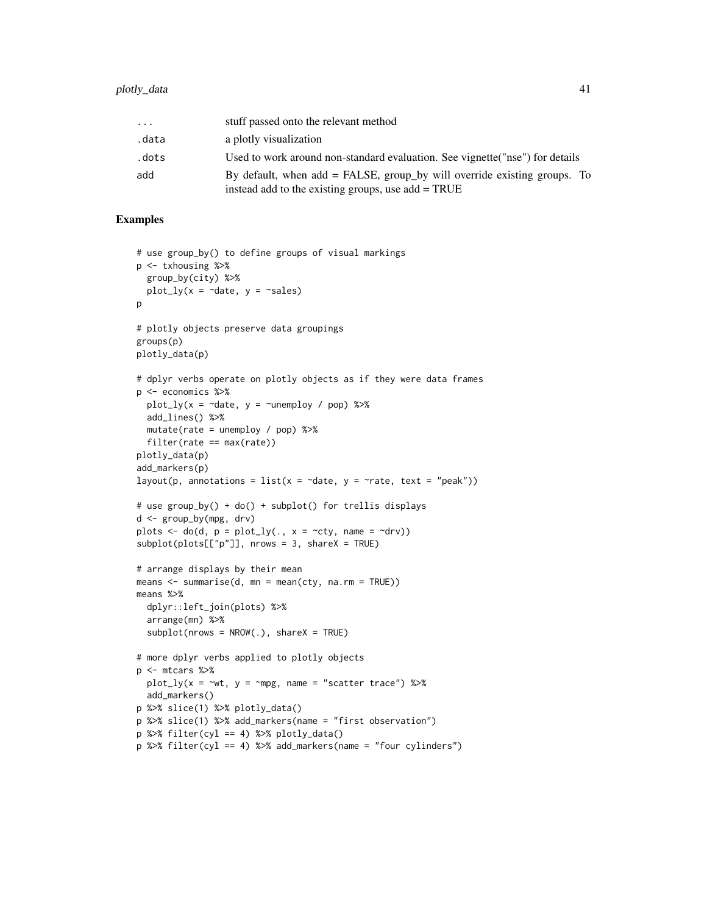| | |
|---|---|
| ... | stuff passed onto the relevant method |
| .data | a plotly visualization |
| .dots | Used to work around non-standard evaluation. See vignette("nse") for details |
| add | By default, when add = FALSE, group_by will override existing groups. To instead add to the existing groups, use add = TRUE |

## Examples

```
# use group_by() to define groups of visual markings
p <- txhousing %>%
  group_by(city) %>%
  plot_ly(x = ~date, y = ~sales)
p

# plotly objects preserve data groupings
groups(p)
plotly_data(p)

# dplyr verbs operate on plotly objects as if they were data frames
p <- economics %>%
  plot_ly(x = ~date, y = ~unemploy / pop) %>%
  add_lines() %>%
  mutate(rate = unemploy / pop) %>%
  filter(rate == max(rate))
plotly_data(p)
add_markers(p)
layout(p, annotations = list(x = ~date, y = ~rate, text = "peak"))

# use group_by() + do() + subplot() for trellis displays
d <- group_by(mpg, drv)
plots <- do(d, p = plot_ly(., x = ~cty, name = ~drv))
subplot(plots[["p"]], nrows = 3, shareX = TRUE)

# arrange displays by their mean
means <- summarise(d, mn = mean(cty, na.rm = TRUE))
means %>%
  dplyr::left_join(plots) %>%
  arrange(mn) %>%
  subplot(nrows = NROW(.), shareX = TRUE)

# more dplyr verbs applied to plotly objects
p <- mtcars %>%
  plot_ly(x = ~wt, y = ~mpg, name = "scatter trace") %>%
  add_markers()
p %>% slice(1) %>% plotly_data()
p %>% slice(1) %>% add_markers(name = "first observation")
p %>% filter(cyl == 4) %>% plotly_data()
p %>% filter(cyl == 4) %>% add_markers(name = "four cylinders")
```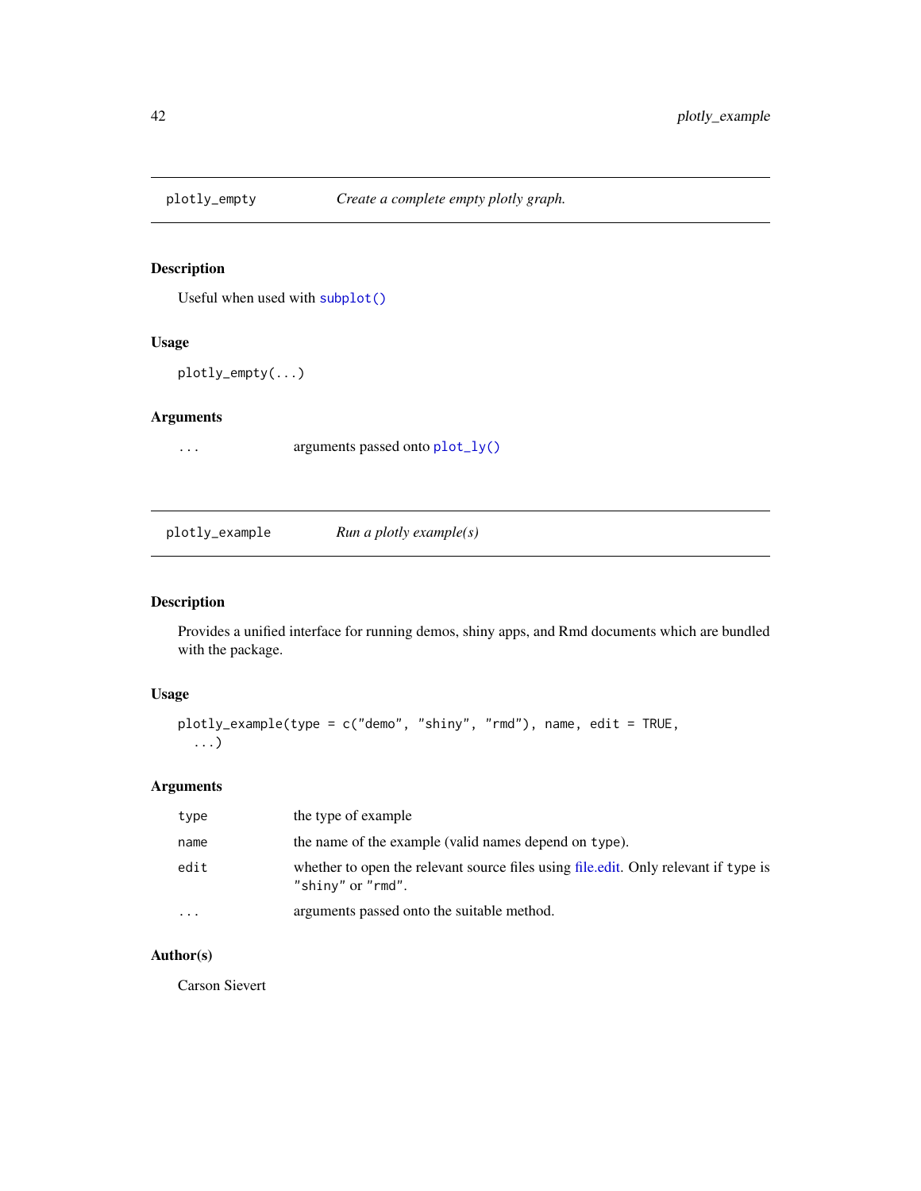## plotly_empty — *Create a complete empty plotly graph.*

### Description

Useful when used with `subplot()`

### Usage

```
plotly_empty(...)
```

### Arguments

| | |
|---|---|
| `...` | arguments passed onto `plot_ly()` |

## plotly_example — *Run a plotly example(s)*

### Description

Provides a unified interface for running demos, shiny apps, and Rmd documents which are bundled with the package.

### Usage

```
plotly_example(type = c("demo", "shiny", "rmd"), name, edit = TRUE,
  ...)
```

### Arguments

| | |
|---|---|
| `type` | the type of example |
| `name` | the name of the example (valid names depend on `type`). |
| `edit` | whether to open the relevant source files using file.edit. Only relevant if `type` is `"shiny"` or `"rmd"`. |
| `...` | arguments passed onto the suitable method. |

### Author(s)

Carson Sievert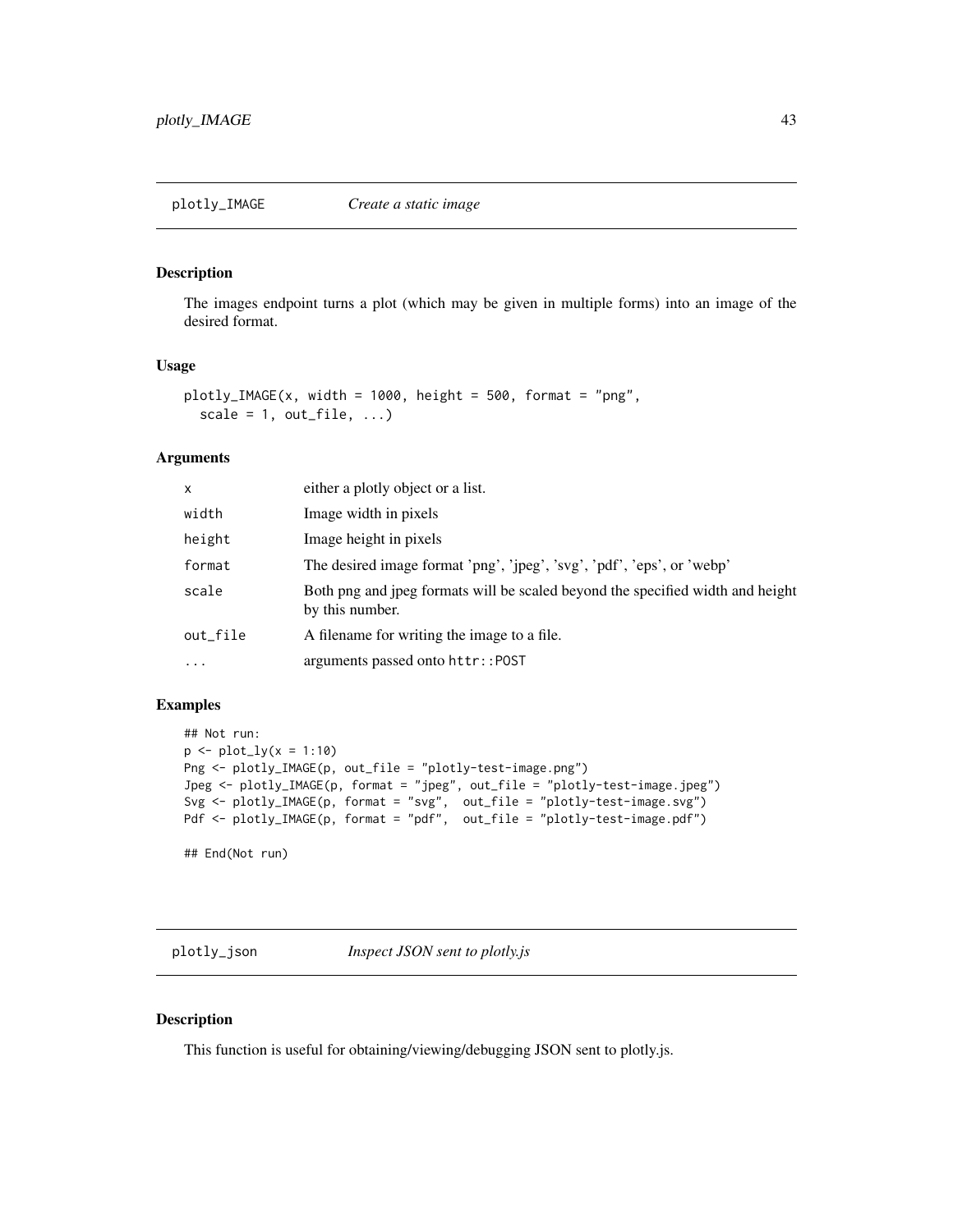## plotly_IMAGE *Create a static image*

### Description

The images endpoint turns a plot (which may be given in multiple forms) into an image of the desired format.

### Usage

```
plotly_IMAGE(x, width = 1000, height = 500, format = "png",
  scale = 1, out_file, ...)
```

### Arguments

| | |
|---|---|
| x | either a plotly object or a list. |
| width | Image width in pixels |
| height | Image height in pixels |
| format | The desired image format 'png', 'jpeg', 'svg', 'pdf', 'eps', or 'webp' |
| scale | Both png and jpeg formats will be scaled beyond the specified width and height by this number. |
| out_file | A filename for writing the image to a file. |
| ... | arguments passed onto `httr::POST` |

### Examples

```
## Not run:
p <- plot_ly(x = 1:10)
Png <- plotly_IMAGE(p, out_file = "plotly-test-image.png")
Jpeg <- plotly_IMAGE(p, format = "jpeg", out_file = "plotly-test-image.jpeg")
Svg <- plotly_IMAGE(p, format = "svg",  out_file = "plotly-test-image.svg")
Pdf <- plotly_IMAGE(p, format = "pdf",  out_file = "plotly-test-image.pdf")

## End(Not run)
```

## plotly_json *Inspect JSON sent to plotly.js*

### Description

This function is useful for obtaining/viewing/debugging JSON sent to plotly.js.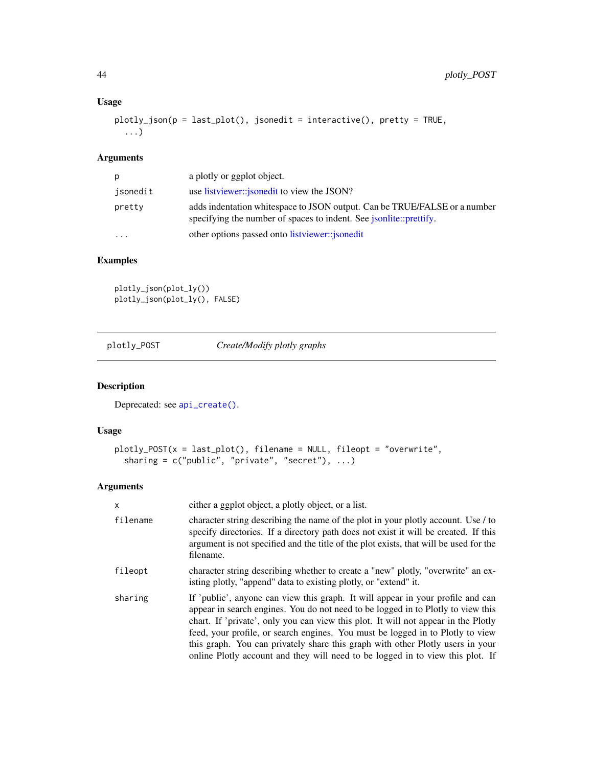### Usage

```
plotly_json(p = last_plot(), jsonedit = interactive(), pretty = TRUE,
  ...)
```

### Arguments

| | |
|---|---|
| p | a plotly or ggplot object. |
| jsonedit | use listviewer::jsonedit to view the JSON? |
| pretty | adds indentation whitespace to JSON output. Can be TRUE/FALSE or a number specifying the number of spaces to indent. See jsonlite::prettify. |
| ... | other options passed onto listviewer::jsonedit |

### Examples

```
plotly_json(plot_ly())
plotly_json(plot_ly(), FALSE)
```

---

## plotly_POST *Create/Modify plotly graphs*

### Description

Deprecated: see `api_create()`.

### Usage

```
plotly_POST(x = last_plot(), filename = NULL, fileopt = "overwrite",
  sharing = c("public", "private", "secret"), ...)
```

### Arguments

| | |
|---|---|
| x | either a ggplot object, a plotly object, or a list. |
| filename | character string describing the name of the plot in your plotly account. Use / to specify directories. If a directory path does not exist it will be created. If this argument is not specified and the title of the plot exists, that will be used for the filename. |
| fileopt | character string describing whether to create a "new" plotly, "overwrite" an existing plotly, "append" data to existing plotly, or "extend" it. |
| sharing | If 'public', anyone can view this graph. It will appear in your profile and can appear in search engines. You do not need to be logged in to Plotly to view this chart. If 'private', only you can view this plot. It will not appear in the Plotly feed, your profile, or search engines. You must be logged in to Plotly to view this graph. You can privately share this graph with other Plotly users in your online Plotly account and they will need to be logged in to view this plot. If |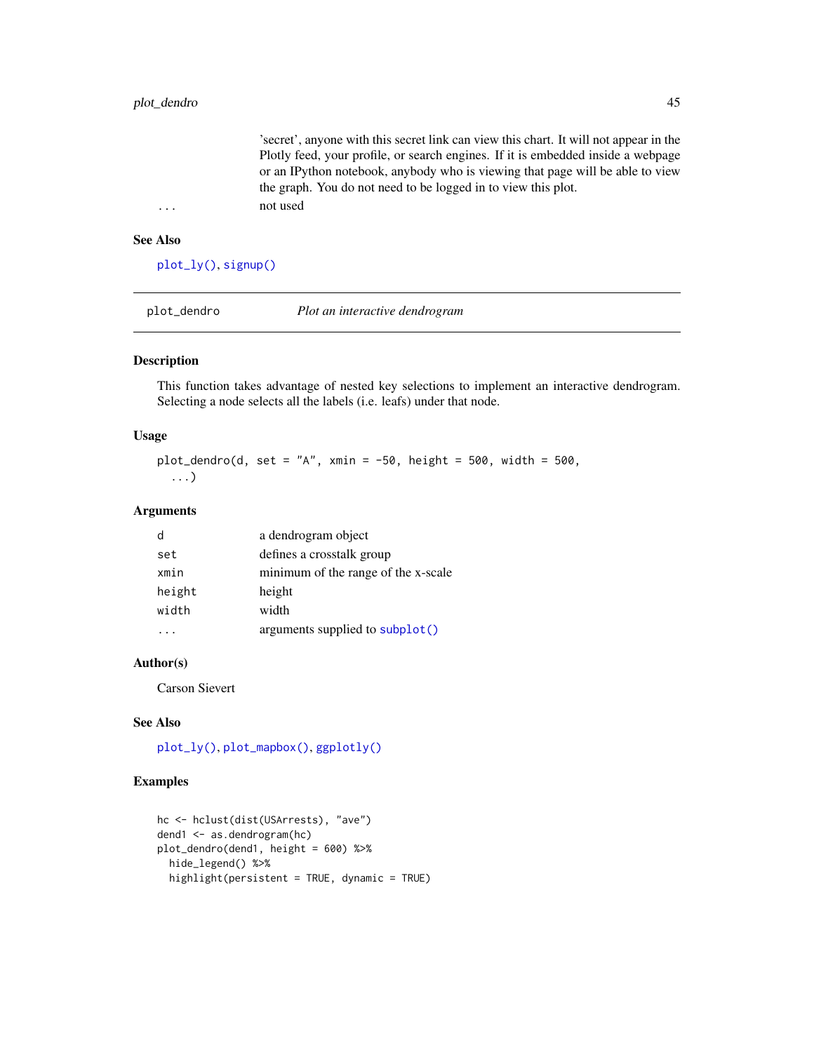'secret', anyone with this secret link can view this chart. It will not appear in the Plotly feed, your profile, or search engines. If it is embedded inside a webpage or an IPython notebook, anybody who is viewing that page will be able to view the graph. You do not need to be logged in to view this plot.

| | |
|---|---|
| `...` | not used |

### See Also

`plot_ly()`, `signup()`

---

## plot_dendro — *Plot an interactive dendrogram*

---

### Description

This function takes advantage of nested key selections to implement an interactive dendrogram. Selecting a node selects all the labels (i.e. leafs) under that node.

### Usage

```
plot_dendro(d, set = "A", xmin = -50, height = 500, width = 500,
  ...)
```

### Arguments

| | |
|---|---|
| `d` | a dendrogram object |
| `set` | defines a crosstalk group |
| `xmin` | minimum of the range of the x-scale |
| `height` | height |
| `width` | width |
| `...` | arguments supplied to `subplot()` |

### Author(s)

Carson Sievert

### See Also

`plot_ly()`, `plot_mapbox()`, `ggplotly()`

### Examples

```
hc <- hclust(dist(USArrests), "ave")
dend1 <- as.dendrogram(hc)
plot_dendro(dend1, height = 600) %>%
  hide_legend() %>%
  highlight(persistent = TRUE, dynamic = TRUE)
```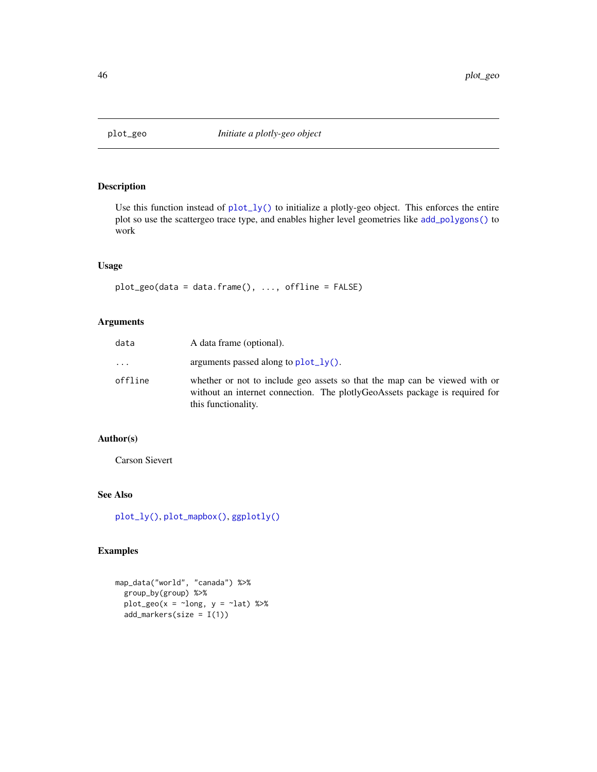# plot_geo — *Initiate a plotly-geo object*

## Description

Use this function instead of plot_ly() to initialize a plotly-geo object. This enforces the entire plot so use the scattergeo trace type, and enables higher level geometries like add_polygons() to work

## Usage

```
plot_geo(data = data.frame(), ..., offline = FALSE)
```

## Arguments

| | |
|---|---|
| data | A data frame (optional). |
| ... | arguments passed along to plot_ly(). |
| offline | whether or not to include geo assets so that the map can be viewed with or without an internet connection. The plotlyGeoAssets package is required for this functionality. |

## Author(s)

Carson Sievert

## See Also

plot_ly(), plot_mapbox(), ggplotly()

## Examples

```
map_data("world", "canada") %>%
  group_by(group) %>%
  plot_geo(x = ~long, y = ~lat) %>%
  add_markers(size = I(1))
```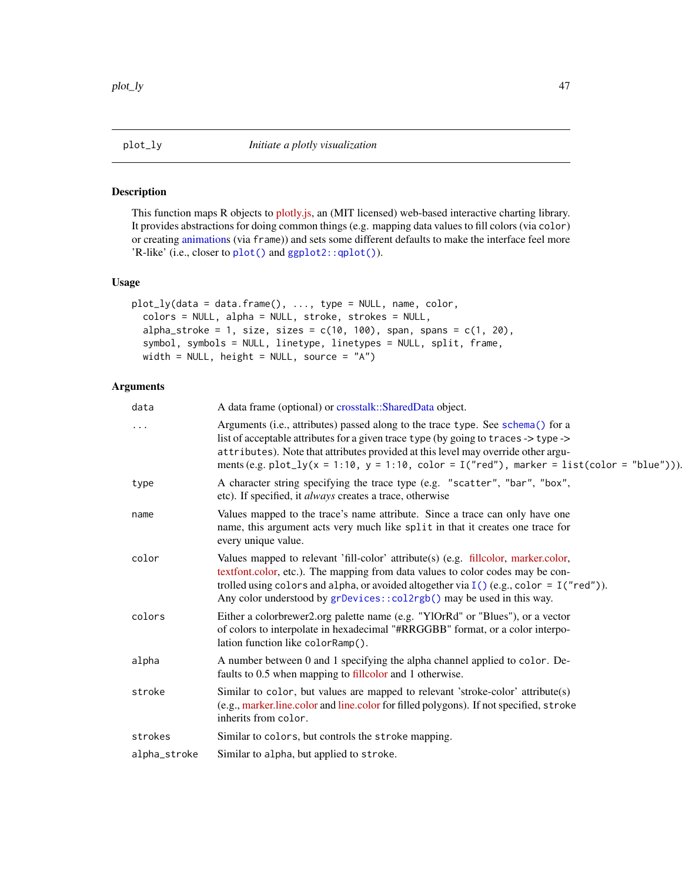plot_ly — *Initiate a plotly visualization*

## Description

This function maps R objects to plotly.js, an (MIT licensed) web-based interactive charting library. It provides abstractions for doing common things (e.g. mapping data values to fill colors (via `color`) or creating animations (via `frame`)) and sets some different defaults to make the interface feel more 'R-like' (i.e., closer to `plot()` and `ggplot2::qplot()`).

## Usage

```
plot_ly(data = data.frame(), ..., type = NULL, name, color,
  colors = NULL, alpha = NULL, stroke, strokes = NULL,
  alpha_stroke = 1, size, sizes = c(10, 100), span, spans = c(1, 20),
  symbol, symbols = NULL, linetype, linetypes = NULL, split, frame,
  width = NULL, height = NULL, source = "A")
```

## Arguments

| | |
|---|---|
| `data` | A data frame (optional) or crosstalk::SharedData object. |
| `...` | Arguments (i.e., attributes) passed along to the trace `type`. See `schema()` for a list of acceptable attributes for a given trace `type` (by going to `traces` -> `type` -> `attributes`). Note that attributes provided at this level may override other arguments (e.g. `plot_ly(x = 1:10, y = 1:10, color = I("red"), marker = list(color = "blue"))`). |
| `type` | A character string specifying the trace type (e.g. `"scatter"`, `"bar"`, `"box"`, etc). If specified, it *always* creates a trace, otherwise |
| `name` | Values mapped to the trace's name attribute. Since a trace can only have one name, this argument acts very much like `split` in that it creates one trace for every unique value. |
| `color` | Values mapped to relevant 'fill-color' attribute(s) (e.g. fillcolor, marker.color, textfont.color, etc.). The mapping from data values to color codes may be controlled using `colors` and `alpha`, or avoided altogether via `I()` (e.g., `color = I("red")`). Any color understood by `grDevices::col2rgb()` may be used in this way. |
| `colors` | Either a colorbrewer2.org palette name (e.g. "YlOrRd" or "Blues"), or a vector of colors to interpolate in hexadecimal "#RRGGBB" format, or a color interpolation function like `colorRamp()`. |
| `alpha` | A number between 0 and 1 specifying the alpha channel applied to `color`. Defaults to 0.5 when mapping to fillcolor and 1 otherwise. |
| `stroke` | Similar to `color`, but values are mapped to relevant 'stroke-color' attribute(s) (e.g., marker.line.color and line.color for filled polygons). If not specified, `stroke` inherits from `color`. |
| `strokes` | Similar to `colors`, but controls the `stroke` mapping. |
| `alpha_stroke` | Similar to `alpha`, but applied to `stroke`. |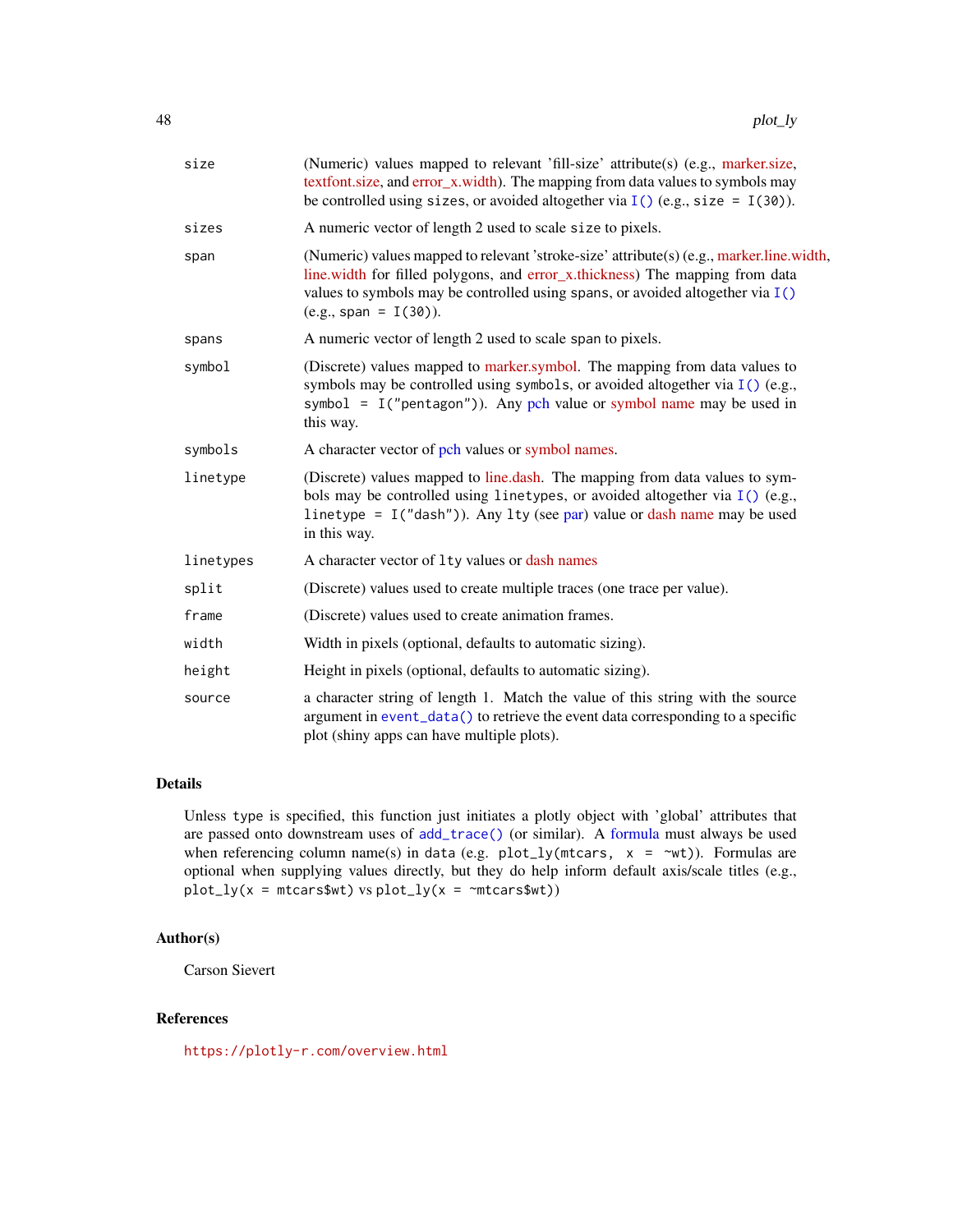| | |
|---|---|
| `size` | (Numeric) values mapped to relevant 'fill-size' attribute(s) (e.g., marker.size, textfont.size, and error_x.width). The mapping from data values to symbols may be controlled using `sizes`, or avoided altogether via `I()` (e.g., `size = I(30)`). |
| `sizes` | A numeric vector of length 2 used to scale `size` to pixels. |
| `span` | (Numeric) values mapped to relevant 'stroke-size' attribute(s) (e.g., marker.line.width, line.width for filled polygons, and error_x.thickness) The mapping from data values to symbols may be controlled using `spans`, or avoided altogether via `I()` (e.g., `span = I(30)`). |
| `spans` | A numeric vector of length 2 used to scale `span` to pixels. |
| `symbol` | (Discrete) values mapped to marker.symbol. The mapping from data values to symbols may be controlled using `symbols`, or avoided altogether via `I()` (e.g., `symbol = I("pentagon")`). Any pch value or symbol name may be used in this way. |
| `symbols` | A character vector of pch values or symbol names. |
| `linetype` | (Discrete) values mapped to line.dash. The mapping from data values to symbols may be controlled using `linetypes`, or avoided altogether via `I()` (e.g., `linetype = I("dash")`). Any `lty` (see par) value or dash name may be used in this way. |
| `linetypes` | A character vector of `lty` values or dash names |
| `split` | (Discrete) values used to create multiple traces (one trace per value). |
| `frame` | (Discrete) values used to create animation frames. |
| `width` | Width in pixels (optional, defaults to automatic sizing). |
| `height` | Height in pixels (optional, defaults to automatic sizing). |
| `source` | a character string of length 1. Match the value of this string with the source argument in `event_data()` to retrieve the event data corresponding to a specific plot (shiny apps can have multiple plots). |

## Details

Unless `type` is specified, this function just initiates a plotly object with 'global' attributes that are passed onto downstream uses of `add_trace()` (or similar). A formula must always be used when referencing column name(s) in `data` (e.g. `plot_ly(mtcars, x = ~wt)`). Formulas are optional when supplying values directly, but they do help inform default axis/scale titles (e.g., `plot_ly(x = mtcars$wt)` vs `plot_ly(x = ~mtcars$wt)`)

## Author(s)

Carson Sievert

## References

https://plotly-r.com/overview.html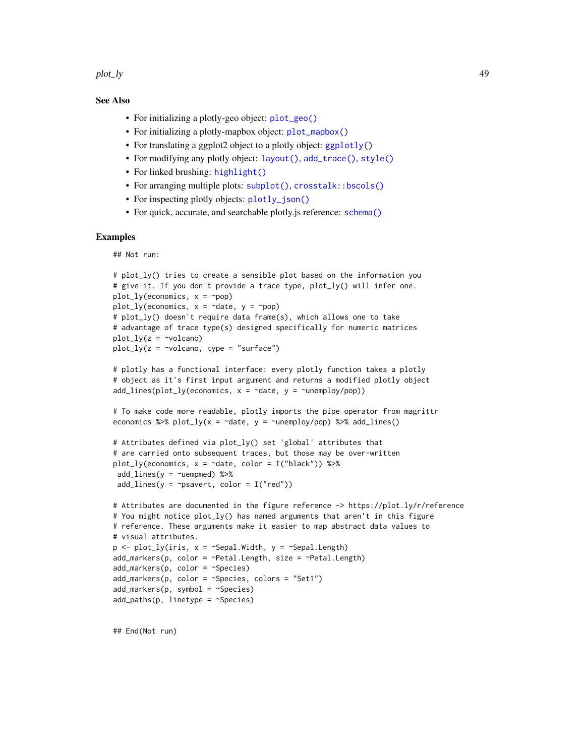### See Also

- For initializing a plotly-geo object: `plot_geo()`
- For initializing a plotly-mapbox object: `plot_mapbox()`
- For translating a ggplot2 object to a plotly object: `ggplotly()`
- For modifying any plotly object: `layout()`, `add_trace()`, `style()`
- For linked brushing: `highlight()`
- For arranging multiple plots: `subplot()`, `crosstalk::bscols()`
- For inspecting plotly objects: `plotly_json()`
- For quick, accurate, and searchable plotly.js reference: `schema()`

### Examples

```
## Not run:

# plot_ly() tries to create a sensible plot based on the information you
# give it. If you don't provide a trace type, plot_ly() will infer one.
plot_ly(economics, x = ~pop)
plot_ly(economics, x = ~date, y = ~pop)
# plot_ly() doesn't require data frame(s), which allows one to take
# advantage of trace type(s) designed specifically for numeric matrices
plot_ly(z = ~volcano)
plot_ly(z = ~volcano, type = "surface")

# plotly has a functional interface: every plotly function takes a plotly
# object as it's first input argument and returns a modified plotly object
add_lines(plot_ly(economics, x = ~date, y = ~unemploy/pop))

# To make code more readable, plotly imports the pipe operator from magrittr
economics %>% plot_ly(x = ~date, y = ~unemploy/pop) %>% add_lines()

# Attributes defined via plot_ly() set 'global' attributes that
# are carried onto subsequent traces, but those may be over-written
plot_ly(economics, x = ~date, color = I("black")) %>%
 add_lines(y = ~uempmed) %>%
 add_lines(y = ~psavert, color = I("red"))

# Attributes are documented in the figure reference -> https://plot.ly/r/reference
# You might notice plot_ly() has named arguments that aren't in this figure
# reference. These arguments make it easier to map abstract data values to
# visual attributes.
p <- plot_ly(iris, x = ~Sepal.Width, y = ~Sepal.Length)
add_markers(p, color = ~Petal.Length, size = ~Petal.Length)
add_markers(p, color = ~Species)
add_markers(p, color = ~Species, colors = "Set1")
add_markers(p, symbol = ~Species)
add_paths(p, linetype = ~Species)


## End(Not run)
```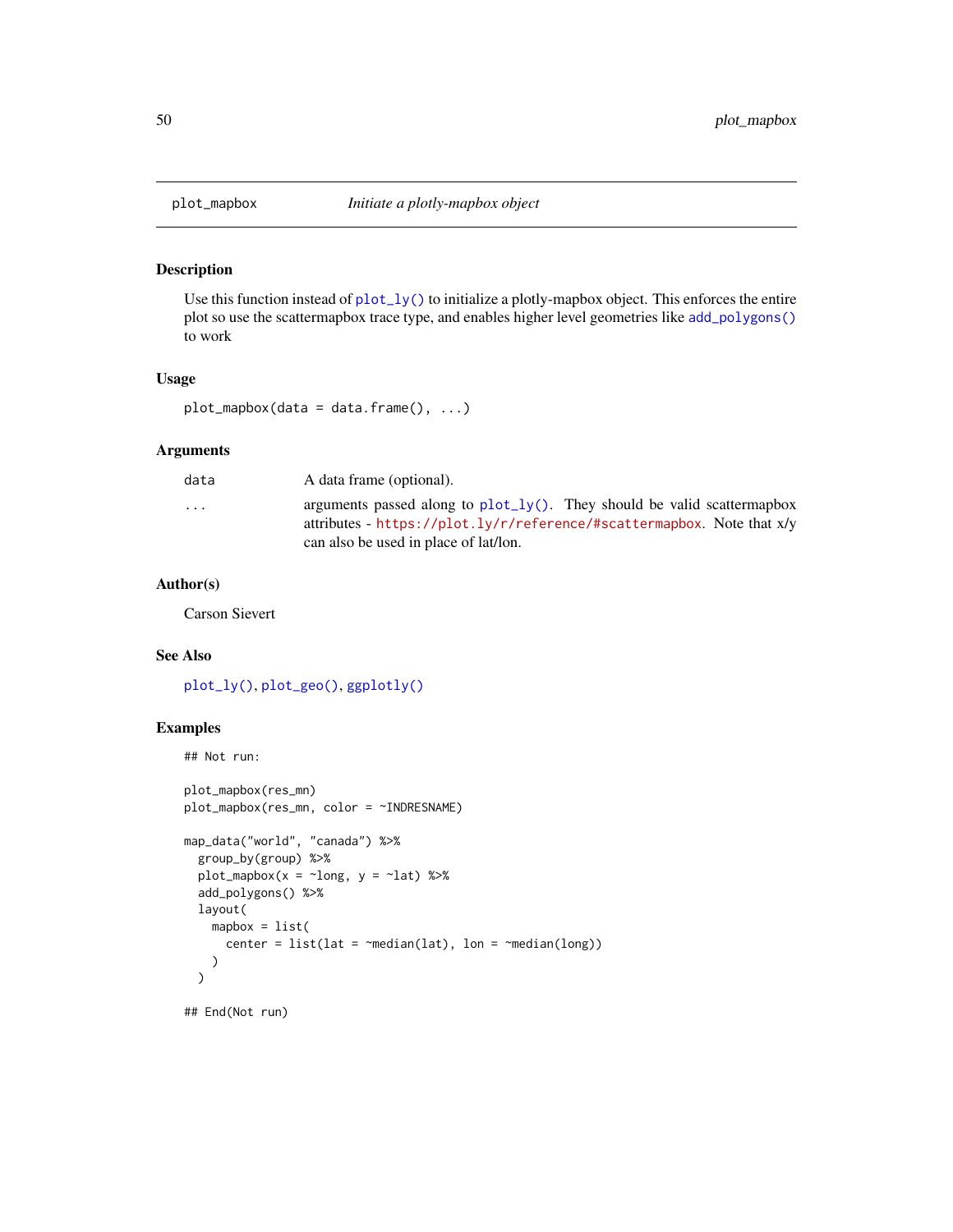## plot_mapbox — *Initiate a plotly-mapbox object*

### Description

Use this function instead of `plot_ly()` to initialize a plotly-mapbox object. This enforces the entire plot so use the scattermapbox trace type, and enables higher level geometries like `add_polygons()` to work

### Usage

```
plot_mapbox(data = data.frame(), ...)
```

### Arguments

| | |
|---|---|
| data | A data frame (optional). |
| ... | arguments passed along to `plot_ly()`. They should be valid scattermapbox attributes - https://plot.ly/r/reference/#scattermapbox. Note that x/y can also be used in place of lat/lon. |

### Author(s)

Carson Sievert

### See Also

`plot_ly()`, `plot_geo()`, `ggplotly()`

### Examples

```
## Not run:

plot_mapbox(res_mn)
plot_mapbox(res_mn, color = ~INDRESNAME)

map_data("world", "canada") %>%
  group_by(group) %>%
  plot_mapbox(x = ~long, y = ~lat) %>%
  add_polygons() %>%
  layout(
    mapbox = list(
      center = list(lat = ~median(lat), lon = ~median(long))
    )
  )

## End(Not run)
```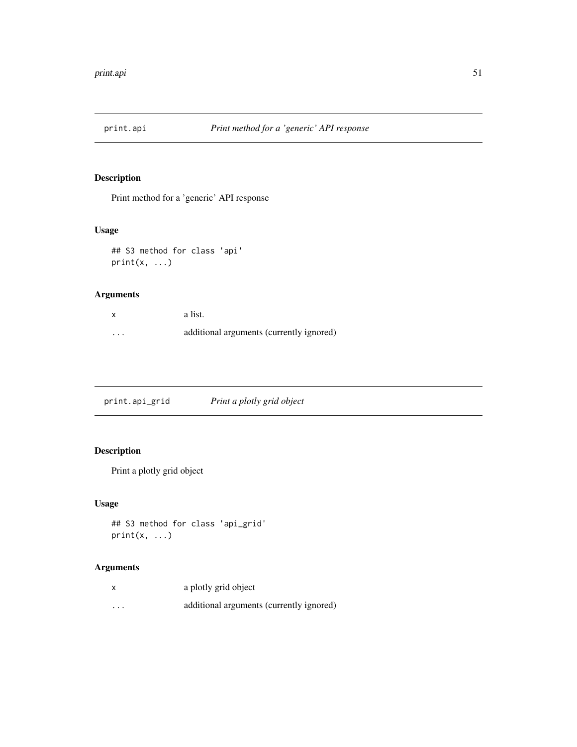## print.api *Print method for a 'generic' API response*

### Description

Print method for a 'generic' API response

### Usage

```
## S3 method for class 'api'
print(x, ...)
```

### Arguments

| | |
|---|---|
| x | a list. |
| ... | additional arguments (currently ignored) |

## print.api_grid *Print a plotly grid object*

### Description

Print a plotly grid object

### Usage

```
## S3 method for class 'api_grid'
print(x, ...)
```

### Arguments

| | |
|---|---|
| x | a plotly grid object |
| ... | additional arguments (currently ignored) |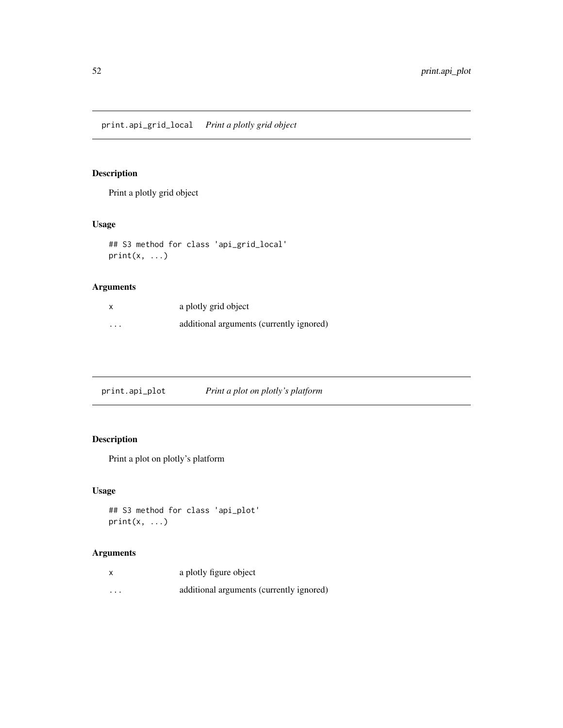## print.api_grid_local    *Print a plotly grid object*

### Description

Print a plotly grid object

### Usage

```
## S3 method for class 'api_grid_local'
print(x, ...)
```

### Arguments

| | |
|---|---|
| x | a plotly grid object |
| ... | additional arguments (currently ignored) |

## print.api_plot    *Print a plot on plotly's platform*

### Description

Print a plot on plotly's platform

### Usage

```
## S3 method for class 'api_plot'
print(x, ...)
```

### Arguments

| | |
|---|---|
| x | a plotly figure object |
| ... | additional arguments (currently ignored) |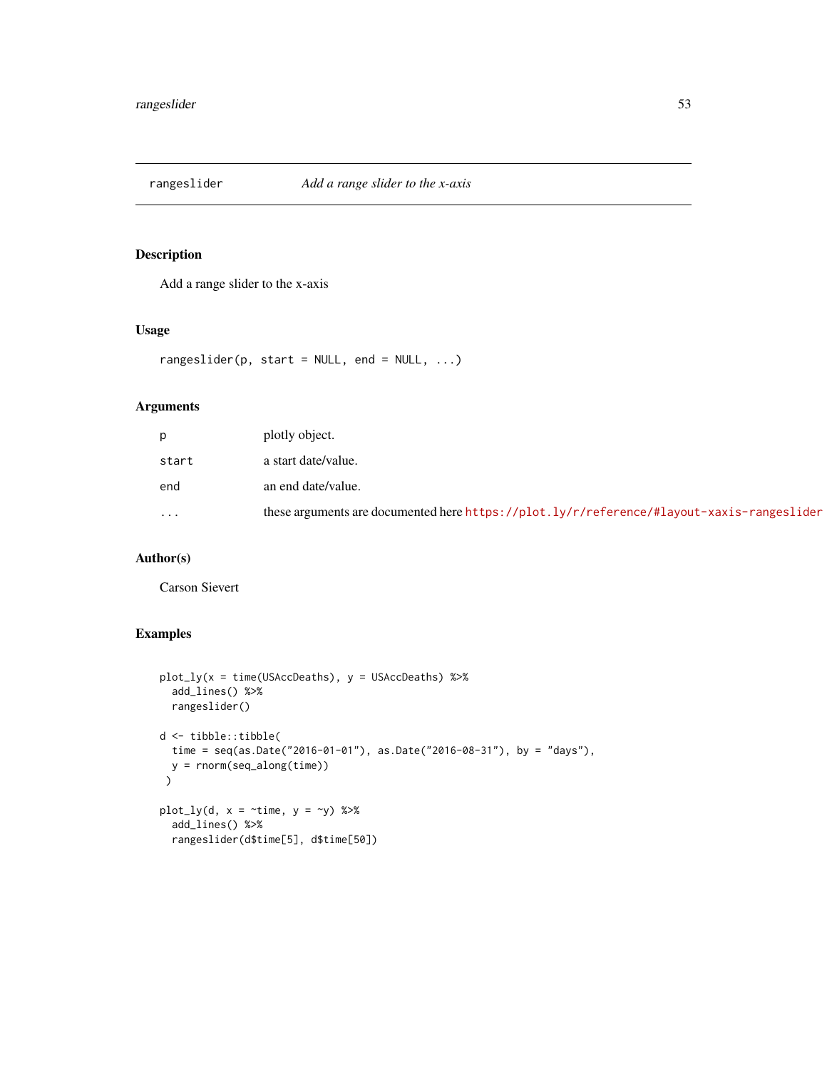## rangeslider — *Add a range slider to the x-axis*

### Description

Add a range slider to the x-axis

### Usage

```
rangeslider(p, start = NULL, end = NULL, ...)
```

### Arguments

| | |
|---|---|
| `p` | plotly object. |
| `start` | a start date/value. |
| `end` | an end date/value. |
| `...` | these arguments are documented here https://plot.ly/r/reference/#layout-xaxis-rangeslider |

### Author(s)

Carson Sievert

### Examples

```
plot_ly(x = time(USAccDeaths), y = USAccDeaths) %>%
  add_lines() %>%
  rangeslider()

d <- tibble::tibble(
  time = seq(as.Date("2016-01-01"), as.Date("2016-08-31"), by = "days"),
  y = rnorm(seq_along(time))
 )

plot_ly(d, x = ~time, y = ~y) %>%
  add_lines() %>%
  rangeslider(d$time[5], d$time[50])
```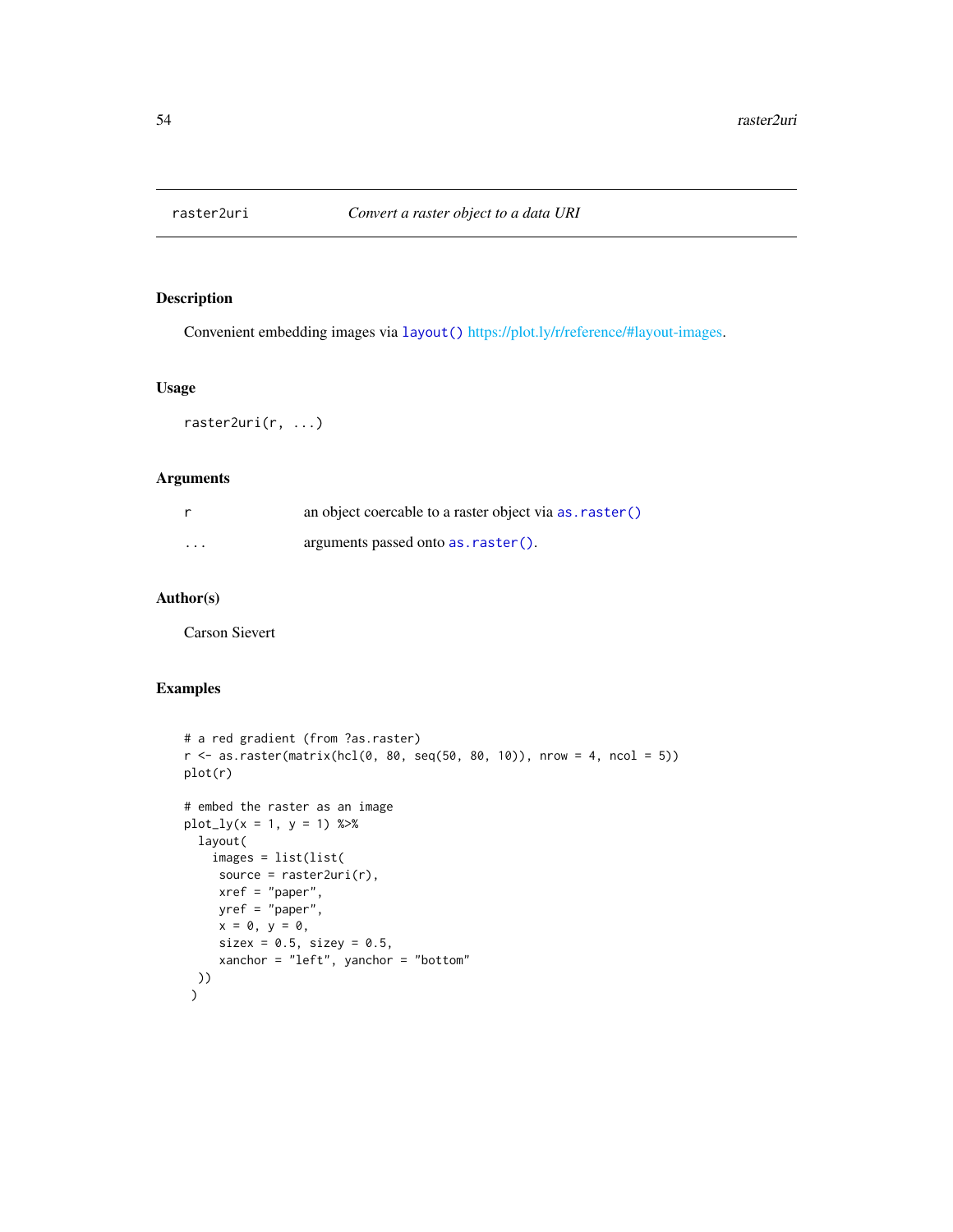## raster2uri — *Convert a raster object to a data URI*

### Description

Convenient embedding images via `layout()` https://plot.ly/r/reference/#layout-images.

### Usage

```
raster2uri(r, ...)
```

### Arguments

| | |
|---|---|
| `r` | an object coercable to a raster object via `as.raster()` |
| `...` | arguments passed onto `as.raster()`. |

### Author(s)

Carson Sievert

### Examples

```
# a red gradient (from ?as.raster)
r <- as.raster(matrix(hcl(0, 80, seq(50, 80, 10)), nrow = 4, ncol = 5))
plot(r)

# embed the raster as an image
plot_ly(x = 1, y = 1) %>%
  layout(
    images = list(list(
     source = raster2uri(r),
     xref = "paper",
     yref = "paper",
     x = 0, y = 0,
     sizex = 0.5, sizey = 0.5,
     xanchor = "left", yanchor = "bottom"
  ))
 )
```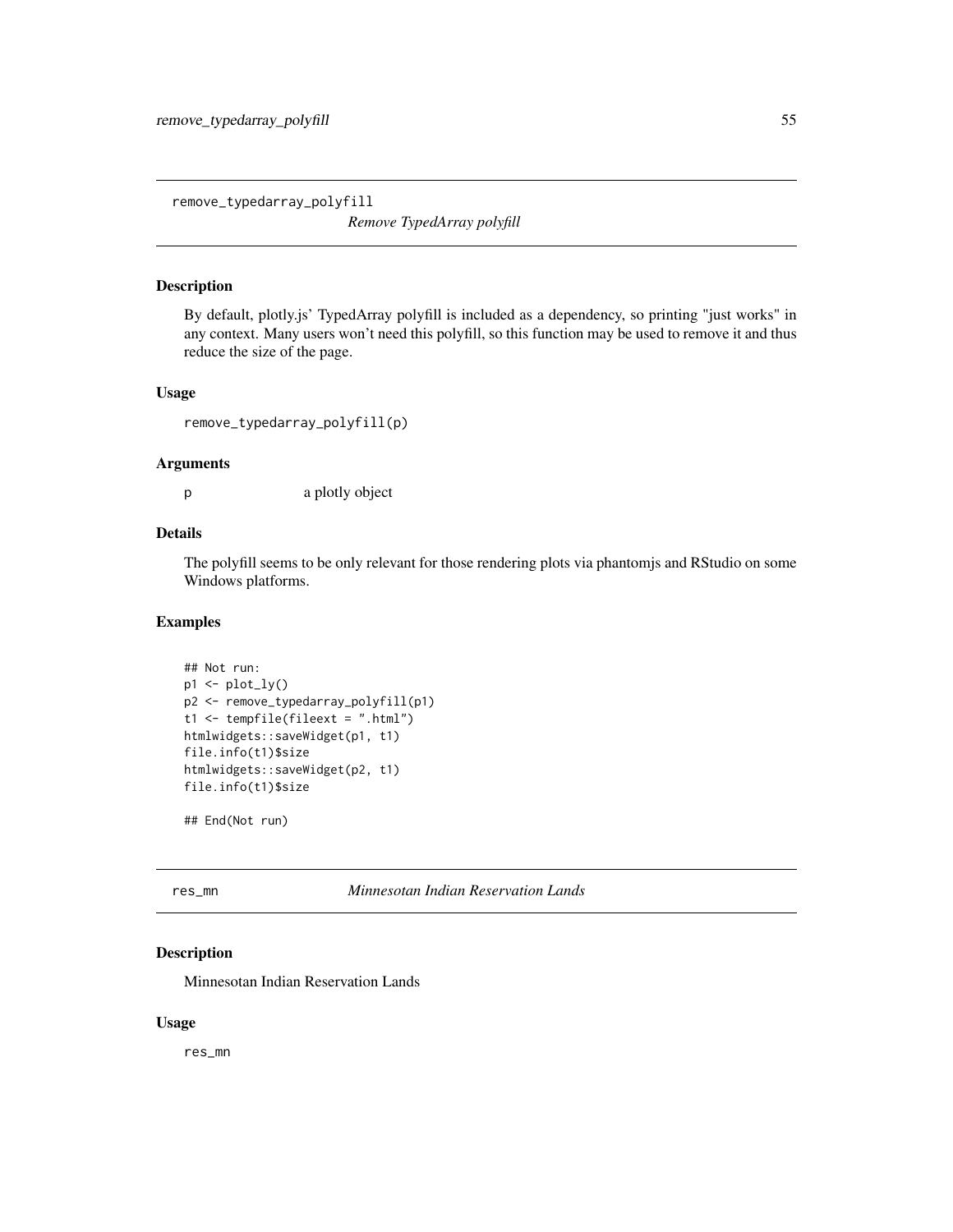## remove_typedarray_polyfill

*Remove TypedArray polyfill*

### Description

By default, plotly.js' TypedArray polyfill is included as a dependency, so printing "just works" in any context. Many users won't need this polyfill, so this function may be used to remove it and thus reduce the size of the page.

### Usage

```
remove_typedarray_polyfill(p)
```

### Arguments

| | |
|---|---|
| p | a plotly object |

### Details

The polyfill seems to be only relevant for those rendering plots via phantomjs and RStudio on some Windows platforms.

### Examples

```
## Not run:
p1 <- plot_ly()
p2 <- remove_typedarray_polyfill(p1)
t1 <- tempfile(fileext = ".html")
htmlwidgets::saveWidget(p1, t1)
file.info(t1)$size
htmlwidgets::saveWidget(p2, t1)
file.info(t1)$size

## End(Not run)
```

## res_mn

*Minnesotan Indian Reservation Lands*

### Description

Minnesotan Indian Reservation Lands

### Usage

```
res_mn
```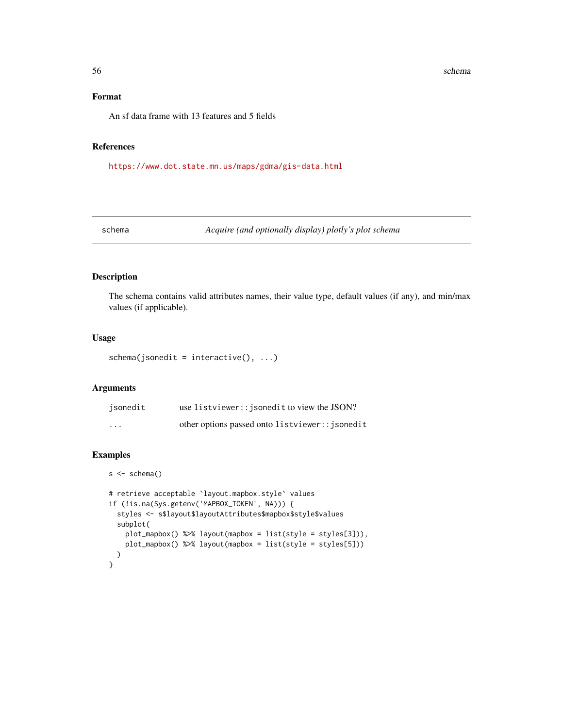## Format

An sf data frame with 13 features and 5 fields

## References

https://www.dot.state.mn.us/maps/gdma/gis-data.html

---

# schema — *Acquire (and optionally display) plotly's plot schema*

---

## Description

The schema contains valid attributes names, their value type, default values (if any), and min/max values (if applicable).

## Usage

```
schema(jsonedit = interactive(), ...)
```

## Arguments

| | |
|---|---|
| jsonedit | use `listviewer::jsonedit` to view the JSON? |
| ... | other options passed onto `listviewer::jsonedit` |

## Examples

```
s <- schema()

# retrieve acceptable `layout.mapbox.style` values
if (!is.na(Sys.getenv('MAPBOX_TOKEN', NA))) {
  styles <- s$layout$layoutAttributes$mapbox$style$values
  subplot(
    plot_mapbox() %>% layout(mapbox = list(style = styles[3])),
    plot_mapbox() %>% layout(mapbox = list(style = styles[5]))
  )
}
```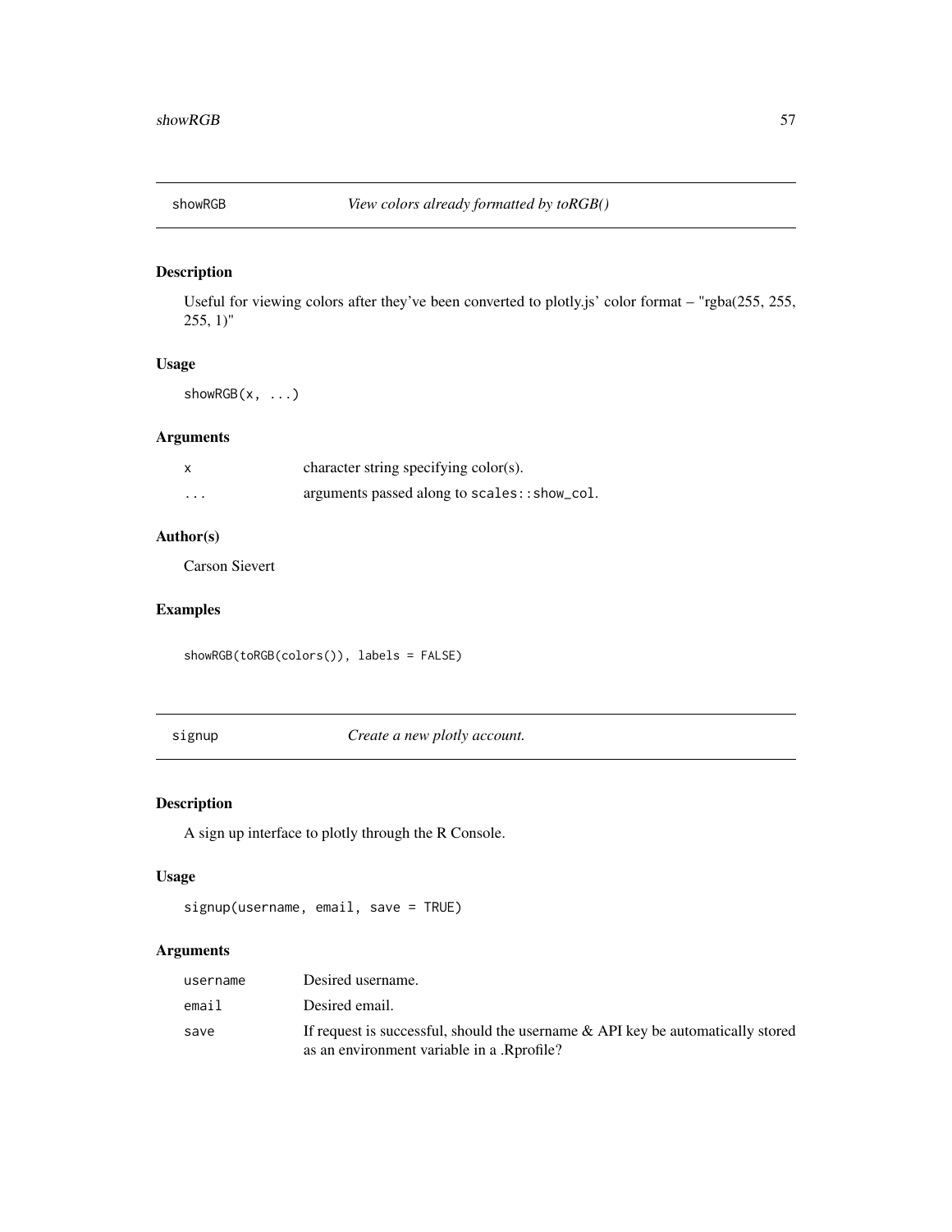## showRGB — *View colors already formatted by toRGB()*

### Description

Useful for viewing colors after they've been converted to plotly.js' color format – "rgba(255, 255, 255, 1)"

### Usage

```
showRGB(x, ...)
```

### Arguments

| | |
|---|---|
| x | character string specifying color(s). |
| ... | arguments passed along to `scales::show_col`. |

### Author(s)

Carson Sievert

### Examples

```
showRGB(toRGB(colors()), labels = FALSE)
```

## signup — *Create a new plotly account.*

### Description

A sign up interface to plotly through the R Console.

### Usage

```
signup(username, email, save = TRUE)
```

### Arguments

| | |
|---|---|
| username | Desired username. |
| email | Desired email. |
| save | If request is successful, should the username & API key be automatically stored as an environment variable in a .Rprofile? |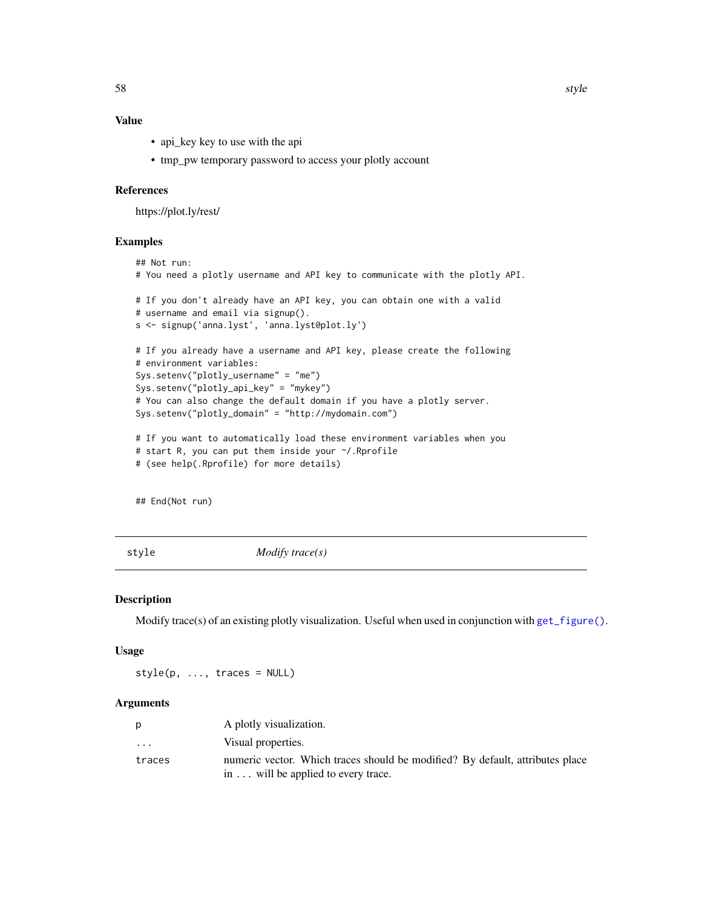### Value

- api_key key to use with the api
- tmp_pw temporary password to access your plotly account

### References

https://plot.ly/rest/

### Examples

```
## Not run:
# You need a plotly username and API key to communicate with the plotly API.

# If you don't already have an API key, you can obtain one with a valid
# username and email via signup().
s <- signup('anna.lyst', 'anna.lyst@plot.ly')

# If you already have a username and API key, please create the following
# environment variables:
Sys.setenv("plotly_username" = "me")
Sys.setenv("plotly_api_key" = "mykey")
# You can also change the default domain if you have a plotly server.
Sys.setenv("plotly_domain" = "http://mydomain.com")

# If you want to automatically load these environment variables when you
# start R, you can put them inside your ~/.Rprofile
# (see help(.Rprofile) for more details)


## End(Not run)
```

---

## style — *Modify trace(s)*

---

### Description

Modify trace(s) of an existing plotly visualization. Useful when used in conjunction with `get_figure()`.

### Usage

```
style(p, ..., traces = NULL)
```

### Arguments

| | |
|---|---|
| `p` | A plotly visualization. |
| `...` | Visual properties. |
| `traces` | numeric vector. Which traces should be modified? By default, attributes place in ... will be applied to every trace. |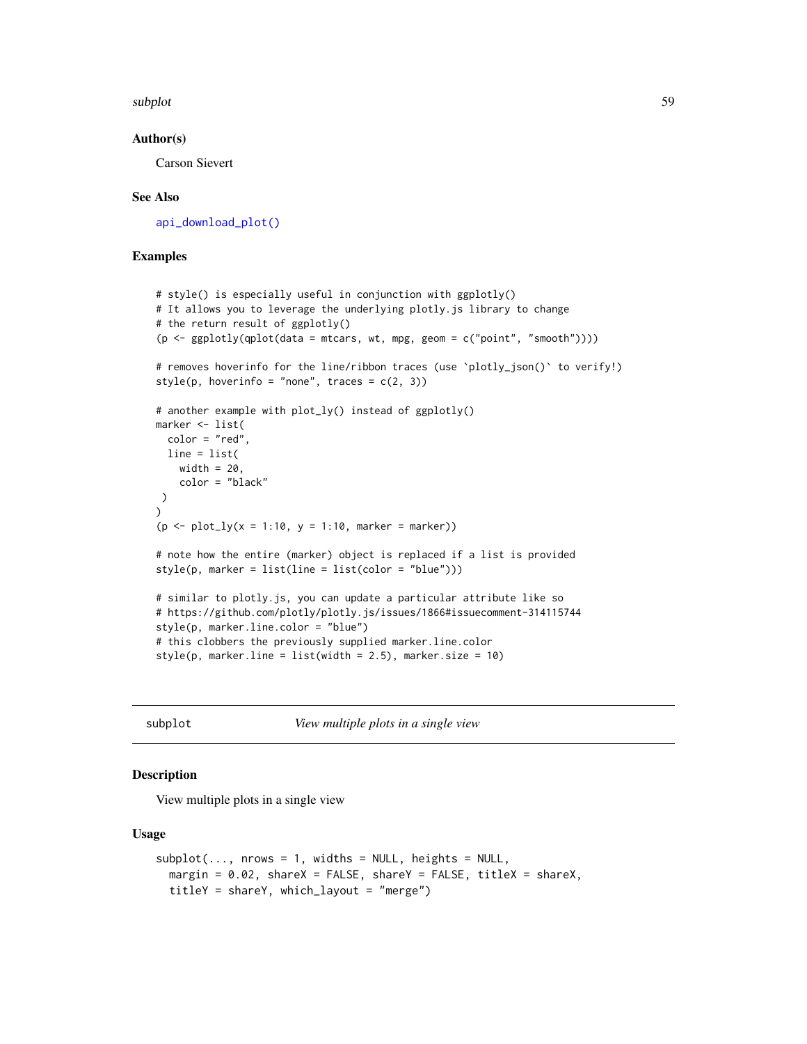### Author(s)

Carson Sievert

### See Also

api_download_plot()

### Examples

```
# style() is especially useful in conjunction with ggplotly()
# It allows you to leverage the underlying plotly.js library to change
# the return result of ggplotly()
(p <- ggplotly(qplot(data = mtcars, wt, mpg, geom = c("point", "smooth"))))

# removes hoverinfo for the line/ribbon traces (use `plotly_json()` to verify!)
style(p, hoverinfo = "none", traces = c(2, 3))

# another example with plot_ly() instead of ggplotly()
marker <- list(
  color = "red",
  line = list(
    width = 20,
    color = "black"
 )
)
(p <- plot_ly(x = 1:10, y = 1:10, marker = marker))

# note how the entire (marker) object is replaced if a list is provided
style(p, marker = list(line = list(color = "blue")))

# similar to plotly.js, you can update a particular attribute like so
# https://github.com/plotly/plotly.js/issues/1866#issuecomment-314115744
style(p, marker.line.color = "blue")
# this clobbers the previously supplied marker.line.color
style(p, marker.line = list(width = 2.5), marker.size = 10)
```

---

## subplot — *View multiple plots in a single view*

### Description

View multiple plots in a single view

### Usage

```
subplot(..., nrows = 1, widths = NULL, heights = NULL,
  margin = 0.02, shareX = FALSE, shareY = FALSE, titleX = shareX,
  titleY = shareY, which_layout = "merge")
```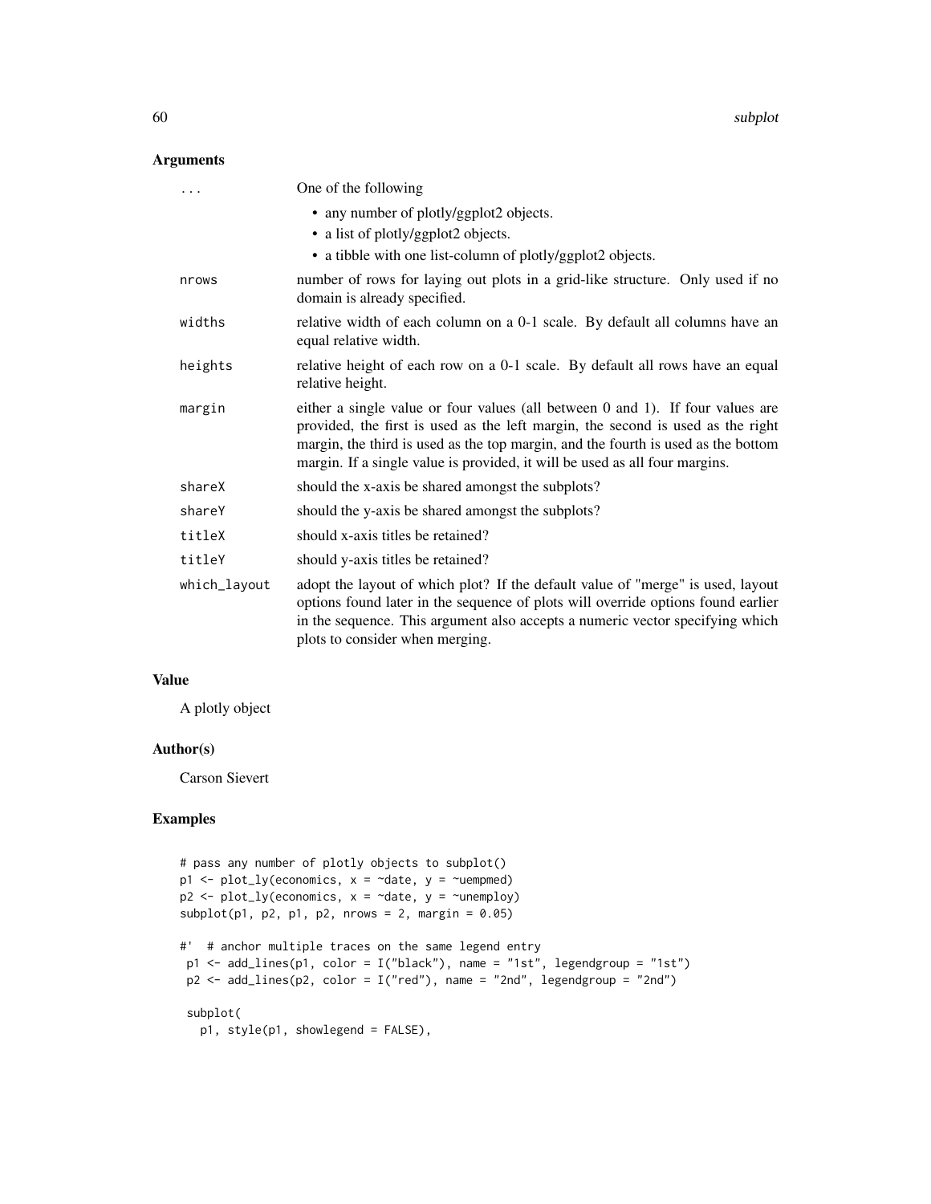### Arguments

| | |
|---|---|
| ... | One of the following<br>• any number of plotly/ggplot2 objects.<br>• a list of plotly/ggplot2 objects.<br>• a tibble with one list-column of plotly/ggplot2 objects. |
| nrows | number of rows for laying out plots in a grid-like structure. Only used if no domain is already specified. |
| widths | relative width of each column on a 0-1 scale. By default all columns have an equal relative width. |
| heights | relative height of each row on a 0-1 scale. By default all rows have an equal relative height. |
| margin | either a single value or four values (all between 0 and 1). If four values are provided, the first is used as the left margin, the second is used as the right margin, the third is used as the top margin, and the fourth is used as the bottom margin. If a single value is provided, it will be used as all four margins. |
| shareX | should the x-axis be shared amongst the subplots? |
| shareY | should the y-axis be shared amongst the subplots? |
| titleX | should x-axis titles be retained? |
| titleY | should y-axis titles be retained? |
| which_layout | adopt the layout of which plot? If the default value of "merge" is used, layout options found later in the sequence of plots will override options found earlier in the sequence. This argument also accepts a numeric vector specifying which plots to consider when merging. |

### Value

A plotly object

### Author(s)

Carson Sievert

### Examples

```
# pass any number of plotly objects to subplot()
p1 <- plot_ly(economics, x = ~date, y = ~uempmed)
p2 <- plot_ly(economics, x = ~date, y = ~unemploy)
subplot(p1, p2, p1, p2, nrows = 2, margin = 0.05)

#'  # anchor multiple traces on the same legend entry
 p1 <- add_lines(p1, color = I("black"), name = "1st", legendgroup = "1st")
 p2 <- add_lines(p2, color = I("red"), name = "2nd", legendgroup = "2nd")

 subplot(
   p1, style(p1, showlegend = FALSE),
```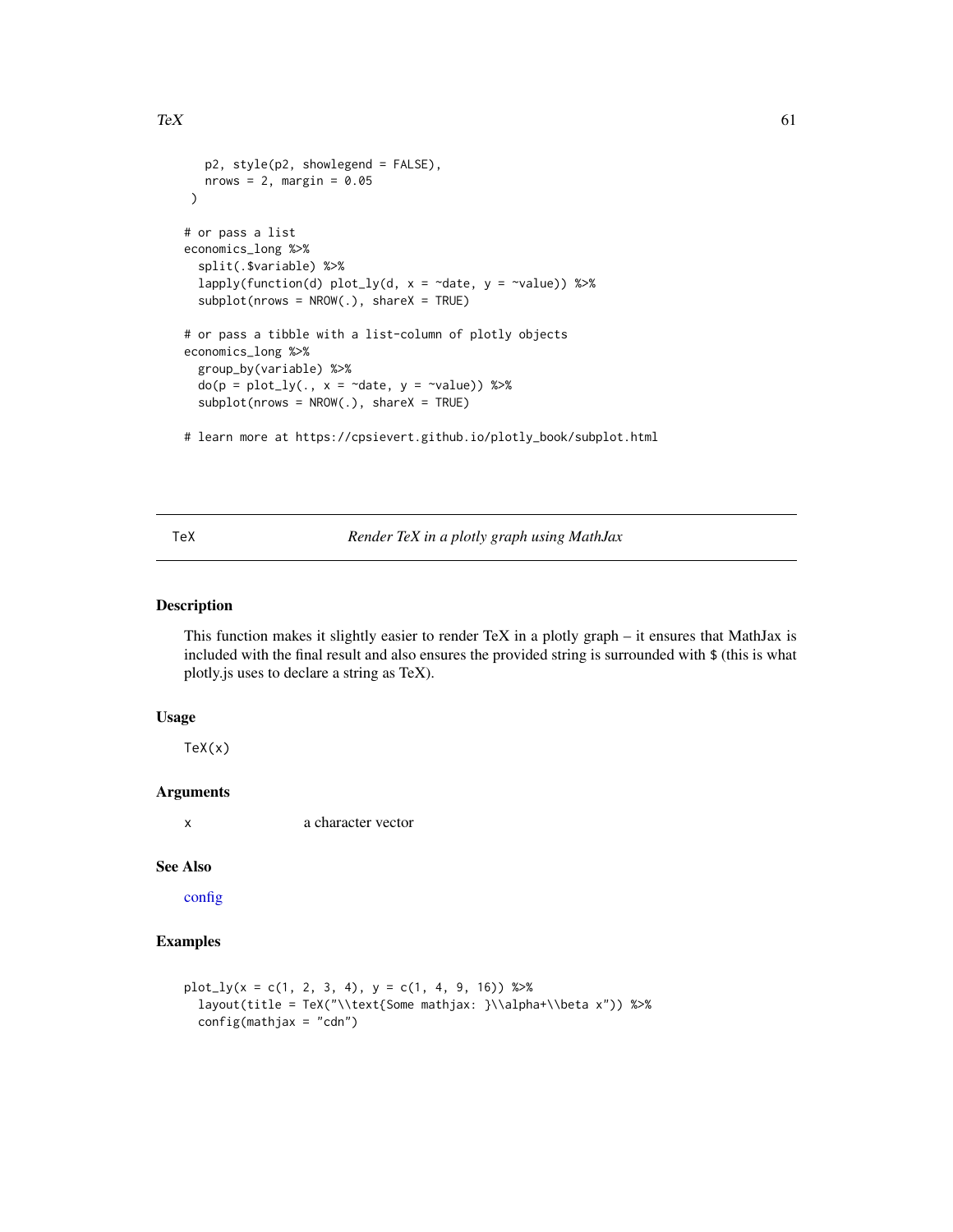```
    p2, style(p2, showlegend = FALSE),
    nrows = 2, margin = 0.05
  )

# or pass a list
economics_long %>%
  split(.$variable) %>%
  lapply(function(d) plot_ly(d, x = ~date, y = ~value)) %>%
  subplot(nrows = NROW(.), shareX = TRUE)

# or pass a tibble with a list-column of plotly objects
economics_long %>%
  group_by(variable) %>%
  do(p = plot_ly(., x = ~date, y = ~value)) %>%
  subplot(nrows = NROW(.), shareX = TRUE)

# learn more at https://cpsievert.github.io/plotly_book/subplot.html
```

---

## TeX — *Render TeX in a plotly graph using MathJax*

---

### Description

This function makes it slightly easier to render TeX in a plotly graph – it ensures that MathJax is included with the final result and also ensures the provided string is surrounded with `$` (this is what plotly.js uses to declare a string as TeX).

### Usage

```
TeX(x)
```

### Arguments

| | |
|---|---|
| `x` | a character vector |

### See Also

config

### Examples

```
plot_ly(x = c(1, 2, 3, 4), y = c(1, 4, 9, 16)) %>%
  layout(title = TeX("\\text{Some mathjax: }\\alpha+\\beta x")) %>%
  config(mathjax = "cdn")
```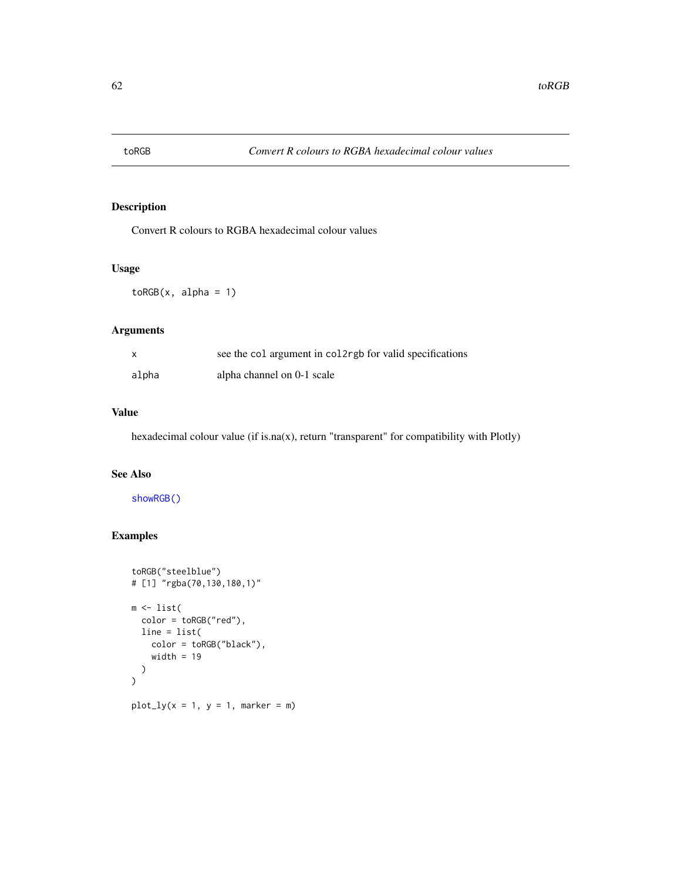# toRGB

*Convert R colours to RGBA hexadecimal colour values*

## Description

Convert R colours to RGBA hexadecimal colour values

## Usage

```
toRGB(x, alpha = 1)
```

## Arguments

| | |
|---|---|
| x | see the `col` argument in `col2rgb` for valid specifications |
| alpha | alpha channel on 0-1 scale |

## Value

hexadecimal colour value (if is.na(x), return "transparent" for compatibility with Plotly)

## See Also

`showRGB()`

## Examples

```
toRGB("steelblue")
# [1] "rgba(70,130,180,1)"

m <- list(
  color = toRGB("red"),
  line = list(
    color = toRGB("black"),
    width = 19
  )
)

plot_ly(x = 1, y = 1, marker = m)
```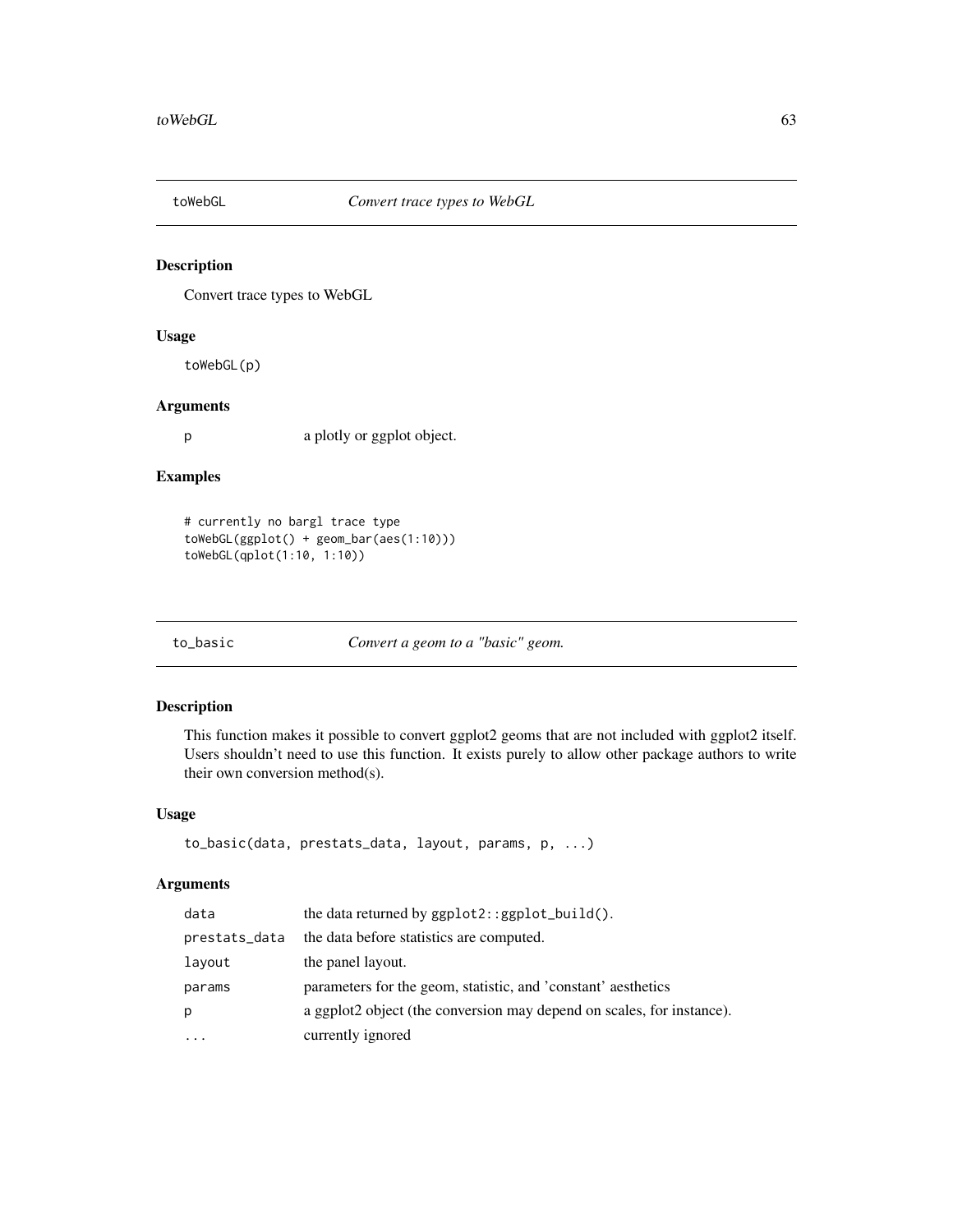## toWebGL *Convert trace types to WebGL*

### Description

Convert trace types to WebGL

### Usage

```
toWebGL(p)
```

### Arguments

| | |
|---|---|
| p | a plotly or ggplot object. |

### Examples

```
# currently no bargl trace type
toWebGL(ggplot() + geom_bar(aes(1:10)))
toWebGL(qplot(1:10, 1:10))
```

## to_basic *Convert a geom to a "basic" geom.*

### Description

This function makes it possible to convert ggplot2 geoms that are not included with ggplot2 itself. Users shouldn't need to use this function. It exists purely to allow other package authors to write their own conversion method(s).

### Usage

```
to_basic(data, prestats_data, layout, params, p, ...)
```

### Arguments

| | |
|---|---|
| data | the data returned by `ggplot2::ggplot_build()`. |
| prestats_data | the data before statistics are computed. |
| layout | the panel layout. |
| params | parameters for the geom, statistic, and 'constant' aesthetics |
| p | a ggplot2 object (the conversion may depend on scales, for instance). |
| ... | currently ignored |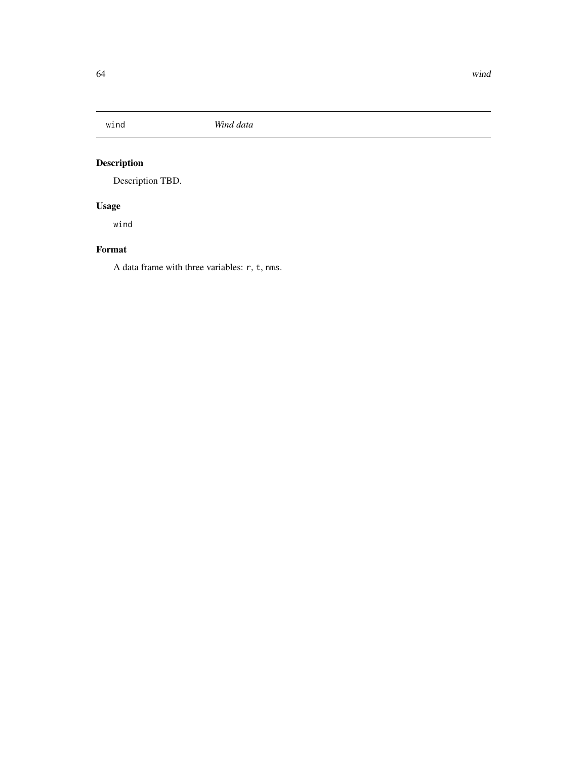# wind — *Wind data*

## Description

Description TBD.

## Usage

```
wind
```

## Format

A data frame with three variables: `r`, `t`, `nms`.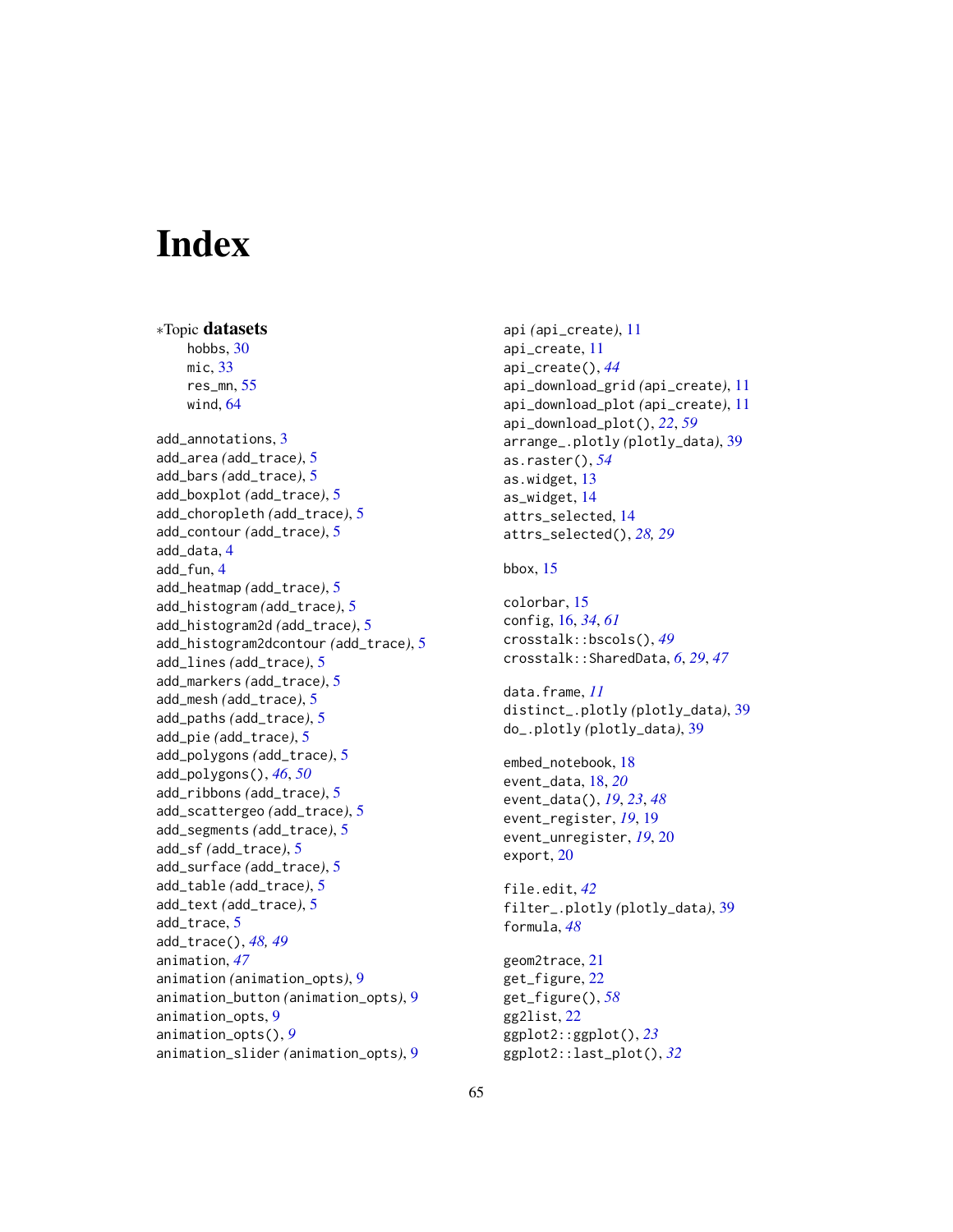# Index

∗Topic **datasets**

hobbs, 30
mic, 33
res_mn, 55
wind, 64

add_annotations, 3
add_area (add_trace), 5
add_bars (add_trace), 5
add_boxplot (add_trace), 5
add_choropleth (add_trace), 5
add_contour (add_trace), 5
add_data, 4
add_fun, 4
add_heatmap (add_trace), 5
add_histogram (add_trace), 5
add_histogram2d (add_trace), 5
add_histogram2dcontour (add_trace), 5
add_lines (add_trace), 5
add_markers (add_trace), 5
add_mesh (add_trace), 5
add_paths (add_trace), 5
add_pie (add_trace), 5
add_polygons (add_trace), 5
add_polygons(), *46*, *50*
add_ribbons (add_trace), 5
add_scattergeo (add_trace), 5
add_segments (add_trace), 5
add_sf (add_trace), 5
add_surface (add_trace), 5
add_table (add_trace), 5
add_text (add_trace), 5
add_trace, 5
add_trace(), *48*, *49*
animation, *47*
animation (animation_opts), 9
animation_button (animation_opts), 9
animation_opts, 9
animation_opts(), *9*
animation_slider (animation_opts), 9

api (api_create), 11
api_create, 11
api_create(), *44*
api_download_grid (api_create), 11
api_download_plot (api_create), 11
api_download_plot(), *22*, *59*
arrange_.plotly (plotly_data), 39
as.raster(), *54*
as.widget, 13
as_widget, 14
attrs_selected, 14
attrs_selected(), *28*, *29*

bbox, 15

colorbar, 15
config, 16, *34*, *61*
crosstalk::bscols(), *49*
crosstalk::SharedData, *6*, *29*, *47*

data.frame, *11*
distinct_.plotly (plotly_data), 39
do_.plotly (plotly_data), 39

embed_notebook, 18
event_data, 18, *20*
event_data(), *19*, *23*, *48*
event_register, *19*, 19
event_unregister, *19*, 20
export, 20

file.edit, *42*
filter_.plotly (plotly_data), 39
formula, *48*

geom2trace, 21
get_figure, 22
get_figure(), *58*
gg2list, 22
ggplot2::ggplot(), *23*
ggplot2::last_plot(), *32*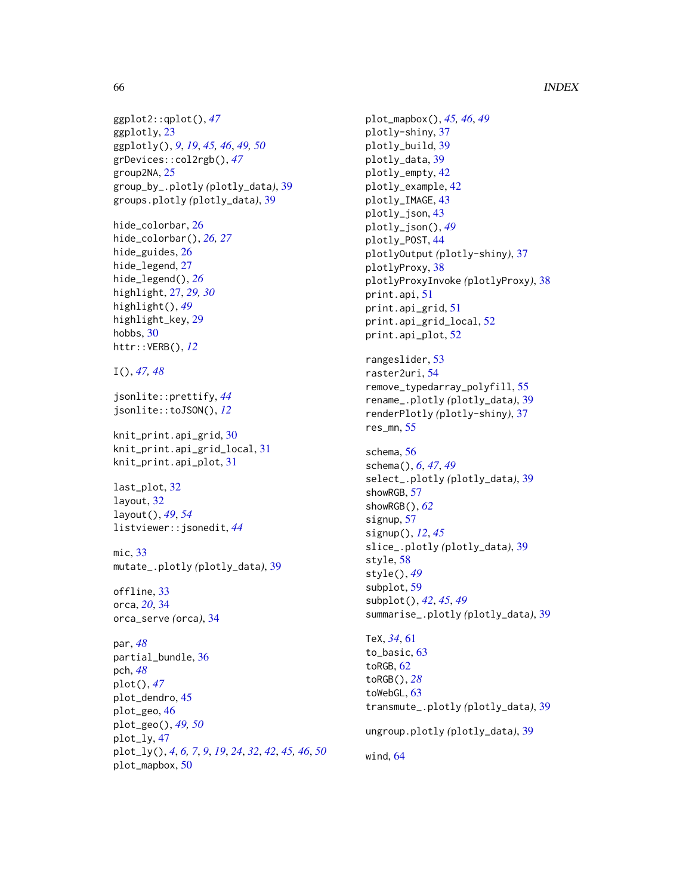ggplot2::qplot(), *47*
ggplotly, 23
ggplotly(), *9*, *19*, *45, 46*, *49, 50*
grDevices::col2rgb(), *47*
group2NA, 25
group_by_.plotly *(plotly_data)*, 39
groups.plotly *(plotly_data)*, 39

hide_colorbar, 26
hide_colorbar(), *26, 27*
hide_guides, 26
hide_legend, 27
hide_legend(), *26*
highlight, 27, *29, 30*
highlight(), *49*
highlight_key, 29
hobbs, 30
httr::VERB(), *12*

I(), *47, 48*

jsonlite::prettify, *44*
jsonlite::toJSON(), *12*

knit_print.api_grid, 30
knit_print.api_grid_local, 31
knit_print.api_plot, 31

last_plot, 32
layout, 32
layout(), *49*, *54*
listviewer::jsonedit, *44*

mic, 33
mutate_.plotly *(plotly_data)*, 39

offline, 33
orca, *20*, 34
orca_serve *(orca)*, 34

par, *48*
partial_bundle, 36
pch, *48*
plot(), *47*
plot_dendro, 45
plot_geo, 46
plot_geo(), *49, 50*
plot_ly, 47
plot_ly(), *4*, *6, 7*, *9*, *19*, *24*, *32*, *42*, *45, 46*, *50*
plot_mapbox, 50
plot_mapbox(), *45, 46*, *49*
plotly-shiny, 37
plotly_build, 39
plotly_data, 39
plotly_empty, 42
plotly_example, 42
plotly_IMAGE, 43
plotly_json, 43
plotly_json(), *49*
plotly_POST, 44
plotlyOutput *(plotly-shiny)*, 37
plotlyProxy, 38
plotlyProxyInvoke *(plotlyProxy)*, 38
print.api, 51
print.api_grid, 51
print.api_grid_local, 52
print.api_plot, 52

rangeslider, 53
raster2uri, 54
remove_typedarray_polyfill, 55
rename_.plotly *(plotly_data)*, 39
renderPlotly *(plotly-shiny)*, 37
res_mn, 55

schema, 56
schema(), *6*, *47*, *49*
select_.plotly *(plotly_data)*, 39
showRGB, 57
showRGB(), *62*
signup, 57
signup(), *12*, *45*
slice_.plotly *(plotly_data)*, 39
style, 58
style(), *49*
subplot, 59
subplot(), *42*, *45*, *49*
summarise_.plotly *(plotly_data)*, 39

TeX, *34*, 61
to_basic, 63
toRGB, 62
toRGB(), *28*
toWebGL, 63
transmute_.plotly *(plotly_data)*, 39

ungroup.plotly *(plotly_data)*, 39

wind, 64